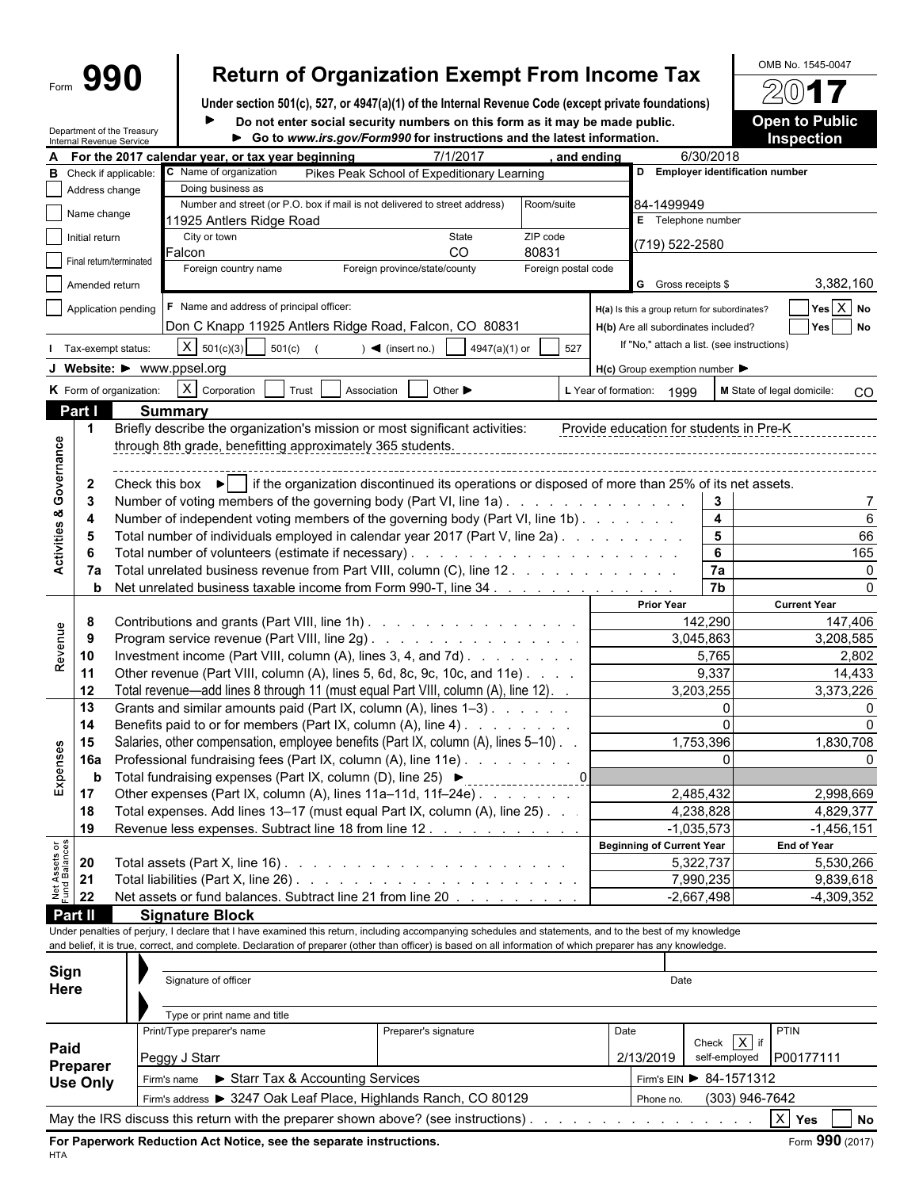Form **990**

# Return of Organization Exempt From Income Tax

**Under section 501(c), 527, or 4947(a)(1) of the Internal Revenue Code (except private foundations)**

► Do not enter social security numbers on this form as it may be made public.

► Go to *www.irs.gov/Form990* for instructions and the latest information.

OMB No. 1545-0047

**2017**

**Open to Public Inspection**

Department of the Treasury
Internal Revenue Service

**A** For the 2017 calendar year, or tax year beginning 7/1/2017 , and ending 6/30/2018

| | | |
|---|---|---|
| **B** Check if applicable: | **C** Name of organization: Pikes Peak School of Expeditionary Learning | **D** Employer identification number |
| ☐ Address change | Doing business as | |
| ☐ Name change | Number and street (or P.O. box if mail is not delivered to street address): 11925 Antlers Ridge Road — Room/suite: | 84-1499949 |
| ☐ Initial return | City or town: Falcon — State: CO — ZIP code: 80831 | **E** Telephone number: (719) 522-2580 |
| ☐ Final return/terminated | Foreign country name — Foreign province/state/county — Foreign postal code | |
| ☐ Amended return | | **G** Gross receipts $ 3,382,160 |
| ☐ Application pending | **F** Name and address of principal officer: Don C Knapp 11925 Antlers Ridge Road, Falcon, CO 80831 | **H(a)** Is this a group return for subordinates? ☐ Yes ☒ No |
| | | **H(b)** Are all subordinates included? ☐ Yes ☐ No — If "No," attach a list. (see instructions) |

**I** Tax-exempt status: ☒ 501(c)(3) ☐ 501(c) ( ) ◄ (insert no.) ☐ 4947(a)(1) or ☐ 527

**J** Website: ► www.ppsel.org — **H(c)** Group exemption number ►

**K** Form of organization: ☒ Corporation ☐ Trust ☐ Association ☐ Other ► — **L** Year of formation: 1999 — **M** State of legal domicile: CO

## Part I Summary

**Activities & Governance**

1. Briefly describe the organization's mission or most significant activities: Provide education for students in Pre-K through 8th grade, benefitting approximately 365 students.
2. Check this box ► ☐ if the organization discontinued its operations or disposed of more than 25% of its net assets.

| | | Line | |
|---|---|---|---|
| 3 | Number of voting members of the governing body (Part VI, line 1a) | 3 | 7 |
| 4 | Number of independent voting members of the governing body (Part VI, line 1b) | 4 | 6 |
| 5 | Total number of individuals employed in calendar year 2017 (Part V, line 2a) | 5 | 66 |
| 6 | Total number of volunteers (estimate if necessary) | 6 | 165 |
| 7a | Total unrelated business revenue from Part VIII, column (C), line 12 | 7a | 0 |
| b | Net unrelated business taxable income from Form 990-T, line 34 | 7b | 0 |

| | | | Prior Year | Current Year |
|---|---|---|---|---|
| **Revenue** | 8 | Contributions and grants (Part VIII, line 1h) | 142,290 | 147,406 |
| | 9 | Program service revenue (Part VIII, line 2g) | 3,045,863 | 3,208,585 |
| | 10 | Investment income (Part VIII, column (A), lines 3, 4, and 7d) | 5,765 | 2,802 |
| | 11 | Other revenue (Part VIII, column (A), lines 5, 6d, 8c, 9c, 10c, and 11e) | 9,337 | 14,433 |
| | 12 | Total revenue—add lines 8 through 11 (must equal Part VIII, column (A), line 12) | 3,203,255 | 3,373,226 |
| **Expenses** | 13 | Grants and similar amounts paid (Part IX, column (A), lines 1–3) | 0 | 0 |
| | 14 | Benefits paid to or for members (Part IX, column (A), line 4) | 0 | 0 |
| | 15 | Salaries, other compensation, employee benefits (Part IX, column (A), lines 5–10) | 1,753,396 | 1,830,708 |
| | 16a | Professional fundraising fees (Part IX, column (A), line 11e) | 0 | 0 |
| | b | Total fundraising expenses (Part IX, column (D), line 25) ► 0 | | |
| | 17 | Other expenses (Part IX, column (A), lines 11a–11d, 11f–24e) | 2,485,432 | 2,998,669 |
| | 18 | Total expenses. Add lines 13–17 (must equal Part IX, column (A), line 25) | 4,238,828 | 4,829,377 |
| | 19 | Revenue less expenses. Subtract line 18 from line 12 | -1,035,573 | -1,456,151 |

| | | | Beginning of Current Year | End of Year |
|---|---|---|---|---|
| **Net Assets or Fund Balances** | 20 | Total assets (Part X, line 16) | 5,322,737 | 5,530,266 |
| | 21 | Total liabilities (Part X, line 26) | 7,990,235 | 9,839,618 |
| | 22 | Net assets or fund balances. Subtract line 21 from line 20 | -2,667,498 | -4,309,352 |

## Part II Signature Block

Under penalties of perjury, I declare that I have examined this return, including accompanying schedules and statements, and to the best of my knowledge and belief, it is true, correct, and complete. Declaration of preparer (other than officer) is based on all information of which preparer has any knowledge.

**Sign Here**

Signature of officer — Date

Type or print name and title

| **Paid Preparer Use Only** | Print/Type preparer's name | Preparer's signature | Date | Check ☒ if self-employed | PTIN |
|---|---|---|---|---|---|
| | Peggy J Starr | | 2/13/2019 | | P00177111 |
| | Firm's name ► Starr Tax & Accounting Services | | Firm's EIN ► 84-1571312 | | |
| | Firm's address ► 3247 Oak Leaf Place, Highlands Ranch, CO 80129 | | Phone no. (303) 946-7642 | | |

May the IRS discuss this return with the preparer shown above? (see instructions) ☒ Yes ☐ No

**For Paperwork Reduction Act Notice, see the separate instructions.** — Form **990** (2017)

HTA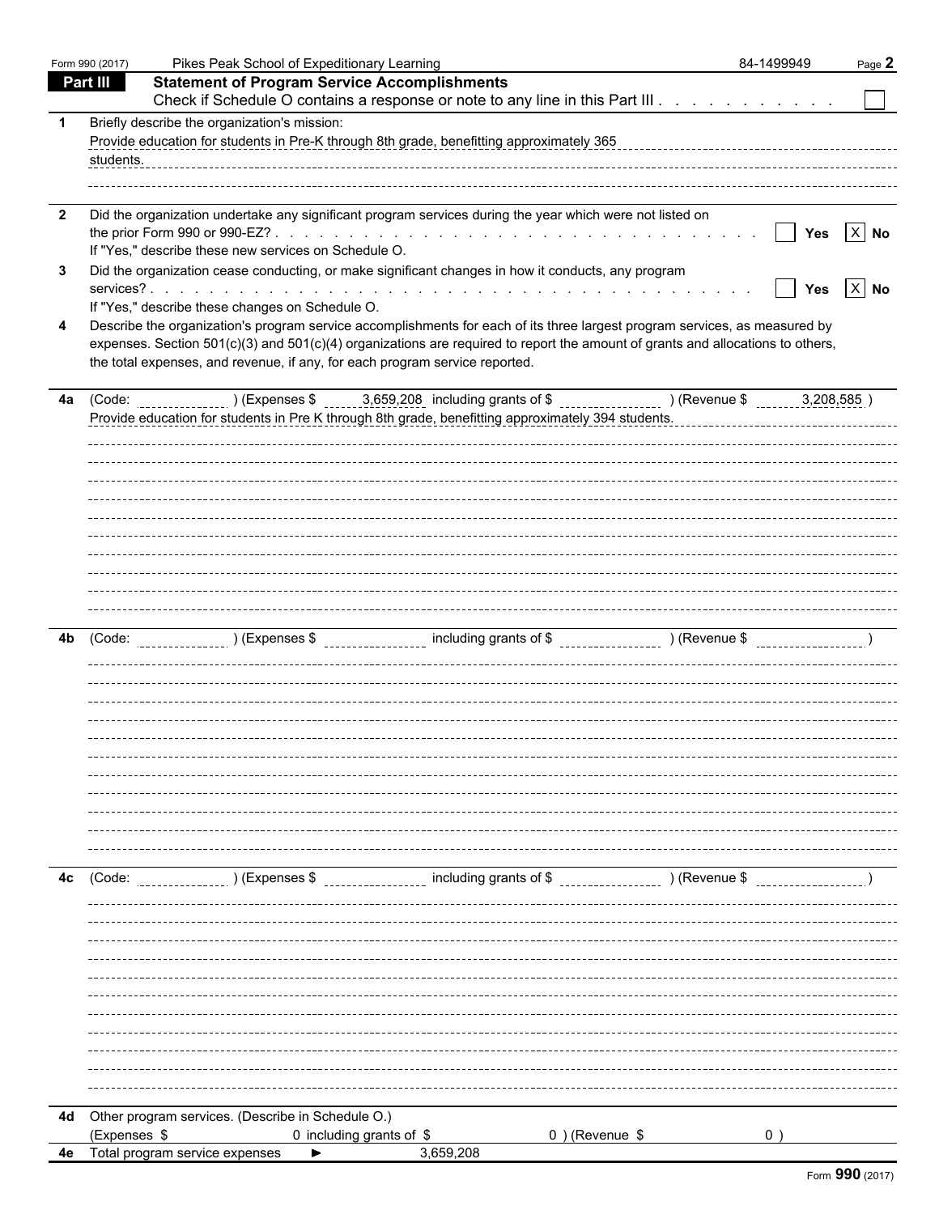Form 990 (2017) Pikes Peak School of Expeditionary Learning 84-1499949

## Part III Statement of Program Service Accomplishments

Check if Schedule O contains a response or note to any line in this Part III . . . . . . . . . . . ☐

**1** Briefly describe the organization's mission:

Provide education for students in Pre-K through 8th grade, benefitting approximately 365 students.

**2** Did the organization undertake any significant program services during the year which were not listed on the prior Form 990 or 990-EZ? . . . . . . . . . . . ☐ Yes ☒ No

If "Yes," describe these new services on Schedule O.

**3** Did the organization cease conducting, or make significant changes in how it conducts, any program services? . . . . . . . . . . . ☐ Yes ☒ No

If "Yes," describe these changes on Schedule O.

**4** Describe the organization's program service accomplishments for each of its three largest program services, as measured by expenses. Section 501(c)(3) and 501(c)(4) organizations are required to report the amount of grants and allocations to others, the total expenses, and revenue, if any, for each program service reported.

**4a** (Code: ) (Expenses $ 3,659,208 including grants of $ ) (Revenue $ 3,208,585 )

Provide education for students in Pre K through 8th grade, benefitting approximately 394 students.

**4b** (Code: ) (Expenses $ including grants of $ ) (Revenue $ )

**4c** (Code: ) (Expenses $ including grants of $ ) (Revenue $ )

**4d** Other program services. (Describe in Schedule O.)

(Expenses $ 0 including grants of $ 0 ) (Revenue $ 0 )

**4e** Total program service expenses ► 3,659,208

Form **990** (2017)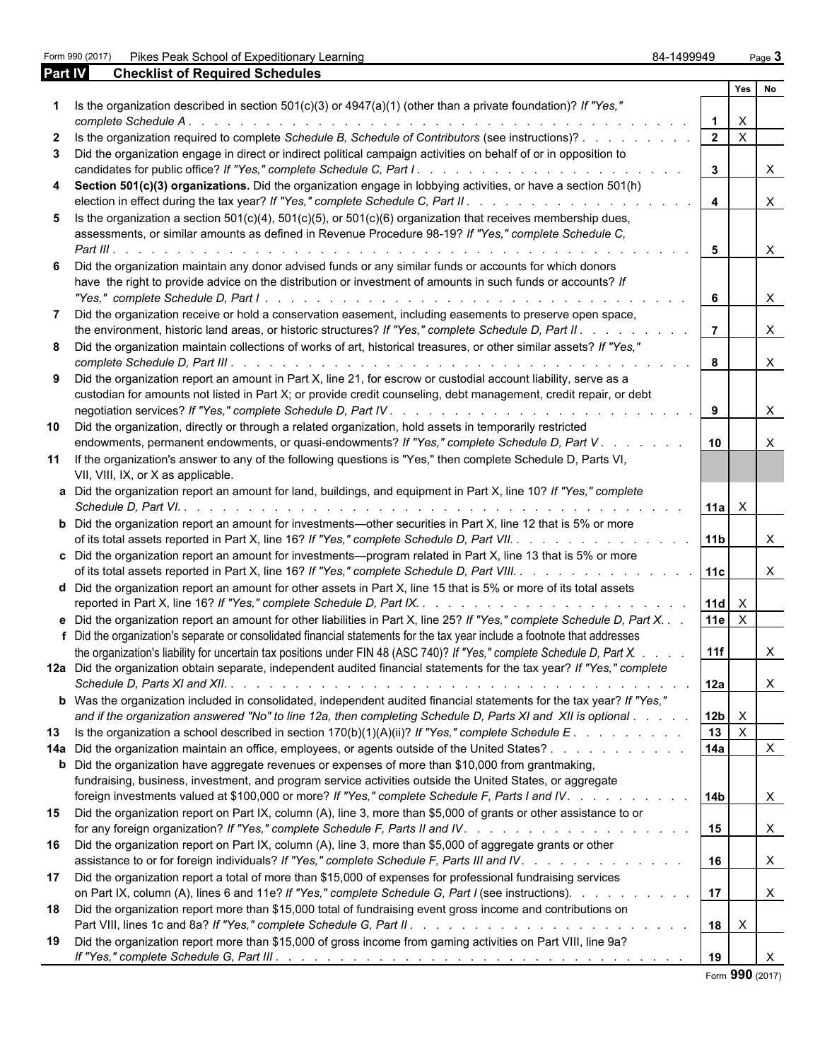Form 990 (2017) Pikes Peak School of Expeditionary Learning 84-1499949 Page 3

## Part IV Checklist of Required Schedules

| | | | Yes | No |
|---|---|---|---|---|
| **1** | Is the organization described in section 501(c)(3) or 4947(a)(1) (other than a private foundation)? *If "Yes," complete Schedule A* | **1** | X | |
| **2** | Is the organization required to complete *Schedule B, Schedule of Contributors* (see instructions)? | **2** | X | |
| **3** | Did the organization engage in direct or indirect political campaign activities on behalf of or in opposition to candidates for public office? *If "Yes," complete Schedule C, Part I* | **3** | | X |
| **4** | **Section 501(c)(3) organizations.** Did the organization engage in lobbying activities, or have a section 501(h) election in effect during the tax year? *If "Yes," complete Schedule C, Part II* | **4** | | X |
| **5** | Is the organization a section 501(c)(4), 501(c)(5), or 501(c)(6) organization that receives membership dues, assessments, or similar amounts as defined in Revenue Procedure 98-19? *If "Yes," complete Schedule C, Part III* | **5** | | X |
| **6** | Did the organization maintain any donor advised funds or any similar funds or accounts for which donors have the right to provide advice on the distribution or investment of amounts in such funds or accounts? *If "Yes," complete Schedule D, Part I* | **6** | | X |
| **7** | Did the organization receive or hold a conservation easement, including easements to preserve open space, the environment, historic land areas, or historic structures? *If "Yes," complete Schedule D, Part II* | **7** | | X |
| **8** | Did the organization maintain collections of works of art, historical treasures, or other similar assets? *If "Yes," complete Schedule D, Part III* | **8** | | X |
| **9** | Did the organization report an amount in Part X, line 21, for escrow or custodial account liability, serve as a custodian for amounts not listed in Part X; or provide credit counseling, debt management, credit repair, or debt negotiation services? *If "Yes," complete Schedule D, Part IV* | **9** | | X |
| **10** | Did the organization, directly or through a related organization, hold assets in temporarily restricted endowments, permanent endowments, or quasi-endowments? *If "Yes," complete Schedule D, Part V* | **10** | | X |
| **11** | If the organization's answer to any of the following questions is "Yes," then complete Schedule D, Parts VI, VII, VIII, IX, or X as applicable. | | | |
| **a** | Did the organization report an amount for land, buildings, and equipment in Part X, line 10? *If "Yes," complete Schedule D, Part VI.* | **11a** | X | |
| **b** | Did the organization report an amount for investments—other securities in Part X, line 12 that is 5% or more of its total assets reported in Part X, line 16? *If "Yes," complete Schedule D, Part VII.* | **11b** | | X |
| **c** | Did the organization report an amount for investments—program related in Part X, line 13 that is 5% or more of its total assets reported in Part X, line 16? *If "Yes," complete Schedule D, Part VIII.* | **11c** | | X |
| **d** | Did the organization report an amount for other assets in Part X, line 15 that is 5% or more of its total assets reported in Part X, line 16? *If "Yes," complete Schedule D, Part IX.* | **11d** | X | |
| **e** | Did the organization report an amount for other liabilities in Part X, line 25? *If "Yes," complete Schedule D, Part X.* | **11e** | X | |
| **f** | Did the organization's separate or consolidated financial statements for the tax year include a footnote that addresses the organization's liability for uncertain tax positions under FIN 48 (ASC 740)? *If "Yes," complete Schedule D, Part X.* | **11f** | | X |
| **12a** | Did the organization obtain separate, independent audited financial statements for the tax year? *If "Yes," complete Schedule D, Parts XI and XII.* | **12a** | | X |
| **b** | Was the organization included in consolidated, independent audited financial statements for the tax year? *If "Yes," and if the organization answered "No" to line 12a, then completing Schedule D, Parts XI and XII is optional* | **12b** | X | |
| **13** | Is the organization a school described in section 170(b)(1)(A)(ii)? *If "Yes," complete Schedule E* | **13** | X | |
| **14a** | Did the organization maintain an office, employees, or agents outside of the United States? | **14a** | | X |
| **b** | Did the organization have aggregate revenues or expenses of more than $10,000 from grantmaking, fundraising, business, investment, and program service activities outside the United States, or aggregate foreign investments valued at $100,000 or more? *If "Yes," complete Schedule F, Parts I and IV.* | **14b** | | X |
| **15** | Did the organization report on Part IX, column (A), line 3, more than $5,000 of grants or other assistance to or for any foreign organization? *If "Yes," complete Schedule F, Parts II and IV.* | **15** | | X |
| **16** | Did the organization report on Part IX, column (A), line 3, more than $5,000 of aggregate grants or other assistance to or for foreign individuals? *If "Yes," complete Schedule F, Parts III and IV.* | **16** | | X |
| **17** | Did the organization report a total of more than $15,000 of expenses for professional fundraising services on Part IX, column (A), lines 6 and 11e? *If "Yes," complete Schedule G, Part I* (see instructions). | **17** | | X |
| **18** | Did the organization report more than $15,000 total of fundraising event gross income and contributions on Part VIII, lines 1c and 8a? *If "Yes," complete Schedule G, Part II.* | **18** | X | |
| **19** | Did the organization report more than $15,000 of gross income from gaming activities on Part VIII, line 9a? *If "Yes," complete Schedule G, Part III.* | **19** | | X |

Form **990** (2017)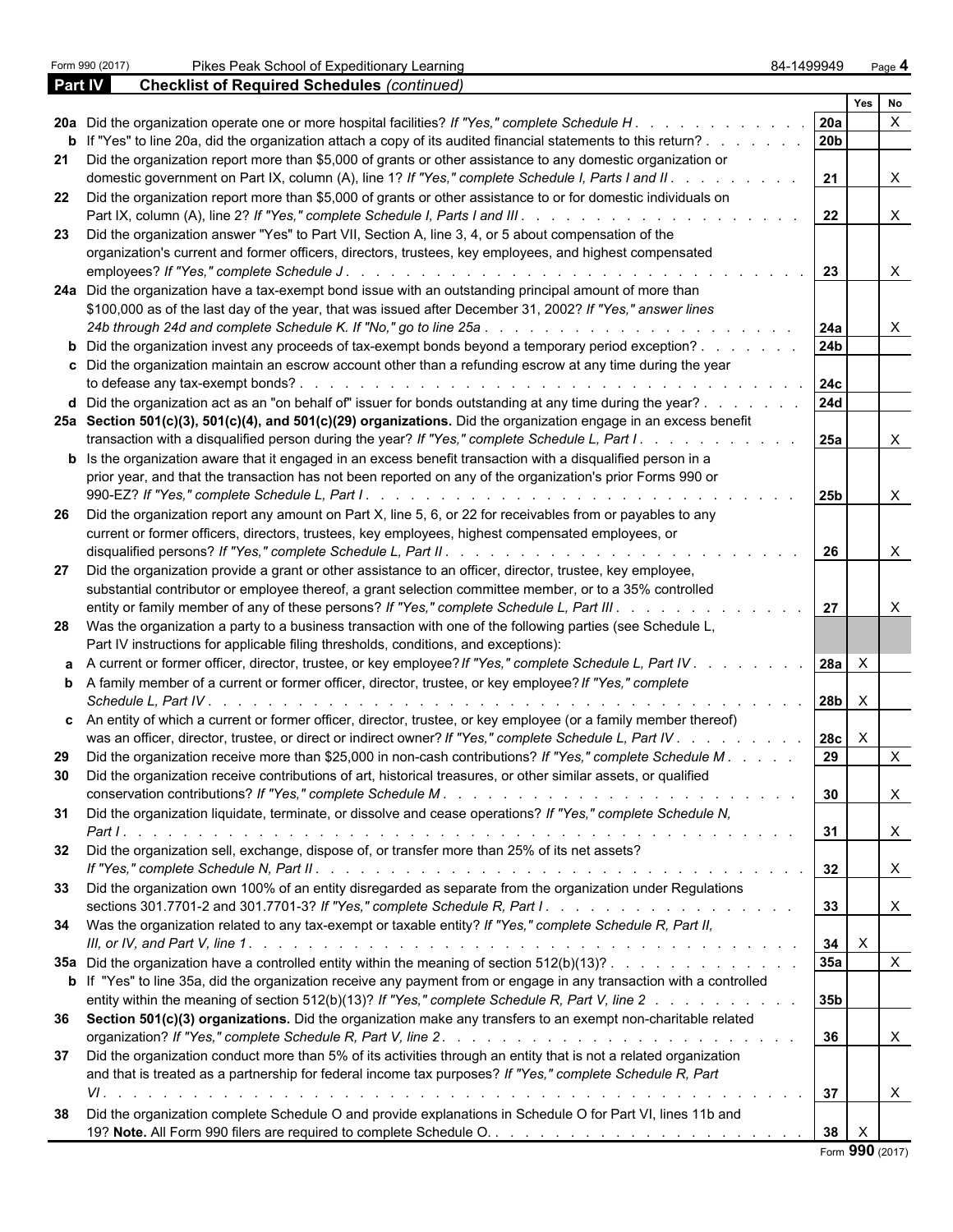Form 990 (2017) Pikes Peak School of Expeditionary Learning 84-1499949

**Part IV** **Checklist of Required Schedules** *(continued)*

| | | | Yes | No |
|---|---|---|---|---|
| **20a** | Did the organization operate one or more hospital facilities? *If "Yes," complete Schedule H* | **20a** | | X |
| **b** | If "Yes" to line 20a, did the organization attach a copy of its audited financial statements to this return? | **20b** | | |
| **21** | Did the organization report more than $5,000 of grants or other assistance to any domestic organization or domestic government on Part IX, column (A), line 1? *If "Yes," complete Schedule I, Parts I and II* | **21** | | X |
| **22** | Did the organization report more than $5,000 of grants or other assistance to or for domestic individuals on Part IX, column (A), line 2? *If "Yes," complete Schedule I, Parts I and III* | **22** | | X |
| **23** | Did the organization answer "Yes" to Part VII, Section A, line 3, 4, or 5 about compensation of the organization's current and former officers, directors, trustees, key employees, and highest compensated employees? *If "Yes," complete Schedule J* | **23** | | X |
| **24a** | Did the organization have a tax-exempt bond issue with an outstanding principal amount of more than $100,000 as of the last day of the year, that was issued after December 31, 2002? *If "Yes," answer lines 24b through 24d and complete Schedule K. If "No," go to line 25a* | **24a** | | X |
| **b** | Did the organization invest any proceeds of tax-exempt bonds beyond a temporary period exception? | **24b** | | |
| **c** | Did the organization maintain an escrow account other than a refunding escrow at any time during the year to defease any tax-exempt bonds? | **24c** | | |
| **d** | Did the organization act as an "on behalf of" issuer for bonds outstanding at any time during the year? | **24d** | | |
| **25a** | **Section 501(c)(3), 501(c)(4), and 501(c)(29) organizations.** Did the organization engage in an excess benefit transaction with a disqualified person during the year? *If "Yes," complete Schedule L, Part I* | **25a** | | X |
| **b** | Is the organization aware that it engaged in an excess benefit transaction with a disqualified person in a prior year, and that the transaction has not been reported on any of the organization's prior Forms 990 or 990-EZ? *If "Yes," complete Schedule L, Part I* | **25b** | | X |
| **26** | Did the organization report any amount on Part X, line 5, 6, or 22 for receivables from or payables to any current or former officers, directors, trustees, key employees, highest compensated employees, or disqualified persons? *If "Yes," complete Schedule L, Part II* | **26** | | X |
| **27** | Did the organization provide a grant or other assistance to an officer, director, trustee, key employee, substantial contributor or employee thereof, a grant selection committee member, or to a 35% controlled entity or family member of any of these persons? *If "Yes," complete Schedule L, Part III* | **27** | | X |
| **28** | Was the organization a party to a business transaction with one of the following parties (see Schedule L, Part IV instructions for applicable filing thresholds, conditions, and exceptions): | | | |
| **a** | A current or former officer, director, trustee, or key employee? *If "Yes," complete Schedule L, Part IV* | **28a** | X | |
| **b** | A family member of a current or former officer, director, trustee, or key employee? *If "Yes," complete Schedule L, Part IV* | **28b** | X | |
| **c** | An entity of which a current or former officer, director, trustee, or key employee (or a family member thereof) was an officer, director, trustee, or direct or indirect owner? *If "Yes," complete Schedule L, Part IV* | **28c** | X | |
| **29** | Did the organization receive more than $25,000 in non-cash contributions? *If "Yes," complete Schedule M* | **29** | | X |
| **30** | Did the organization receive contributions of art, historical treasures, or other similar assets, or qualified conservation contributions? *If "Yes," complete Schedule M* | **30** | | X |
| **31** | Did the organization liquidate, terminate, or dissolve and cease operations? *If "Yes," complete Schedule N, Part I* | **31** | | X |
| **32** | Did the organization sell, exchange, dispose of, or transfer more than 25% of its net assets? *If "Yes," complete Schedule N, Part II* | **32** | | X |
| **33** | Did the organization own 100% of an entity disregarded as separate from the organization under Regulations sections 301.7701-2 and 301.7701-3? *If "Yes," complete Schedule R, Part I* | **33** | | X |
| **34** | Was the organization related to any tax-exempt or taxable entity? *If "Yes," complete Schedule R, Part II, III, or IV, and Part V, line 1* | **34** | X | |
| **35a** | Did the organization have a controlled entity within the meaning of section 512(b)(13)? | **35a** | | X |
| **b** | If "Yes" to line 35a, did the organization receive any payment from or engage in any transaction with a controlled entity within the meaning of section 512(b)(13)? *If "Yes," complete Schedule R, Part V, line 2* | **35b** | | |
| **36** | **Section 501(c)(3) organizations.** Did the organization make any transfers to an exempt non-charitable related organization? *If "Yes," complete Schedule R, Part V, line 2* | **36** | | X |
| **37** | Did the organization conduct more than 5% of its activities through an entity that is not a related organization and that is treated as a partnership for federal income tax purposes? *If "Yes," complete Schedule R, Part VI* | **37** | | X |
| **38** | Did the organization complete Schedule O and provide explanations in Schedule O for Part VI, lines 11b and 19? **Note.** All Form 990 filers are required to complete Schedule O. | **38** | X | |

Form **990** (2017)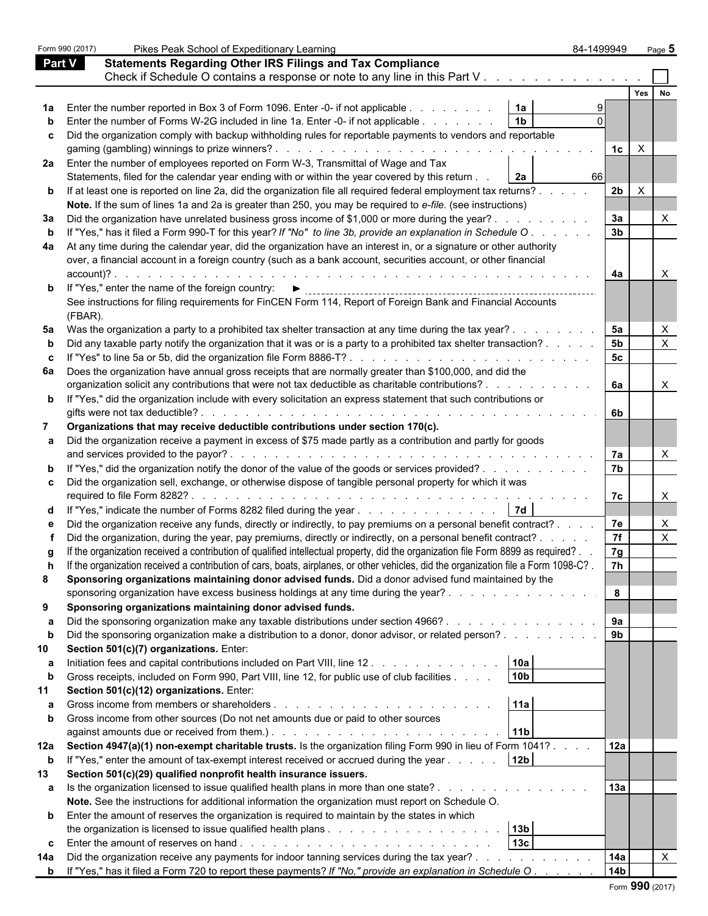Form 990 (2017) Pikes Peak School of Expeditionary Learning 84-1499949 Page **5**

## Part V Statements Regarding Other IRS Filings and Tax Compliance

Check if Schedule O contains a response or note to any line in this Part V . . . . . . . . . . . . . ☐

| | | | | | Yes | No |
|---|---|---|---|---|---|---|
| **1a** | Enter the number reported in Box 3 of Form 1096. Enter -0- if not applicable | **1a** | 9 | | | |
| **b** | Enter the number of Forms W-2G included in line 1a. Enter -0- if not applicable | **1b** | 0 | | | |
| **c** | Did the organization comply with backup withholding rules for reportable payments to vendors and reportable gaming (gambling) winnings to prize winners? | | | **1c** | X | |
| **2a** | Enter the number of employees reported on Form W-3, Transmittal of Wage and Tax Statements, filed for the calendar year ending with or within the year covered by this return | **2a** | 66 | | | |
| **b** | If at least one is reported on line 2a, did the organization file all required federal employment tax returns? | | | **2b** | X | |
| | **Note.** If the sum of lines 1a and 2a is greater than 250, you may be required to *e-file.* (see instructions) | | | | | |
| **3a** | Did the organization have unrelated business gross income of $1,000 or more during the year? | | | **3a** | | X |
| **b** | If "Yes," has it filed a Form 990-T for this year? *If "No" to line 3b, provide an explanation in Schedule O* | | | **3b** | | |
| **4a** | At any time during the calendar year, did the organization have an interest in, or a signature or other authority over, a financial account in a foreign country (such as a bank account, securities account, or other financial account)? | | | **4a** | | X |
| **b** | If "Yes," enter the name of the foreign country: ► | | | | | |
| | See instructions for filing requirements for FinCEN Form 114, Report of Foreign Bank and Financial Accounts (FBAR). | | | | | |
| **5a** | Was the organization a party to a prohibited tax shelter transaction at any time during the tax year? | | | **5a** | | X |
| **b** | Did any taxable party notify the organization that it was or is a party to a prohibited tax shelter transaction? | | | **5b** | | X |
| **c** | If "Yes" to line 5a or 5b, did the organization file Form 8886-T? | | | **5c** | | |
| **6a** | Does the organization have annual gross receipts that are normally greater than $100,000, and did the organization solicit any contributions that were not tax deductible as charitable contributions? | | | **6a** | | X |
| **b** | If "Yes," did the organization include with every solicitation an express statement that such contributions or gifts were not tax deductible? | | | **6b** | | |
| **7** | **Organizations that may receive deductible contributions under section 170(c).** | | | | | |
| **a** | Did the organization receive a payment in excess of $75 made partly as a contribution and partly for goods and services provided to the payor? | | | **7a** | | X |
| **b** | If "Yes," did the organization notify the donor of the value of the goods or services provided? | | | **7b** | | |
| **c** | Did the organization sell, exchange, or otherwise dispose of tangible personal property for which it was required to file Form 8282? | | | **7c** | | X |
| **d** | If "Yes," indicate the number of Forms 8282 filed during the year | **7d** | | | | |
| **e** | Did the organization receive any funds, directly or indirectly, to pay premiums on a personal benefit contract? | | | **7e** | | X |
| **f** | Did the organization, during the year, pay premiums, directly or indirectly, on a personal benefit contract? | | | **7f** | | X |
| **g** | If the organization received a contribution of qualified intellectual property, did the organization file Form 8899 as required? | | | **7g** | | |
| **h** | If the organization received a contribution of cars, boats, airplanes, or other vehicles, did the organization file a Form 1098-C? | | | **7h** | | |
| **8** | **Sponsoring organizations maintaining donor advised funds.** Did a donor advised fund maintained by the sponsoring organization have excess business holdings at any time during the year? | | | **8** | | |
| **9** | **Sponsoring organizations maintaining donor advised funds.** | | | | | |
| **a** | Did the sponsoring organization make any taxable distributions under section 4966? | | | **9a** | | |
| **b** | Did the sponsoring organization make a distribution to a donor, donor advisor, or related person? | | | **9b** | | |
| **10** | **Section 501(c)(7) organizations.** Enter: | | | | | |
| **a** | Initiation fees and capital contributions included on Part VIII, line 12 | **10a** | | | | |
| **b** | Gross receipts, included on Form 990, Part VIII, line 12, for public use of club facilities | **10b** | | | | |
| **11** | **Section 501(c)(12) organizations.** Enter: | | | | | |
| **a** | Gross income from members or shareholders | **11a** | | | | |
| **b** | Gross income from other sources (Do not net amounts due or paid to other sources against amounts due or received from them.) | **11b** | | | | |
| **12a** | **Section 4947(a)(1) non-exempt charitable trusts.** Is the organization filing Form 990 in lieu of Form 1041? | | | **12a** | | |
| **b** | If "Yes," enter the amount of tax-exempt interest received or accrued during the year | **12b** | | | | |
| **13** | **Section 501(c)(29) qualified nonprofit health insurance issuers.** | | | | | |
| **a** | Is the organization licensed to issue qualified health plans in more than one state? | | | **13a** | | |
| | **Note.** See the instructions for additional information the organization must report on Schedule O. | | | | | |
| **b** | Enter the amount of reserves the organization is required to maintain by the states in which the organization is licensed to issue qualified health plans | **13b** | | | | |
| **c** | Enter the amount of reserves on hand | **13c** | | | | |
| **14a** | Did the organization receive any payments for indoor tanning services during the tax year? | | | **14a** | | X |
| **b** | If "Yes," has it filed a Form 720 to report these payments? *If "No," provide an explanation in Schedule O* | | | **14b** | | |

Form **990** (2017)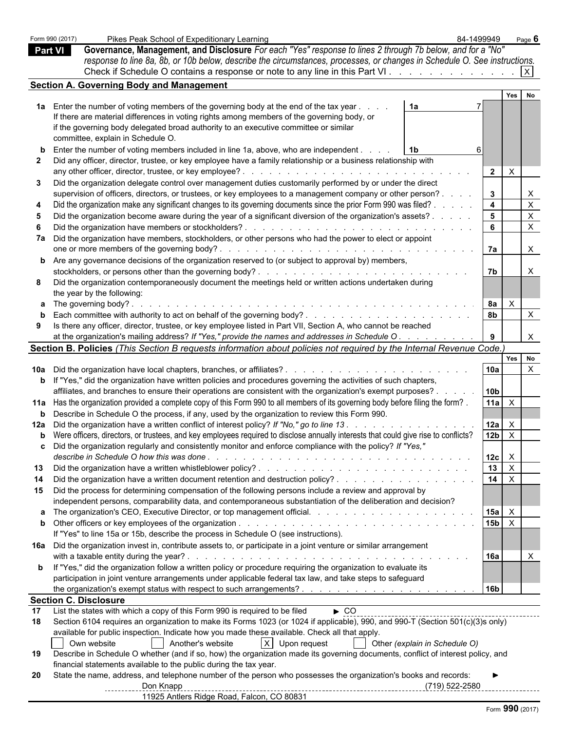Form 990 (2017) Pikes Peak School of Expeditionary Learning 84-1499949 Page 6

## Part VI Governance, Management, and Disclosure

*For each "Yes" response to lines 2 through 7b below, and for a "No" response to line 8a, 8b, or 10b below, describe the circumstances, processes, or changes in Schedule O. See instructions.*

Check if Schedule O contains a response or note to any line in this Part VI . . . . . . . . . . . . . [X]

### Section A. Governing Body and Management

| | | | | Yes | No |
|---|---|---|---|---|---|
| 1a | Enter the number of voting members of the governing body at the end of the tax year . . . . If there are material differences in voting rights among members of the governing body, or if the governing body delegated broad authority to an executive committee or similar committee, explain in Schedule O. | 1a | 7 | | |
| b | Enter the number of voting members included in line 1a, above, who are independent . . . . | 1b | 6 | | |
| 2 | Did any officer, director, trustee, or key employee have a family relationship or a business relationship with any other officer, director, trustee, or key employee? . . . | 2 | | X | |
| 3 | Did the organization delegate control over management duties customarily performed by or under the direct supervision of officers, directors, or trustees, or key employees to a management company or other person? . . . . | 3 | | | X |
| 4 | Did the organization make any significant changes to its governing documents since the prior Form 990 was filed? . . . . . | 4 | | | X |
| 5 | Did the organization become aware during the year of a significant diversion of the organization's assets? . . . . . | 5 | | | X |
| 6 | Did the organization have members or stockholders? . . . | 6 | | | X |
| 7a | Did the organization have members, stockholders, or other persons who had the power to elect or appoint one or more members of the governing body? . . . | 7a | | | X |
| b | Are any governance decisions of the organization reserved to (or subject to approval by) members, stockholders, or persons other than the governing body? . . . | 7b | | | X |
| 8 | Did the organization contemporaneously document the meetings held or written actions undertaken during the year by the following: | | | | |
| a | The governing body? . . . | 8a | | X | |
| b | Each committee with authority to act on behalf of the governing body? . . . | 8b | | | X |
| 9 | Is there any officer, director, trustee, or key employee listed in Part VII, Section A, who cannot be reached at the organization's mailing address? *If "Yes," provide the names and addresses in Schedule O* . . . | 9 | | | X |

### Section B. Policies *(This Section B requests information about policies not required by the Internal Revenue Code.)*

| | | | Yes | No |
|---|---|---|---|---|
| 10a | Did the organization have local chapters, branches, or affiliates? . . . | 10a | | X |
| b | If "Yes," did the organization have written policies and procedures governing the activities of such chapters, affiliates, and branches to ensure their operations are consistent with the organization's exempt purposes? . . . | 10b | | |
| 11a | Has the organization provided a complete copy of this Form 990 to all members of its governing body before filing the form? . | 11a | X | |
| b | Describe in Schedule O the process, if any, used by the organization to review this Form 990. | | | |
| 12a | Did the organization have a written conflict of interest policy? *If "No," go to line 13* . . . | 12a | X | |
| b | Were officers, directors, or trustees, and key employees required to disclose annually interests that could give rise to conflicts? | 12b | X | |
| c | Did the organization regularly and consistently monitor and enforce compliance with the policy? *If "Yes," describe in Schedule O how this was done* . . . | 12c | X | |
| 13 | Did the organization have a written whistleblower policy? . . . | 13 | X | |
| 14 | Did the organization have a written document retention and destruction policy? . . . | 14 | X | |
| 15 | Did the process for determining compensation of the following persons include a review and approval by independent persons, comparability data, and contemporaneous substantiation of the deliberation and decision? | | | |
| a | The organization's CEO, Executive Director, or top management official. . . . | 15a | X | |
| b | Other officers or key employees of the organization . . . If "Yes" to line 15a or 15b, describe the process in Schedule O (see instructions). | 15b | X | |
| 16a | Did the organization invest in, contribute assets to, or participate in a joint venture or similar arrangement with a taxable entity during the year? . . . | 16a | | X |
| b | If "Yes," did the organization follow a written policy or procedure requiring the organization to evaluate its participation in joint venture arrangements under applicable federal tax law, and take steps to safeguard the organization's exempt status with respect to such arrangements? . . . | 16b | | |

### Section C. Disclosure

17 List the states with which a copy of this Form 990 is required to be filed ► CO

18 Section 6104 requires an organization to make its Forms 1023 (or 1024 if applicable), 990, and 990-T (Section 501(c)(3)s only) available for public inspection. Indicate how you made these available. Check all that apply.

[ ] Own website [ ] Another's website [X] Upon request [ ] Other *(explain in Schedule O)*

19 Describe in Schedule O whether (and if so, how) the organization made its governing documents, conflict of interest policy, and financial statements available to the public during the tax year.

20 State the name, address, and telephone number of the person who possesses the organization's books and records: ►

Don Knapp (719) 522-2580
11925 Antlers Ridge Road, Falcon, CO 80831

Form **990** (2017)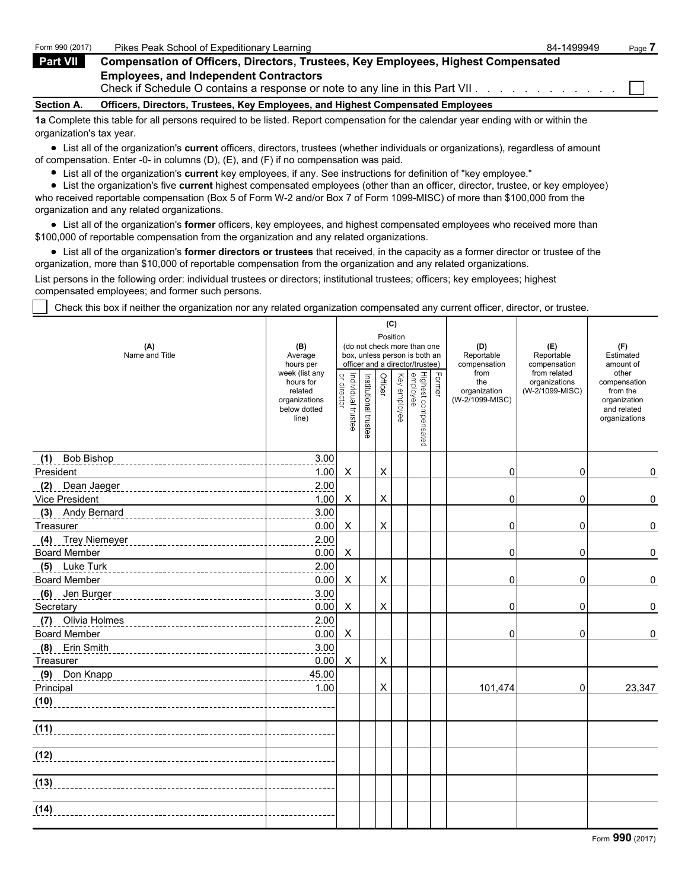Form 990 (2017) Pikes Peak School of Expeditionary Learning 84-1499949 Page **7**

## Part VII Compensation of Officers, Directors, Trustees, Key Employees, Highest Compensated Employees, and Independent Contractors

Check if Schedule O contains a response or note to any line in this Part VII . . . . . . . . . . . . ☐

### Section A. Officers, Directors, Trustees, Key Employees, and Highest Compensated Employees

**1a** Complete this table for all persons required to be listed. Report compensation for the calendar year ending with or within the organization's tax year.

- List all of the organization's **current** officers, directors, trustees (whether individuals or organizations), regardless of amount of compensation. Enter -0- in columns (D), (E), and (F) if no compensation was paid.
- List all of the organization's **current** key employees, if any. See instructions for definition of "key employee."
- List the organization's five **current** highest compensated employees (other than an officer, director, trustee, or key employee) who received reportable compensation (Box 5 of Form W-2 and/or Box 7 of Form 1099-MISC) of more than $100,000 from the organization and any related organizations.
- List all of the organization's **former** officers, key employees, and highest compensated employees who received more than $100,000 of reportable compensation from the organization and any related organizations.
- List all of the organization's **former directors or trustees** that received, in the capacity as a former director or trustee of the organization, more than $10,000 of reportable compensation from the organization and any related organizations.

List persons in the following order: individual trustees or directors; institutional trustees; officers; key employees; highest compensated employees; and former such persons.

☐ Check this box if neither the organization nor any related organization compensated any current officer, director, or trustee.

| (A) Name and Title | (B) Average hours per week (list any hours for related organizations below dotted line) | (C) Position (do not check more than one box, unless person is both an officer and a director/trustee) | | | | | | (D) Reportable compensation from the organization (W-2/1099-MISC) | (E) Reportable compensation from related organizations (W-2/1099-MISC) | (F) Estimated amount of other compensation from the organization and related organizations |
|---|---|---|---|---|---|---|---|---|---|---|
| | | Individual trustee or director | Institutional trustee | Officer | Key employee | Highest compensated employee | Former | | | |
| (1) Bob Bishop<br>President | 3.00<br>1.00 | X | | X | | | | 0 | 0 | 0 |
| (2) Dean Jaeger<br>Vice President | 2.00<br>1.00 | X | | X | | | | 0 | 0 | 0 |
| (3) Andy Bernard<br>Treasurer | 3.00<br>0.00 | X | | X | | | | 0 | 0 | 0 |
| (4) Trey Niemeyer<br>Board Member | 2.00<br>0.00 | X | | | | | | 0 | 0 | 0 |
| (5) Luke Turk<br>Board Member | 2.00<br>0.00 | X | | X | | | | 0 | 0 | 0 |
| (6) Jen Burger<br>Secretary | 3.00<br>0.00 | X | | X | | | | 0 | 0 | 0 |
| (7) Olivia Holmes<br>Board Member | 2.00<br>0.00 | X | | | | | | 0 | 0 | 0 |
| (8) Erin Smith<br>Treasurer | 3.00<br>0.00 | X | | X | | | | | | |
| (9) Don Knapp<br>Principal | 45.00<br>1.00 | | | X | | | | 101,474 | 0 | 23,347 |
| (10) | | | | | | | | | | |
| (11) | | | | | | | | | | |
| (12) | | | | | | | | | | |
| (13) | | | | | | | | | | |
| (14) | | | | | | | | | | |

Form **990** (2017)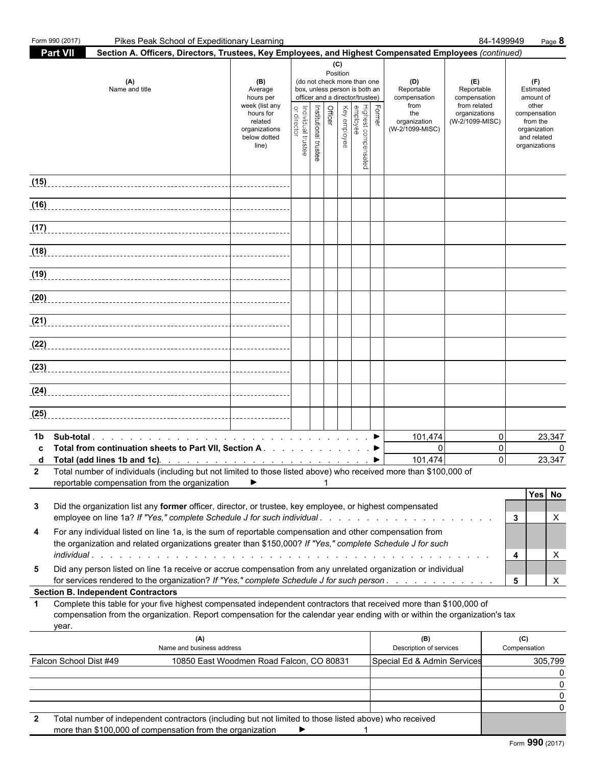Form 990 (2017) Pikes Peak School of Expeditionary Learning 84-1499949 Page 8

**Part VII Section A. Officers, Directors, Trustees, Key Employees, and Highest Compensated Employees** *(continued)*

| (A) Name and title | (B) Average hours per week (list any hours for related organizations below dotted line) | (C) Position (do not check more than one box, unless person is both an officer and a director/trustee) Individual trustee or director | Institutional trustee | Officer | Key employee | Highest compensated employee | Former | (D) Reportable compensation from the organization (W-2/1099-MISC) | (E) Reportable compensation from related organizations (W-2/1099-MISC) | (F) Estimated amount of other compensation from the organization and related organizations |
|---|---|---|---|---|---|---|---|---|---|---|
| (15) | | | | | | | | | | |
| (16) | | | | | | | | | | |
| (17) | | | | | | | | | | |
| (18) | | | | | | | | | | |
| (19) | | | | | | | | | | |
| (20) | | | | | | | | | | |
| (21) | | | | | | | | | | |
| (22) | | | | | | | | | | |
| (23) | | | | | | | | | | |
| (24) | | | | | | | | | | |
| (25) | | | | | | | | | | |

| | | (D) | (E) | (F) |
|---|---|---|---|---|
| 1b | Sub-total ▶ | 101,474 | 0 | 23,347 |
| c | Total from continuation sheets to Part VII, Section A ▶ | 0 | 0 | 0 |
| d | Total (add lines 1b and 1c) ▶ | 101,474 | 0 | 23,347 |

**2** Total number of individuals (including but not limited to those listed above) who received more than $100,000 of reportable compensation from the organization ▶ 1

| | | | Yes | No |
|---|---|---|---|---|
| 3 | Did the organization list any **former** officer, director, or trustee, key employee, or highest compensated employee on line 1a? *If "Yes," complete Schedule J for such individual* | 3 | | X |
| 4 | For any individual listed on line 1a, is the sum of reportable compensation and other compensation from the organization and related organizations greater than $150,000? *If "Yes," complete Schedule J for such individual* | 4 | | X |
| 5 | Did any person listed on line 1a receive or accrue compensation from any unrelated organization or individual for services rendered to the organization? *If "Yes," complete Schedule J for such person* | 5 | | X |

**Section B. Independent Contractors**

**1** Complete this table for your five highest compensated independent contractors that received more than $100,000 of compensation from the organization. Report compensation for the calendar year ending with or within the organization's tax year.

| (A) Name and business address | | (B) Description of services | (C) Compensation |
|---|---|---|---|
| Falcon School Dist #49 | 10850 East Woodmen Road Falcon, CO 80831 | Special Ed & Admin Services | 305,799 |
| | | | 0 |
| | | | 0 |
| | | | 0 |
| | | | 0 |

**2** Total number of independent contractors (including but not limited to those listed above) who received more than $100,000 of compensation from the organization ▶ 1

Form **990** (2017)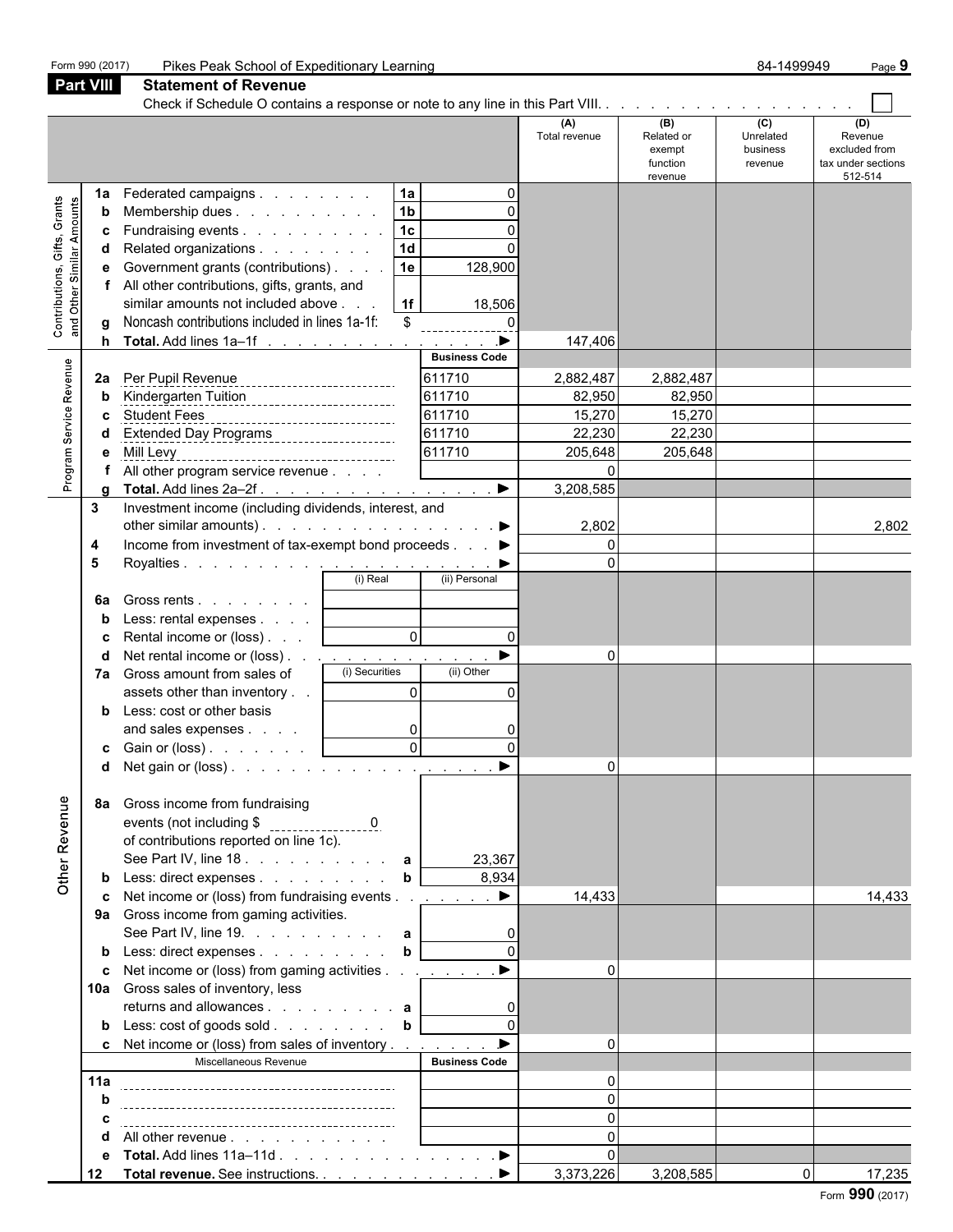Form 990 (2017) Pikes Peak School of Expeditionary Learning 84-1499949

## Part VIII Statement of Revenue

Check if Schedule O contains a response or note to any line in this Part VIII. . . . . . . . . . . . . . . . . . . ☐

| | | | | (A) Total revenue | (B) Related or exempt function revenue | (C) Unrelated business revenue | (D) Revenue excluded from tax under sections 512-514 |
|---|---|---|---|---|---|---|---|
| **Contributions, Gifts, Grants and Other Similar Amounts** | **1a** Federated campaigns | 1a | 0 | | | | |
| | **b** Membership dues | 1b | 0 | | | | |
| | **c** Fundraising events | 1c | 0 | | | | |
| | **d** Related organizations | 1d | 0 | | | | |
| | **e** Government grants (contributions) | 1e | 128,900 | | | | |
| | **f** All other contributions, gifts, grants, and similar amounts not included above | 1f | 18,506 | | | | |
| | **g** Noncash contributions included in lines 1a-1f: | $ | 0 | | | | |
| | **h Total.** Add lines 1a–1f | | ▶ | 147,406 | | | |
| **Program Service Revenue** | | | **Business Code** | | | | |
| | **2a** Per Pupil Revenue | | 611710 | 2,882,487 | 2,882,487 | | |
| | **b** Kindergarten Tuition | | 611710 | 82,950 | 82,950 | | |
| | **c** Student Fees | | 611710 | 15,270 | 15,270 | | |
| | **d** Extended Day Programs | | 611710 | 22,230 | 22,230 | | |
| | **e** Mill Levy | | 611710 | 205,648 | 205,648 | | |
| | **f** All other program service revenue | | | 0 | | | |
| | **g Total.** Add lines 2a–2f | | ▶ | 3,208,585 | | | |
| **Other Revenue** | **3** Investment income (including dividends, interest, and other similar amounts) | | ▶ | 2,802 | | | 2,802 |
| | **4** Income from investment of tax-exempt bond proceeds | | ▶ | 0 | | | |
| | **5** Royalties | | ▶ | 0 | | | |
| | | (i) Real | (ii) Personal | | | | |
| | **6a** Gross rents | | | | | | |
| | **b** Less: rental expenses | | | | | | |
| | **c** Rental income or (loss) | 0 | 0 | | | | |
| | **d** Net rental income or (loss) | | ▶ | 0 | | | |
| | **7a** Gross amount from sales of assets other than inventory | (i) Securities 0 | (ii) Other 0 | | | | |
| | **b** Less: cost or other basis and sales expenses | 0 | 0 | | | | |
| | **c** Gain or (loss) | 0 | 0 | | | | |
| | **d** Net gain or (loss) | | ▶ | 0 | | | |
| | **8a** Gross income from fundraising events (not including $ 0 of contributions reported on line 1c). See Part IV, line 18 | a | 23,367 | | | | |
| | **b** Less: direct expenses | b | 8,934 | | | | |
| | **c** Net income or (loss) from fundraising events | | ▶ | 14,433 | | | 14,433 |
| | **9a** Gross income from gaming activities. See Part IV, line 19. | a | 0 | | | | |
| | **b** Less: direct expenses | b | 0 | | | | |
| | **c** Net income or (loss) from gaming activities | | ▶ | 0 | | | |
| | **10a** Gross sales of inventory, less returns and allowances | a | 0 | | | | |
| | **b** Less: cost of goods sold | b | 0 | | | | |
| | **c** Net income or (loss) from sales of inventory | | ▶ | 0 | | | |
| | Miscellaneous Revenue | | **Business Code** | | | | |
| | **11a** | | | 0 | | | |
| | **b** | | | 0 | | | |
| | **c** | | | 0 | | | |
| | **d** All other revenue | | | 0 | | | |
| | **e Total.** Add lines 11a–11d | | ▶ | 0 | | | |
| | **12 Total revenue.** See instructions. | | ▶ | 3,373,226 | 3,208,585 | 0 | 17,235 |

Form **990** (2017)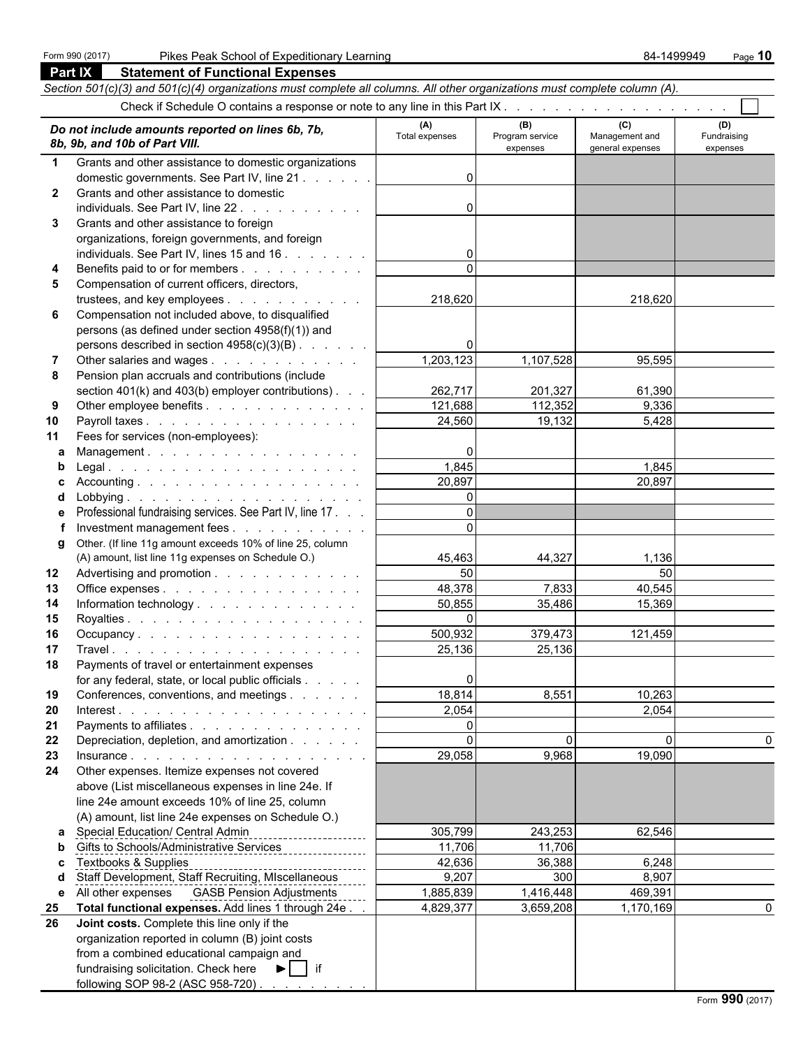Form 990 (2017) Pikes Peak School of Expeditionary Learning 84-1499949

## Part IX Statement of Functional Expenses

*Section 501(c)(3) and 501(c)(4) organizations must complete all columns. All other organizations must complete column (A).*

Check if Schedule O contains a response or note to any line in this Part IX . . . . . . . . . . . . . . . . . . . ☐

| | *Do not include amounts reported on lines 6b, 7b, 8b, 9b, and 10b of Part VIII.* | (A) Total expenses | (B) Program service expenses | (C) Management and general expenses | (D) Fundraising expenses |
|---|---|---|---|---|---|
| 1 | Grants and other assistance to domestic organizations domestic governments. See Part IV, line 21 | 0 | | | |
| 2 | Grants and other assistance to domestic individuals. See Part IV, line 22 | 0 | | | |
| 3 | Grants and other assistance to foreign organizations, foreign governments, and foreign individuals. See Part IV, lines 15 and 16 | 0 | | | |
| 4 | Benefits paid to or for members | 0 | | | |
| 5 | Compensation of current officers, directors, trustees, and key employees | 218,620 | | 218,620 | |
| 6 | Compensation not included above, to disqualified persons (as defined under section 4958(f)(1)) and persons described in section 4958(c)(3)(B) | 0 | | | |
| 7 | Other salaries and wages | 1,203,123 | 1,107,528 | 95,595 | |
| 8 | Pension plan accruals and contributions (include section 401(k) and 403(b) employer contributions) | 262,717 | 201,327 | 61,390 | |
| 9 | Other employee benefits | 121,688 | 112,352 | 9,336 | |
| 10 | Payroll taxes | 24,560 | 19,132 | 5,428 | |
| 11 | Fees for services (non-employees): | | | | |
| a | Management | 0 | | | |
| b | Legal | 1,845 | | 1,845 | |
| c | Accounting | 20,897 | | 20,897 | |
| d | Lobbying | 0 | | | |
| e | Professional fundraising services. See Part IV, line 17 | 0 | | | |
| f | Investment management fees | 0 | | | |
| g | Other. (If line 11g amount exceeds 10% of line 25, column (A) amount, list line 11g expenses on Schedule O.) | 45,463 | 44,327 | 1,136 | |
| 12 | Advertising and promotion | 50 | | 50 | |
| 13 | Office expenses | 48,378 | 7,833 | 40,545 | |
| 14 | Information technology | 50,855 | 35,486 | 15,369 | |
| 15 | Royalties | 0 | | | |
| 16 | Occupancy | 500,932 | 379,473 | 121,459 | |
| 17 | Travel | 25,136 | 25,136 | | |
| 18 | Payments of travel or entertainment expenses for any federal, state, or local public officials | 0 | | | |
| 19 | Conferences, conventions, and meetings | 18,814 | 8,551 | 10,263 | |
| 20 | Interest | 2,054 | | 2,054 | |
| 21 | Payments to affiliates | 0 | | | |
| 22 | Depreciation, depletion, and amortization | 0 | 0 | 0 | 0 |
| 23 | Insurance | 29,058 | 9,968 | 19,090 | |
| 24 | Other expenses. Itemize expenses not covered above (List miscellaneous expenses in line 24e. If line 24e amount exceeds 10% of line 25, column (A) amount, list line 24e expenses on Schedule O.) | | | | |
| a | Special Education/ Central Admin | 305,799 | 243,253 | 62,546 | |
| b | Gifts to Schools/Administrative Services | 11,706 | 11,706 | | |
| c | Textbooks & Supplies | 42,636 | 36,388 | 6,248 | |
| d | Staff Development, Staff Recruiting, MIscellaneous | 9,207 | 300 | 8,907 | |
| e | All other expenses GASB Pension Adjustments | 1,885,839 | 1,416,448 | 469,391 | |
| 25 | **Total functional expenses.** Add lines 1 through 24e | 4,829,377 | 3,659,208 | 1,170,169 | 0 |
| 26 | **Joint costs.** Complete this line only if the organization reported in column (B) joint costs from a combined educational campaign and fundraising solicitation. Check here ► ☐ if following SOP 98-2 (ASC 958-720) | | | | |

Form **990** (2017)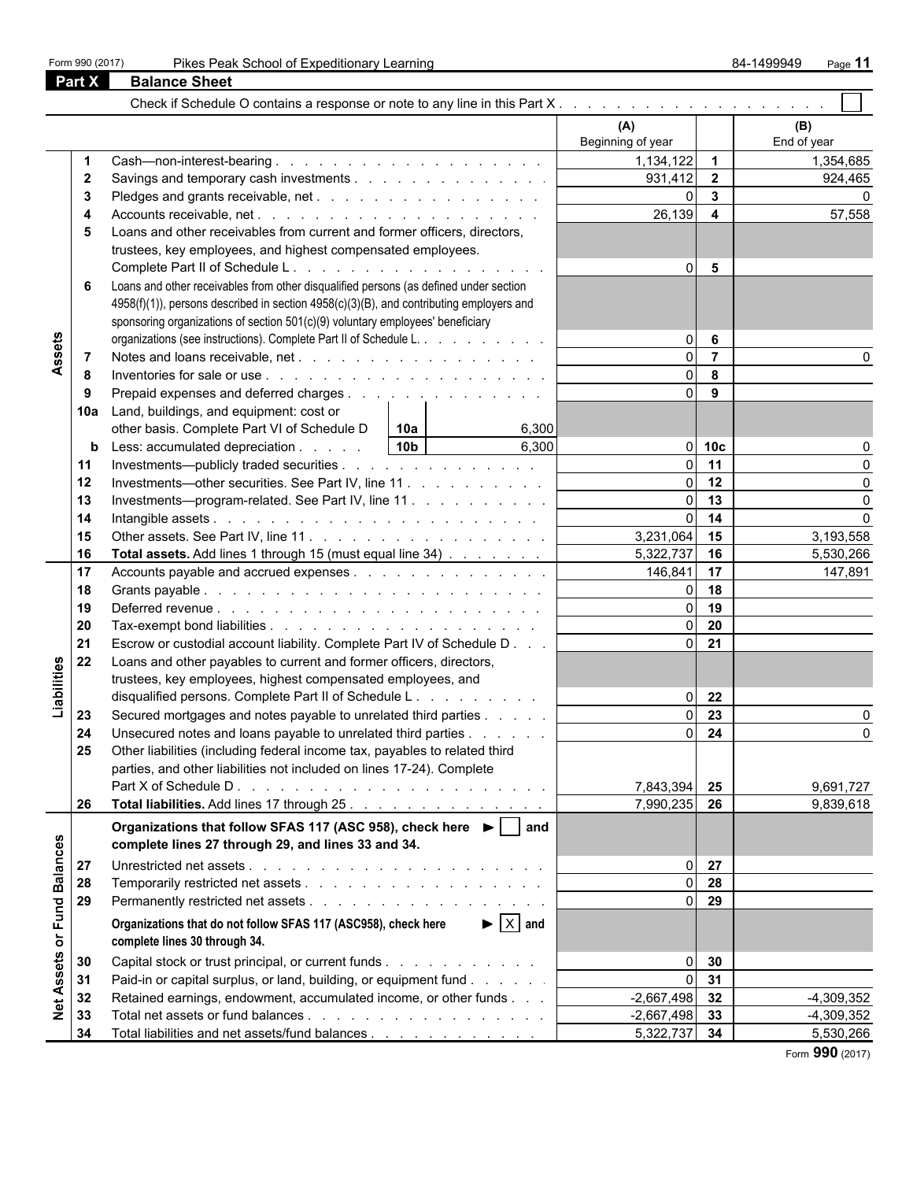Form 990 (2017) Pikes Peak School of Expeditionary Learning 84-1499949

## Part X Balance Sheet

Check if Schedule O contains a response or note to any line in this Part X . . . . . . . . . . . . . . . . . . . . ☐

| | | | (A) Beginning of year | | (B) End of year |
|---|---|---|---|---|---|
| **Assets** | 1 | Cash—non-interest-bearing | 1,134,122 | 1 | 1,354,685 |
| | 2 | Savings and temporary cash investments | 931,412 | 2 | 924,465 |
| | 3 | Pledges and grants receivable, net | 0 | 3 | 0 |
| | 4 | Accounts receivable, net | 26,139 | 4 | 57,558 |
| | 5 | Loans and other receivables from current and former officers, directors, trustees, key employees, and highest compensated employees. Complete Part II of Schedule L | 0 | 5 | |
| | 6 | Loans and other receivables from other disqualified persons (as defined under section 4958(f)(1)), persons described in section 4958(c)(3)(B), and contributing employers and sponsoring organizations of section 501(c)(9) voluntary employees' beneficiary organizations (see instructions). Complete Part II of Schedule L. | 0 | 6 | |
| | 7 | Notes and loans receivable, net | 0 | 7 | 0 |
| | 8 | Inventories for sale or use | 0 | 8 | |
| | 9 | Prepaid expenses and deferred charges | 0 | 9 | |
| | 10a | Land, buildings, and equipment: cost or other basis. Complete Part VI of Schedule D — 10a: 6,300 | | | |
| | b | Less: accumulated depreciation — 10b: 6,300 | 0 | 10c | 0 |
| | 11 | Investments—publicly traded securities | 0 | 11 | 0 |
| | 12 | Investments—other securities. See Part IV, line 11 | 0 | 12 | 0 |
| | 13 | Investments—program-related. See Part IV, line 11 | 0 | 13 | 0 |
| | 14 | Intangible assets | 0 | 14 | 0 |
| | 15 | Other assets. See Part IV, line 11 | 3,231,064 | 15 | 3,193,558 |
| | 16 | **Total assets.** Add lines 1 through 15 (must equal line 34) | 5,322,737 | 16 | 5,530,266 |
| **Liabilities** | 17 | Accounts payable and accrued expenses | 146,841 | 17 | 147,891 |
| | 18 | Grants payable | 0 | 18 | |
| | 19 | Deferred revenue | 0 | 19 | |
| | 20 | Tax-exempt bond liabilities | 0 | 20 | |
| | 21 | Escrow or custodial account liability. Complete Part IV of Schedule D | 0 | 21 | |
| | 22 | Loans and other payables to current and former officers, directors, trustees, key employees, highest compensated employees, and disqualified persons. Complete Part II of Schedule L | 0 | 22 | |
| | 23 | Secured mortgages and notes payable to unrelated third parties | 0 | 23 | 0 |
| | 24 | Unsecured notes and loans payable to unrelated third parties | 0 | 24 | 0 |
| | 25 | Other liabilities (including federal income tax, payables to related third parties, and other liabilities not included on lines 17-24). Complete Part X of Schedule D | 7,843,394 | 25 | 9,691,727 |
| | 26 | **Total liabilities.** Add lines 17 through 25 | 7,990,235 | 26 | 9,839,618 |
| **Net Assets or Fund Balances** | | **Organizations that follow SFAS 117 (ASC 958), check here ▶ ☐ and complete lines 27 through 29, and lines 33 and 34.** | | | |
| | 27 | Unrestricted net assets | 0 | 27 | |
| | 28 | Temporarily restricted net assets | 0 | 28 | |
| | 29 | Permanently restricted net assets | 0 | 29 | |
| | | **Organizations that do not follow SFAS 117 (ASC958), check here ▶ ☒ and complete lines 30 through 34.** | | | |
| | 30 | Capital stock or trust principal, or current funds | 0 | 30 | |
| | 31 | Paid-in or capital surplus, or land, building, or equipment fund | 0 | 31 | |
| | 32 | Retained earnings, endowment, accumulated income, or other funds | -2,667,498 | 32 | -4,309,352 |
| | 33 | Total net assets or fund balances | -2,667,498 | 33 | -4,309,352 |
| | 34 | Total liabilities and net assets/fund balances | 5,322,737 | 34 | 5,530,266 |

Form **990** (2017)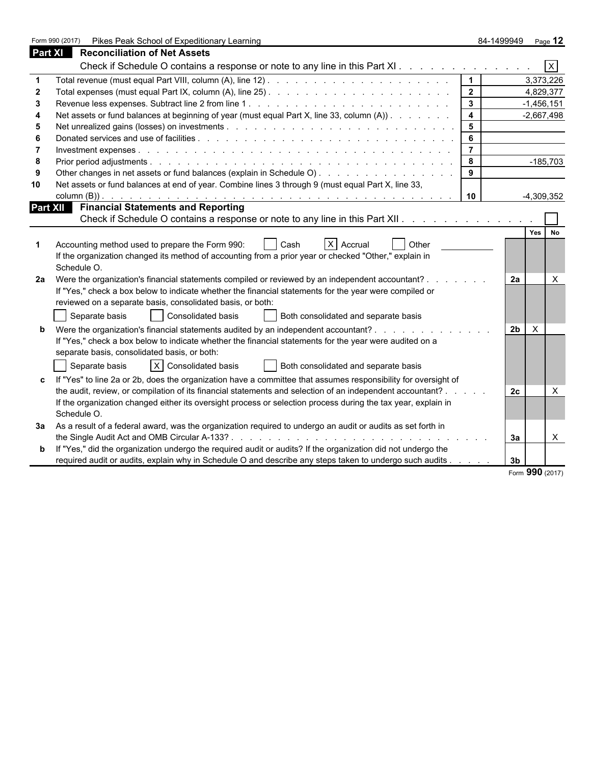Form 990 (2017) Pikes Peak School of Expeditionary Learning 84-1499949

## Part XI Reconciliation of Net Assets

Check if Schedule O contains a response or note to any line in this Part XI . . . . . . . . . . . . . [X]

| | | | |
|---|---|---|---|
| 1 | Total revenue (must equal Part VIII, column (A), line 12) | 1 | 3,373,226 |
| 2 | Total expenses (must equal Part IX, column (A), line 25) | 2 | 4,829,377 |
| 3 | Revenue less expenses. Subtract line 2 from line 1 | 3 | -1,456,151 |
| 4 | Net assets or fund balances at beginning of year (must equal Part X, line 33, column (A)) | 4 | -2,667,498 |
| 5 | Net unrealized gains (losses) on investments | 5 | |
| 6 | Donated services and use of facilities | 6 | |
| 7 | Investment expenses | 7 | |
| 8 | Prior period adjustments | 8 | -185,703 |
| 9 | Other changes in net assets or fund balances (explain in Schedule O) | 9 | |
| 10 | Net assets or fund balances at end of year. Combine lines 3 through 9 (must equal Part X, line 33, column (B)) | 10 | -4,309,352 |

## Part XII Financial Statements and Reporting

Check if Schedule O contains a response or note to any line in this Part XII . . . . . . . . . . . . . [ ]

| | | | Yes | No |
|---|---|---|---|---|
| 1 | Accounting method used to prepare the Form 990: [ ] Cash [X] Accrual [ ] Other ________ If the organization changed its method of accounting from a prior year or checked "Other," explain in Schedule O. | | | |
| 2a | Were the organization's financial statements compiled or reviewed by an independent accountant? | 2a | | X |
| | If "Yes," check a box below to indicate whether the financial statements for the year were compiled or reviewed on a separate basis, consolidated basis, or both: [ ] Separate basis [ ] Consolidated basis [ ] Both consolidated and separate basis | | | |
| b | Were the organization's financial statements audited by an independent accountant? | 2b | X | |
| | If "Yes," check a box below to indicate whether the financial statements for the year were audited on a separate basis, consolidated basis, or both: [ ] Separate basis [X] Consolidated basis [ ] Both consolidated and separate basis | | | |
| c | If "Yes" to line 2a or 2b, does the organization have a committee that assumes responsibility for oversight of the audit, review, or compilation of its financial statements and selection of an independent accountant? | 2c | | X |
| | If the organization changed either its oversight process or selection process during the tax year, explain in Schedule O. | | | |
| 3a | As a result of a federal award, was the organization required to undergo an audit or audits as set forth in the Single Audit Act and OMB Circular A-133? | 3a | | X |
| b | If "Yes," did the organization undergo the required audit or audits? If the organization did not undergo the required audit or audits, explain why in Schedule O and describe any steps taken to undergo such audits | 3b | | |

Form 990 (2017)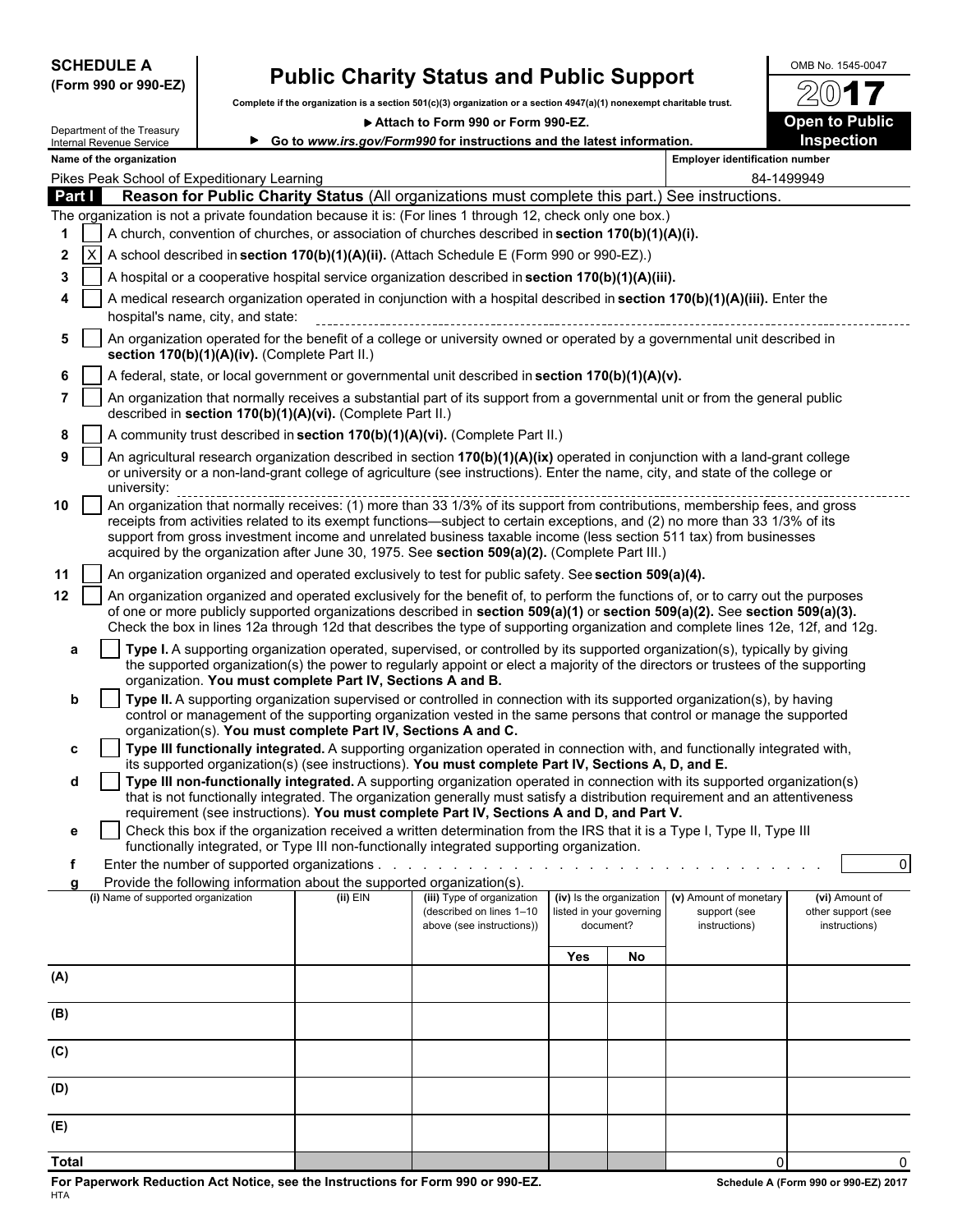**SCHEDULE A**
**(Form 990 or 990-EZ)**

Department of the Treasury
Internal Revenue Service

# Public Charity Status and Public Support

**Complete if the organization is a section 501(c)(3) organization or a section 4947(a)(1) nonexempt charitable trust.**

▶ **Attach to Form 990 or Form 990-EZ.**

▶ **Go to *www.irs.gov/Form990* for instructions and the latest information.**

OMB No. 1545-0047

**2017**

**Open to Public Inspection**

**Name of the organization**
Pikes Peak School of Expeditionary Learning

**Employer identification number**
84-1499949

## Part I — Reason for Public Charity Status (All organizations must complete this part.) See instructions.

The organization is not a private foundation because it is: (For lines 1 through 12, check only one box.)

1. [ ] A church, convention of churches, or association of churches described in **section 170(b)(1)(A)(i).**
2. [X] A school described in **section 170(b)(1)(A)(ii).** (Attach Schedule E (Form 990 or 990-EZ).)
3. [ ] A hospital or a cooperative hospital service organization described in **section 170(b)(1)(A)(iii).**
4. [ ] A medical research organization operated in conjunction with a hospital described in **section 170(b)(1)(A)(iii).** Enter the hospital's name, city, and state:
5. [ ] An organization operated for the benefit of a college or university owned or operated by a governmental unit described in **section 170(b)(1)(A)(iv).** (Complete Part II.)
6. [ ] A federal, state, or local government or governmental unit described in **section 170(b)(1)(A)(v).**
7. [ ] An organization that normally receives a substantial part of its support from a governmental unit or from the general public described in **section 170(b)(1)(A)(vi).** (Complete Part II.)
8. [ ] A community trust described in **section 170(b)(1)(A)(vi).** (Complete Part II.)
9. [ ] An agricultural research organization described in section **170(b)(1)(A)(ix)** operated in conjunction with a land-grant college or university or a non-land-grant college of agriculture (see instructions). Enter the name, city, and state of the college or university:
10. [ ] An organization that normally receives: (1) more than 33 1/3% of its support from contributions, membership fees, and gross receipts from activities related to its exempt functions—subject to certain exceptions, and (2) no more than 33 1/3% of its support from gross investment income and unrelated business taxable income (less section 511 tax) from businesses acquired by the organization after June 30, 1975. See **section 509(a)(2).** (Complete Part III.)
11. [ ] An organization organized and operated exclusively to test for public safety. See **section 509(a)(4).**
12. [ ] An organization organized and operated exclusively for the benefit of, to perform the functions of, or to carry out the purposes of one or more publicly supported organizations described in **section 509(a)(1)** or **section 509(a)(2).** See **section 509(a)(3).** Check the box in lines 12a through 12d that describes the type of supporting organization and complete lines 12e, 12f, and 12g.

   a. [ ] **Type I.** A supporting organization operated, supervised, or controlled by its supported organization(s), typically by giving the supported organization(s) the power to regularly appoint or elect a majority of the directors or trustees of the supporting organization. **You must complete Part IV, Sections A and B.**

   b. [ ] **Type II.** A supporting organization supervised or controlled in connection with its supported organization(s), by having control or management of the supporting organization vested in the same persons that control or manage the supported organization(s). **You must complete Part IV, Sections A and C.**

   c. [ ] **Type III functionally integrated.** A supporting organization operated in connection with, and functionally integrated with, its supported organization(s) (see instructions). **You must complete Part IV, Sections A, D, and E.**

   d. [ ] **Type III non-functionally integrated.** A supporting organization operated in connection with its supported organization(s) that is not functionally integrated. The organization generally must satisfy a distribution requirement and an attentiveness requirement (see instructions). **You must complete Part IV, Sections A and D, and Part V.**

   e. [ ] Check this box if the organization received a written determination from the IRS that it is a Type I, Type II, Type III functionally integrated, or Type III non-functionally integrated supporting organization.

   f. Enter the number of supported organizations . . . . . . . . . . 0

   g. Provide the following information about the supported organization(s).

| (i) Name of supported organization | (ii) EIN | (iii) Type of organization (described on lines 1–10 above (see instructions)) | (iv) Is the organization listed in your governing document? Yes | No | (v) Amount of monetary support (see instructions) | (vi) Amount of other support (see instructions) |
|---|---|---|---|---|---|---|
| (A) | | | | | | |
| (B) | | | | | | |
| (C) | | | | | | |
| (D) | | | | | | |
| (E) | | | | | | |
| **Total** | | | | | 0 | 0 |

**For Paperwork Reduction Act Notice, see the Instructions for Form 990 or 990-EZ.**
HTA

**Schedule A (Form 990 or 990-EZ) 2017**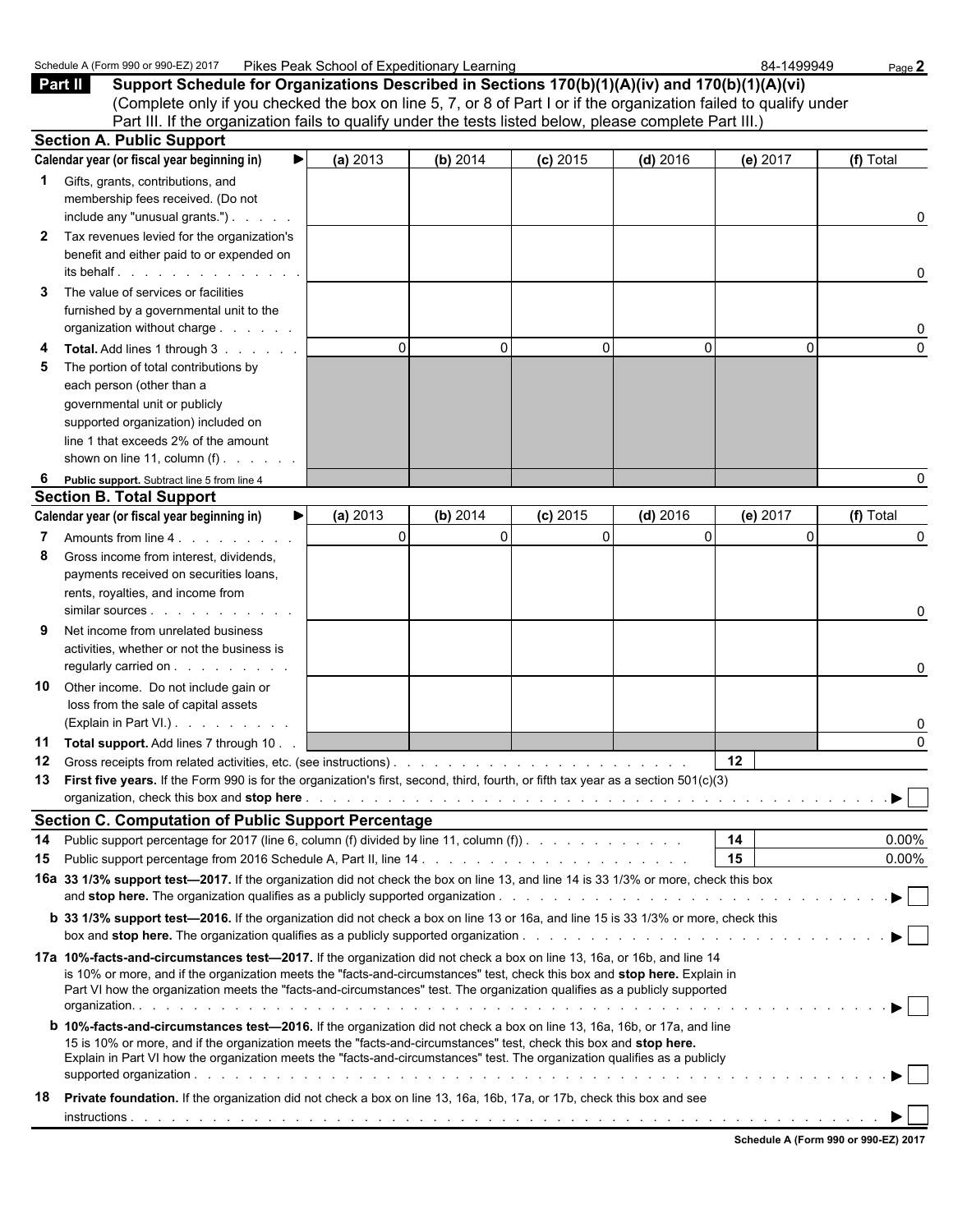Schedule A (Form 990 or 990-EZ) 2017 Pikes Peak School of Expeditionary Learning 84-1499949

## Part II Support Schedule for Organizations Described in Sections 170(b)(1)(A)(iv) and 170(b)(1)(A)(vi)

(Complete only if you checked the box on line 5, 7, or 8 of Part I or if the organization failed to qualify under Part III. If the organization fails to qualify under the tests listed below, please complete Part III.)

### Section A. Public Support

| Calendar year (or fiscal year beginning in) ▶ | (a) 2013 | (b) 2014 | (c) 2015 | (d) 2016 | (e) 2017 | (f) Total |
|---|---|---|---|---|---|---|
| 1 Gifts, grants, contributions, and membership fees received. (Do not include any "unusual grants.") | | | | | | 0 |
| 2 Tax revenues levied for the organization's benefit and either paid to or expended on its behalf | | | | | | 0 |
| 3 The value of services or facilities furnished by a governmental unit to the organization without charge | | | | | | 0 |
| 4 **Total.** Add lines 1 through 3 | 0 | 0 | 0 | 0 | 0 | 0 |
| 5 The portion of total contributions by each person (other than a governmental unit or publicly supported organization) included on line 1 that exceeds 2% of the amount shown on line 11, column (f) | | | | | | |
| 6 **Public support.** Subtract line 5 from line 4 | | | | | | 0 |

### Section B. Total Support

| Calendar year (or fiscal year beginning in) ▶ | (a) 2013 | (b) 2014 | (c) 2015 | (d) 2016 | (e) 2017 | (f) Total |
|---|---|---|---|---|---|---|
| 7 Amounts from line 4 | 0 | 0 | 0 | 0 | 0 | 0 |
| 8 Gross income from interest, dividends, payments received on securities loans, rents, royalties, and income from similar sources | | | | | | 0 |
| 9 Net income from unrelated business activities, whether or not the business is regularly carried on | | | | | | 0 |
| 10 Other income. Do not include gain or loss from the sale of capital assets (Explain in Part VI.) | | | | | | 0 |
| 11 **Total support.** Add lines 7 through 10 | | | | | | 0 |

**12** Gross receipts from related activities, etc. (see instructions) . . . **12**

**13 First five years.** If the Form 990 is for the organization's first, second, third, fourth, or fifth tax year as a section 501(c)(3) organization, check this box and **stop here** . . . ▶ ☐

### Section C. Computation of Public Support Percentage

**14** Public support percentage for 2017 (line 6, column (f) divided by line 11, column (f)) . . . **14** 0.00%

**15** Public support percentage from 2016 Schedule A, Part II, line 14 . . . **15** 0.00%

**16a 33 1/3% support test—2017.** If the organization did not check the box on line 13, and line 14 is 33 1/3% or more, check this box and **stop here.** The organization qualifies as a publicly supported organization . . . ▶ ☐

**b 33 1/3% support test—2016.** If the organization did not check a box on line 13 or 16a, and line 15 is 33 1/3% or more, check this box and **stop here.** The organization qualifies as a publicly supported organization . . . ▶ ☐

**17a 10%-facts-and-circumstances test—2017.** If the organization did not check a box on line 13, 16a, or 16b, and line 14 is 10% or more, and if the organization meets the "facts-and-circumstances" test, check this box and **stop here.** Explain in Part VI how the organization meets the "facts-and-circumstances" test. The organization qualifies as a publicly supported organization. . . . ▶ ☐

**b 10%-facts-and-circumstances test—2016.** If the organization did not check a box on line 13, 16a, 16b, or 17a, and line 15 is 10% or more, and if the organization meets the "facts-and-circumstances" test, check this box and **stop here.** Explain in Part VI how the organization meets the "facts-and-circumstances" test. The organization qualifies as a publicly supported organization . . . ▶ ☐

**18 Private foundation.** If the organization did not check a box on line 13, 16a, 16b, 17a, or 17b, check this box and see instructions . . . ▶ ☐

Schedule A (Form 990 or 990-EZ) 2017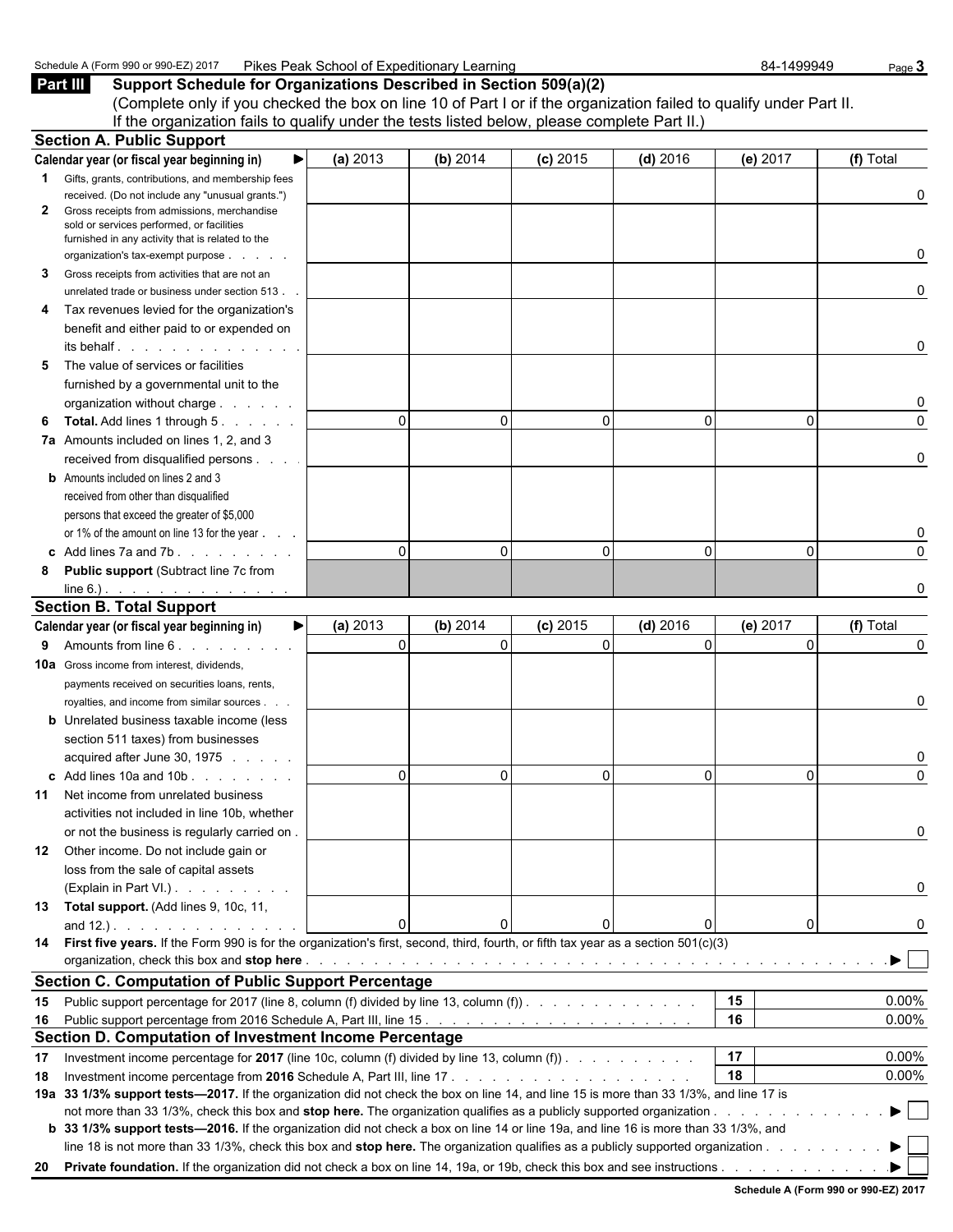Schedule A (Form 990 or 990-EZ) 2017 Pikes Peak School of Expeditionary Learning 84-1499949

## Part III Support Schedule for Organizations Described in Section 509(a)(2)

(Complete only if you checked the box on line 10 of Part I or if the organization failed to qualify under Part II. If the organization fails to qualify under the tests listed below, please complete Part II.)

### Section A. Public Support

| Calendar year (or fiscal year beginning in) ▶ | (a) 2013 | (b) 2014 | (c) 2015 | (d) 2016 | (e) 2017 | (f) Total |
|---|---|---|---|---|---|---|
| **1** Gifts, grants, contributions, and membership fees received. (Do not include any "unusual grants.") | | | | | | 0 |
| **2** Gross receipts from admissions, merchandise sold or services performed, or facilities furnished in any activity that is related to the organization's tax-exempt purpose | | | | | | 0 |
| **3** Gross receipts from activities that are not an unrelated trade or business under section 513 | | | | | | 0 |
| **4** Tax revenues levied for the organization's benefit and either paid to or expended on its behalf | | | | | | 0 |
| **5** The value of services or facilities furnished by a governmental unit to the organization without charge | | | | | | 0 |
| **6** **Total.** Add lines 1 through 5 | 0 | 0 | 0 | 0 | 0 | 0 |
| **7a** Amounts included on lines 1, 2, and 3 received from disqualified persons | | | | | | 0 |
| **b** Amounts included on lines 2 and 3 received from other than disqualified persons that exceed the greater of $5,000 or 1% of the amount on line 13 for the year | | | | | | 0 |
| **c** Add lines 7a and 7b | 0 | 0 | 0 | 0 | 0 | 0 |
| **8** **Public support** (Subtract line 7c from line 6.) | | | | | | 0 |

### Section B. Total Support

| Calendar year (or fiscal year beginning in) ▶ | (a) 2013 | (b) 2014 | (c) 2015 | (d) 2016 | (e) 2017 | (f) Total |
|---|---|---|---|---|---|---|
| **9** Amounts from line 6 | 0 | 0 | 0 | 0 | 0 | 0 |
| **10a** Gross income from interest, dividends, payments received on securities loans, rents, royalties, and income from similar sources | | | | | | 0 |
| **b** Unrelated business taxable income (less section 511 taxes) from businesses acquired after June 30, 1975 | | | | | | 0 |
| **c** Add lines 10a and 10b | 0 | 0 | 0 | 0 | 0 | 0 |
| **11** Net income from unrelated business activities not included in line 10b, whether or not the business is regularly carried on | | | | | | 0 |
| **12** Other income. Do not include gain or loss from the sale of capital assets (Explain in Part VI.) | | | | | | 0 |
| **13** **Total support.** (Add lines 9, 10c, 11, and 12.) | 0 | 0 | 0 | 0 | 0 | 0 |

**14** **First five years.** If the Form 990 is for the organization's first, second, third, fourth, or fifth tax year as a section 501(c)(3) organization, check this box and **stop here** ▶ ☐

### Section C. Computation of Public Support Percentage

| | | | |
|---|---|---|---|
| **15** | Public support percentage for 2017 (line 8, column (f) divided by line 13, column (f)) | 15 | 0.00% |
| **16** | Public support percentage from 2016 Schedule A, Part III, line 15 | 16 | 0.00% |

### Section D. Computation of Investment Income Percentage

| | | | |
|---|---|---|---|
| **17** | Investment income percentage for **2017** (line 10c, column (f) divided by line 13, column (f)) | 17 | 0.00% |
| **18** | Investment income percentage from **2016** Schedule A, Part III, line 17 | 18 | 0.00% |

**19a** **33 1/3% support tests—2017.** If the organization did not check the box on line 14, and line 15 is more than 33 1/3%, and line 17 is not more than 33 1/3%, check this box and **stop here.** The organization qualifies as a publicly supported organization ▶ ☐

**b** **33 1/3% support tests—2016.** If the organization did not check a box on line 14 or line 19a, and line 16 is more than 33 1/3%, and line 18 is not more than 33 1/3%, check this box and **stop here.** The organization qualifies as a publicly supported organization ▶ ☐

**20** **Private foundation.** If the organization did not check a box on line 14, 19a, or 19b, check this box and see instructions ▶ ☐

Schedule A (Form 990 or 990-EZ) 2017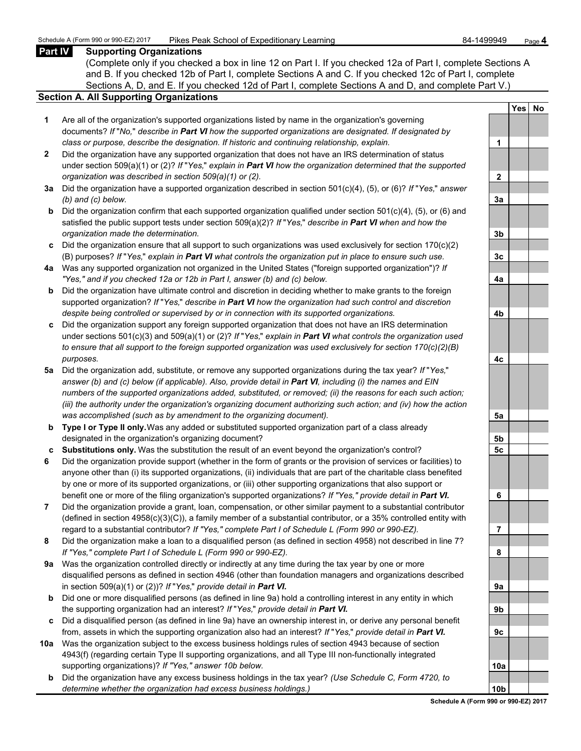## Part IV Supporting Organizations

(Complete only if you checked a box in line 12 on Part I. If you checked 12a of Part I, complete Sections A and B. If you checked 12b of Part I, complete Sections A and C. If you checked 12c of Part I, complete Sections A, D, and E. If you checked 12d of Part I, complete Sections A and D, and complete Part V.)

### Section A. All Supporting Organizations

| | | | Yes | No |
|---|---|---|---|---|
| **1** | Are all of the organization's supported organizations listed by name in the organization's governing documents? *If "No," describe in **Part VI** how the supported organizations are designated. If designated by class or purpose, describe the designation. If historic and continuing relationship, explain.* | **1** | | |
| **2** | Did the organization have any supported organization that does not have an IRS determination of status under section 509(a)(1) or (2)? *If "Yes," explain in **Part VI** how the organization determined that the supported organization was described in section 509(a)(1) or (2).* | **2** | | |
| **3a** | Did the organization have a supported organization described in section 501(c)(4), (5), or (6)? *If "Yes," answer (b) and (c) below.* | **3a** | | |
| **b** | Did the organization confirm that each supported organization qualified under section 501(c)(4), (5), or (6) and satisfied the public support tests under section 509(a)(2)? *If "Yes," describe in **Part VI** when and how the organization made the determination.* | **3b** | | |
| **c** | Did the organization ensure that all support to such organizations was used exclusively for section 170(c)(2)(B) purposes? *If "Yes," explain in **Part VI** what controls the organization put in place to ensure such use.* | **3c** | | |
| **4a** | Was any supported organization not organized in the United States ("foreign supported organization")? *If "Yes," and if you checked 12a or 12b in Part I, answer (b) and (c) below.* | **4a** | | |
| **b** | Did the organization have ultimate control and discretion in deciding whether to make grants to the foreign supported organization? *If "Yes," describe in **Part VI** how the organization had such control and discretion despite being controlled or supervised by or in connection with its supported organizations.* | **4b** | | |
| **c** | Did the organization support any foreign supported organization that does not have an IRS determination under sections 501(c)(3) and 509(a)(1) or (2)? *If "Yes," explain in **Part VI** what controls the organization used to ensure that all support to the foreign supported organization was used exclusively for section 170(c)(2)(B) purposes.* | **4c** | | |
| **5a** | Did the organization add, substitute, or remove any supported organizations during the tax year? *If "Yes," answer (b) and (c) below (if applicable). Also, provide detail in **Part VI**, including (i) the names and EIN numbers of the supported organizations added, substituted, or removed; (ii) the reasons for each such action; (iii) the authority under the organization's organizing document authorizing such action; and (iv) how the action was accomplished (such as by amendment to the organizing document).* | **5a** | | |
| **b** | **Type I or Type II only.** Was any added or substituted supported organization part of a class already designated in the organization's organizing document? | **5b** | | |
| **c** | **Substitutions only.** Was the substitution the result of an event beyond the organization's control? | **5c** | | |
| **6** | Did the organization provide support (whether in the form of grants or the provision of services or facilities) to anyone other than (i) its supported organizations, (ii) individuals that are part of the charitable class benefited by one or more of its supported organizations, or (iii) other supporting organizations that also support or benefit one or more of the filing organization's supported organizations? *If "Yes," provide detail in **Part VI.*** | **6** | | |
| **7** | Did the organization provide a grant, loan, compensation, or other similar payment to a substantial contributor (defined in section 4958(c)(3)(C)), a family member of a substantial contributor, or a 35% controlled entity with regard to a substantial contributor? *If "Yes," complete Part I of Schedule L (Form 990 or 990-EZ).* | **7** | | |
| **8** | Did the organization make a loan to a disqualified person (as defined in section 4958) not described in line 7? *If "Yes," complete Part I of Schedule L (Form 990 or 990-EZ).* | **8** | | |
| **9a** | Was the organization controlled directly or indirectly at any time during the tax year by one or more disqualified persons as defined in section 4946 (other than foundation managers and organizations described in section 509(a)(1) or (2))? *If "Yes," provide detail in **Part VI.*** | **9a** | | |
| **b** | Did one or more disqualified persons (as defined in line 9a) hold a controlling interest in any entity in which the supporting organization had an interest? *If "Yes," provide detail in **Part VI.*** | **9b** | | |
| **c** | Did a disqualified person (as defined in line 9a) have an ownership interest in, or derive any personal benefit from, assets in which the supporting organization also had an interest? *If "Yes," provide detail in **Part VI.*** | **9c** | | |
| **10a** | Was the organization subject to the excess business holdings rules of section 4943 because of section 4943(f) (regarding certain Type II supporting organizations, and all Type III non-functionally integrated supporting organizations)? *If "Yes," answer 10b below.* | **10a** | | |
| **b** | Did the organization have any excess business holdings in the tax year? *(Use Schedule C, Form 4720, to determine whether the organization had excess business holdings.)* | **10b** | | |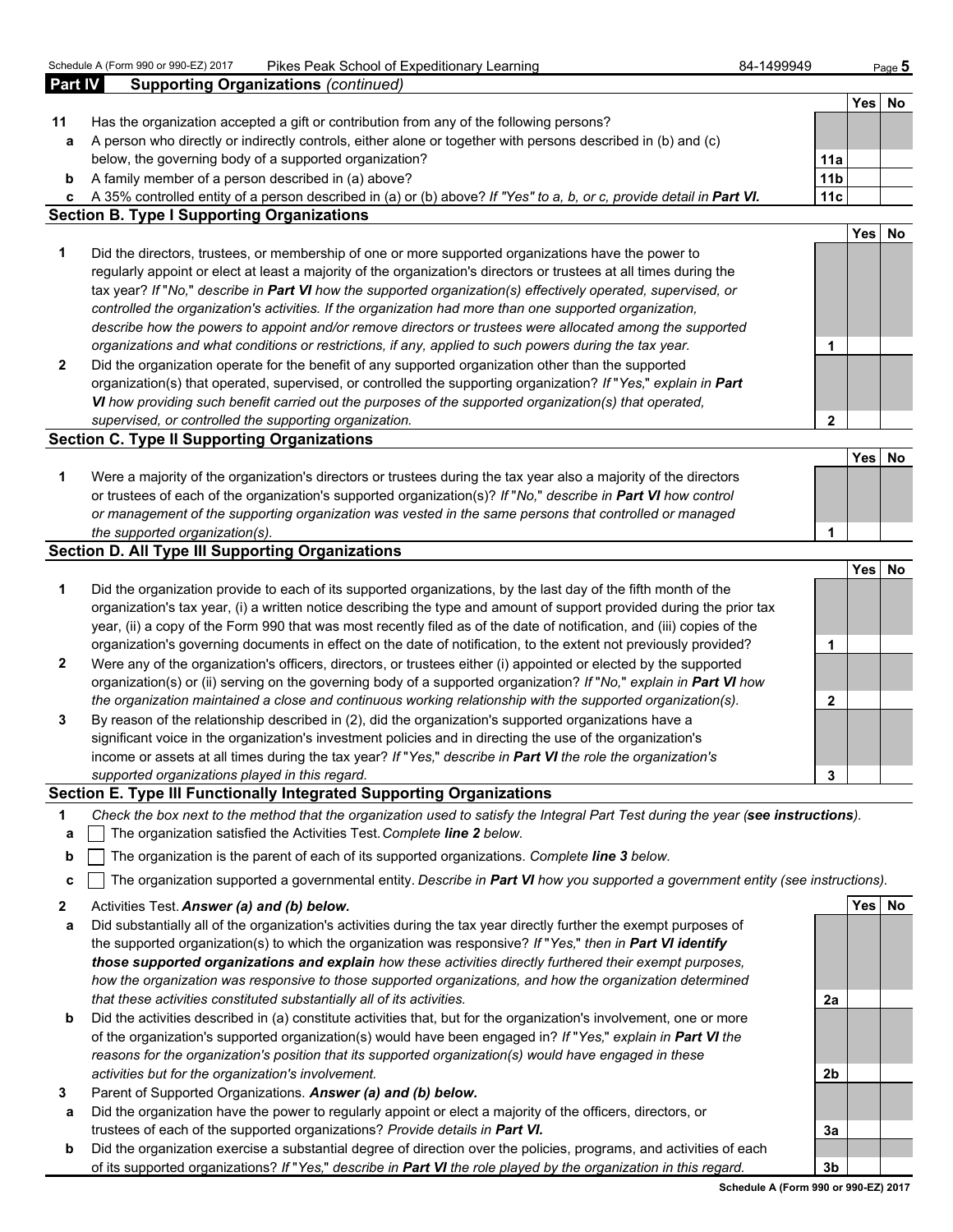**Part IV — Supporting Organizations** *(continued)*

| | | | Yes | No |
|---|---|---|---|---|
| **11** | Has the organization accepted a gift or contribution from any of the following persons? | | | |
| **a** | A person who directly or indirectly controls, either alone or together with persons described in (b) and (c) below, the governing body of a supported organization? | **11a** | | |
| **b** | A family member of a person described in (a) above? | **11b** | | |
| **c** | A 35% controlled entity of a person described in (a) or (b) above? *If "Yes" to a, b, or c, provide detail in **Part VI.*** | **11c** | | |

## Section B. Type I Supporting Organizations

| | | | Yes | No |
|---|---|---|---|---|
| **1** | Did the directors, trustees, or membership of one or more supported organizations have the power to regularly appoint or elect at least a majority of the organization's directors or trustees at all times during the tax year? *If "No," describe in **Part VI** how the supported organization(s) effectively operated, supervised, or controlled the organization's activities. If the organization had more than one supported organization, describe how the powers to appoint and/or remove directors or trustees were allocated among the supported organizations and what conditions or restrictions, if any, applied to such powers during the tax year.* | **1** | | |
| **2** | Did the organization operate for the benefit of any supported organization other than the supported organization(s) that operated, supervised, or controlled the supporting organization? *If "Yes," explain in **Part VI** how providing such benefit carried out the purposes of the supported organization(s) that operated, supervised, or controlled the supporting organization.* | **2** | | |

## Section C. Type II Supporting Organizations

| | | | Yes | No |
|---|---|---|---|---|
| **1** | Were a majority of the organization's directors or trustees during the tax year also a majority of the directors or trustees of each of the organization's supported organization(s)? *If "No," describe in **Part VI** how control or management of the supporting organization was vested in the same persons that controlled or managed the supported organization(s).* | **1** | | |

## Section D. All Type III Supporting Organizations

| | | | Yes | No |
|---|---|---|---|---|
| **1** | Did the organization provide to each of its supported organizations, by the last day of the fifth month of the organization's tax year, (i) a written notice describing the type and amount of support provided during the prior tax year, (ii) a copy of the Form 990 that was most recently filed as of the date of notification, and (iii) copies of the organization's governing documents in effect on the date of notification, to the extent not previously provided? | **1** | | |
| **2** | Were any of the organization's officers, directors, or trustees either (i) appointed or elected by the supported organization(s) or (ii) serving on the governing body of a supported organization? *If "No," explain in **Part VI** how the organization maintained a close and continuous working relationship with the supported organization(s).* | **2** | | |
| **3** | By reason of the relationship described in (2), did the organization's supported organizations have a significant voice in the organization's investment policies and in directing the use of the organization's income or assets at all times during the tax year? *If "Yes," describe in **Part VI** the role the organization's supported organizations played in this regard.* | **3** | | |

## Section E. Type III Functionally Integrated Supporting Organizations

**1** *Check the box next to the method that the organization used to satisfy the Integral Part Test during the year (**see instructions**).*

- **a** ☐ The organization satisfied the Activities Test. *Complete **line 2** below.*
- **b** ☐ The organization is the parent of each of its supported organizations. *Complete **line 3** below.*
- **c** ☐ The organization supported a governmental entity. *Describe in **Part VI** how you supported a government entity (see instructions).*

| | | | Yes | No |
|---|---|---|---|---|
| **2** | Activities Test. ***Answer (a) and (b) below.*** | | | |
| **a** | Did substantially all of the organization's activities during the tax year directly further the exempt purposes of the supported organization(s) to which the organization was responsive? *If "Yes," then in **Part VI identify those supported organizations and explain** how these activities directly furthered their exempt purposes, how the organization was responsive to those supported organizations, and how the organization determined that these activities constituted substantially all of its activities.* | **2a** | | |
| **b** | Did the activities described in (a) constitute activities that, but for the organization's involvement, one or more of the organization's supported organization(s) would have been engaged in? *If "Yes," explain in **Part VI** the reasons for the organization's position that its supported organization(s) would have engaged in these activities but for the organization's involvement.* | **2b** | | |
| **3** | Parent of Supported Organizations. ***Answer (a) and (b) below.*** | | | |
| **a** | Did the organization have the power to regularly appoint or elect a majority of the officers, directors, or trustees of each of the supported organizations? *Provide details in **Part VI.*** | **3a** | | |
| **b** | Did the organization exercise a substantial degree of direction over the policies, programs, and activities of each of its supported organizations? *If "Yes," describe in **Part VI** the role played by the organization in this regard.* | **3b** | | |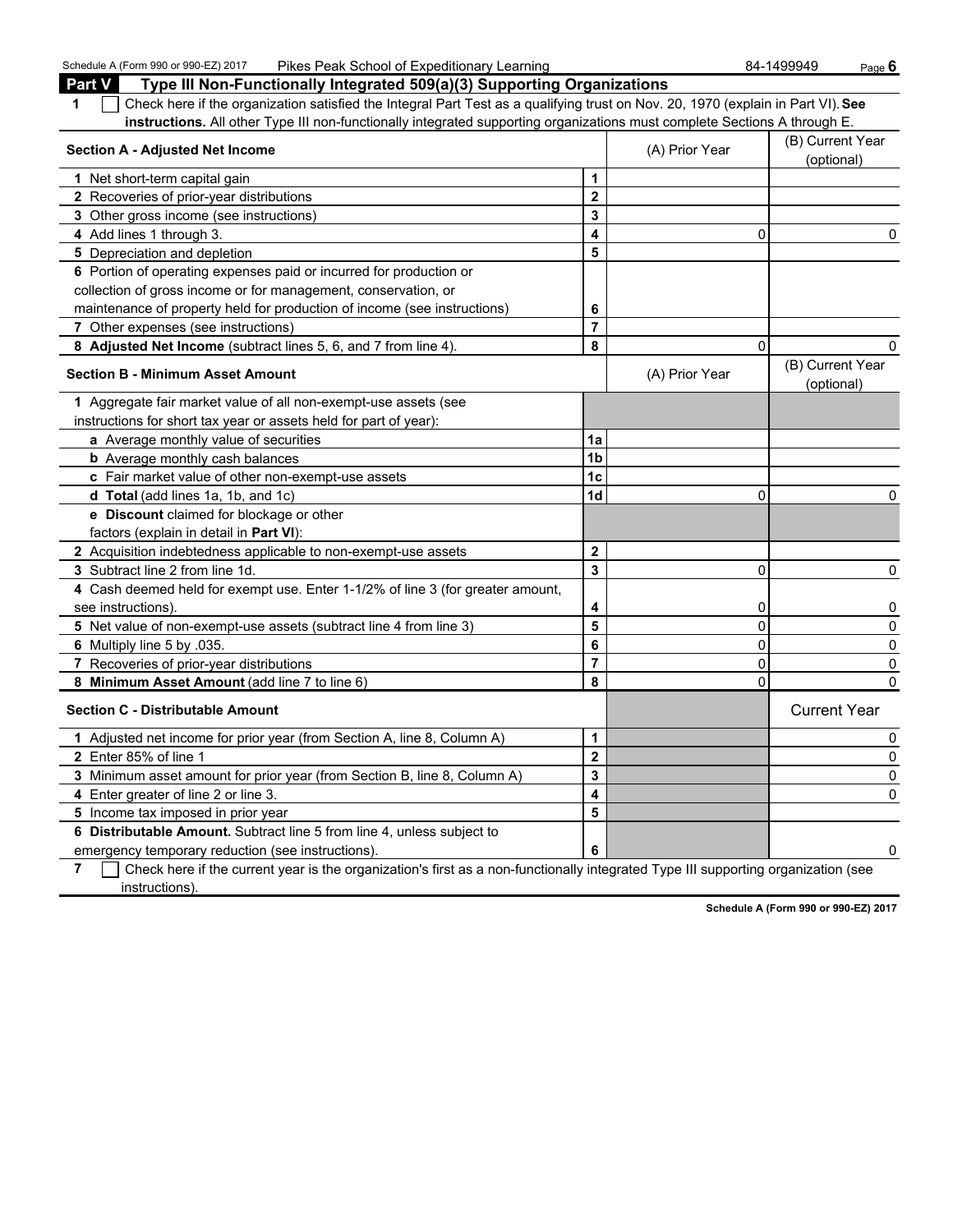## Part V Type III Non-Functionally Integrated 509(a)(3) Supporting Organizations

**1** ☐ Check here if the organization satisfied the Integral Part Test as a qualifying trust on Nov. 20, 1970 (explain in Part VI). **See instructions.** All other Type III non-functionally integrated supporting organizations must complete Sections A through E.

| **Section A - Adjusted Net Income** | | (A) Prior Year | (B) Current Year (optional) |
|---|---|---|---|
| **1** Net short-term capital gain | **1** | | |
| **2** Recoveries of prior-year distributions | **2** | | |
| **3** Other gross income (see instructions) | **3** | | |
| **4** Add lines 1 through 3. | **4** | 0 | 0 |
| **5** Depreciation and depletion | **5** | | |
| **6** Portion of operating expenses paid or incurred for production or collection of gross income or for management, conservation, or maintenance of property held for production of income (see instructions) | **6** | | |
| **7** Other expenses (see instructions) | **7** | | |
| **8 Adjusted Net Income** (subtract lines 5, 6, and 7 from line 4). | **8** | 0 | 0 |

| **Section B - Minimum Asset Amount** | | (A) Prior Year | (B) Current Year (optional) |
|---|---|---|---|
| **1** Aggregate fair market value of all non-exempt-use assets (see instructions for short tax year or assets held for part of year): | | | |
| **a** Average monthly value of securities | **1a** | | |
| **b** Average monthly cash balances | **1b** | | |
| **c** Fair market value of other non-exempt-use assets | **1c** | | |
| **d Total** (add lines 1a, 1b, and 1c) | **1d** | 0 | 0 |
| **e Discount** claimed for blockage or other factors (explain in detail in **Part VI**): | | | |
| **2** Acquisition indebtedness applicable to non-exempt-use assets | **2** | | |
| **3** Subtract line 2 from line 1d. | **3** | 0 | 0 |
| **4** Cash deemed held for exempt use. Enter 1-1/2% of line 3 (for greater amount, see instructions). | **4** | 0 | 0 |
| **5** Net value of non-exempt-use assets (subtract line 4 from line 3) | **5** | 0 | 0 |
| **6** Multiply line 5 by .035. | **6** | 0 | 0 |
| **7** Recoveries of prior-year distributions | **7** | 0 | 0 |
| **8 Minimum Asset Amount** (add line 7 to line 6) | **8** | 0 | 0 |

| **Section C - Distributable Amount** | | | Current Year |
|---|---|---|---|
| **1** Adjusted net income for prior year (from Section A, line 8, Column A) | **1** | | 0 |
| **2** Enter 85% of line 1 | **2** | | 0 |
| **3** Minimum asset amount for prior year (from Section B, line 8, Column A) | **3** | | 0 |
| **4** Enter greater of line 2 or line 3. | **4** | | 0 |
| **5** Income tax imposed in prior year | **5** | | |
| **6 Distributable Amount.** Subtract line 5 from line 4, unless subject to emergency temporary reduction (see instructions). | **6** | | 0 |

**7** ☐ Check here if the current year is the organization's first as a non-functionally integrated Type III supporting organization (see instructions).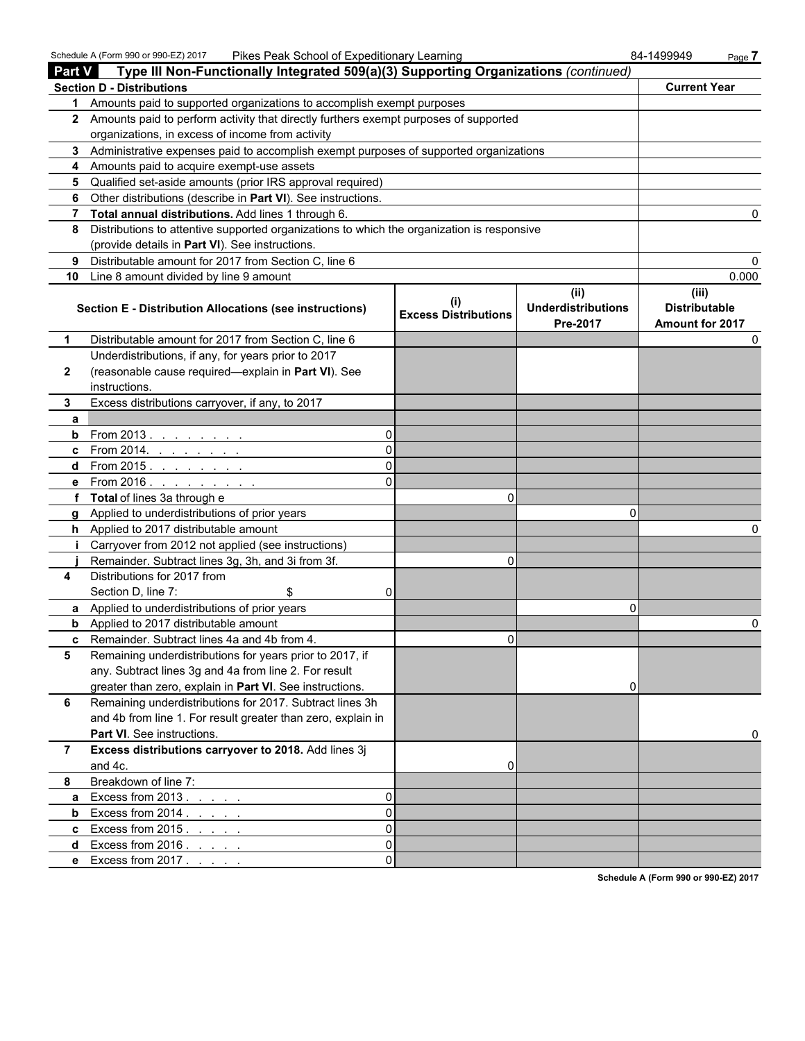## Part V Type III Non-Functionally Integrated 509(a)(3) Supporting Organizations *(continued)*

| Section D - Distributions | | Current Year |
|---|---|---|
| 1 | Amounts paid to supported organizations to accomplish exempt purposes | |
| 2 | Amounts paid to perform activity that directly furthers exempt purposes of supported organizations, in excess of income from activity | |
| 3 | Administrative expenses paid to accomplish exempt purposes of supported organizations | |
| 4 | Amounts paid to acquire exempt-use assets | |
| 5 | Qualified set-aside amounts (prior IRS approval required) | |
| 6 | Other distributions (describe in **Part VI**). See instructions. | |
| 7 | **Total annual distributions.** Add lines 1 through 6. | 0 |
| 8 | Distributions to attentive supported organizations to which the organization is responsive (provide details in **Part VI**). See instructions. | |
| 9 | Distributable amount for 2017 from Section C, line 6 | 0 |
| 10 | Line 8 amount divided by line 9 amount | 0.000 |

| | Section E - Distribution Allocations (see instructions) | | (i) Excess Distributions | (ii) Underdistributions Pre-2017 | (iii) Distributable Amount for 2017 |
|---|---|---|---|---|---|
| 1 | Distributable amount for 2017 from Section C, line 6 | | | | 0 |
| 2 | Underdistributions, if any, for years prior to 2017 (reasonable cause required—explain in **Part VI**). See instructions. | | | | |
| 3 | Excess distributions carryover, if any, to 2017 | | | | |
| a | | | | | |
| b | From 2013 . . . . . . . . | 0 | | | |
| c | From 2014. . . . . . . . | 0 | | | |
| d | From 2015 . . . . . . . . | 0 | | | |
| e | From 2016 . . . . . . . . . | 0 | | | |
| f | **Total** of lines 3a through e | | 0 | | |
| g | Applied to underdistributions of prior years | | | 0 | |
| h | Applied to 2017 distributable amount | | | | 0 |
| i | Carryover from 2012 not applied (see instructions) | | | | |
| j | Remainder. Subtract lines 3g, 3h, and 3i from 3f. | | 0 | | |
| 4 | Distributions for 2017 from Section D, line 7: $ | 0 | | | |
| a | Applied to underdistributions of prior years | | | 0 | |
| b | Applied to 2017 distributable amount | | | | 0 |
| c | Remainder. Subtract lines 4a and 4b from 4. | | 0 | | |
| 5 | Remaining underdistributions for years prior to 2017, if any. Subtract lines 3g and 4a from line 2. For result greater than zero, explain in **Part VI**. See instructions. | | | 0 | |
| 6 | Remaining underdistributions for 2017. Subtract lines 3h and 4b from line 1. For result greater than zero, explain in **Part VI**. See instructions. | | | | 0 |
| 7 | **Excess distributions carryover to 2018.** Add lines 3j and 4c. | | 0 | | |
| 8 | Breakdown of line 7: | | | | |
| a | Excess from 2013 . . . . . | 0 | | | |
| b | Excess from 2014 . . . . . | 0 | | | |
| c | Excess from 2015 . . . . . | 0 | | | |
| d | Excess from 2016 . . . . . | 0 | | | |
| e | Excess from 2017 . . . . . | 0 | | | |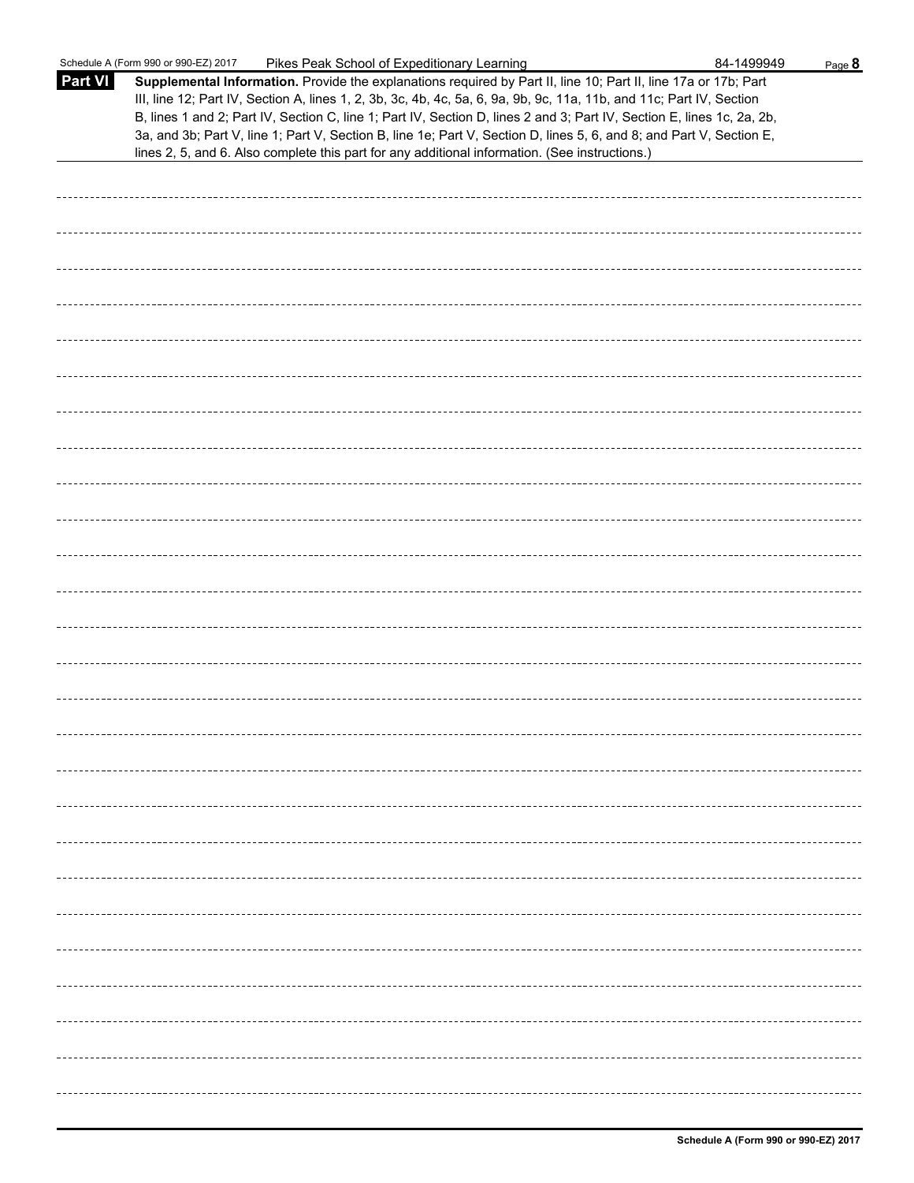Schedule A (Form 990 or 990-EZ) 2017 Pikes Peak School of Expeditionary Learning 84-1499949

**Part VI** **Supplemental Information.** Provide the explanations required by Part II, line 10; Part II, line 17a or 17b; Part III, line 12; Part IV, Section A, lines 1, 2, 3b, 3c, 4b, 4c, 5a, 6, 9a, 9b, 9c, 11a, 11b, and 11c; Part IV, Section B, lines 1 and 2; Part IV, Section C, line 1; Part IV, Section D, lines 2 and 3; Part IV, Section E, lines 1c, 2a, 2b, 3a, and 3b; Part V, line 1; Part V, Section B, line 1e; Part V, Section D, lines 5, 6, and 8; and Part V, Section E, lines 2, 5, and 6. Also complete this part for any additional information. (See instructions.)

**Schedule A (Form 990 or 990-EZ) 2017**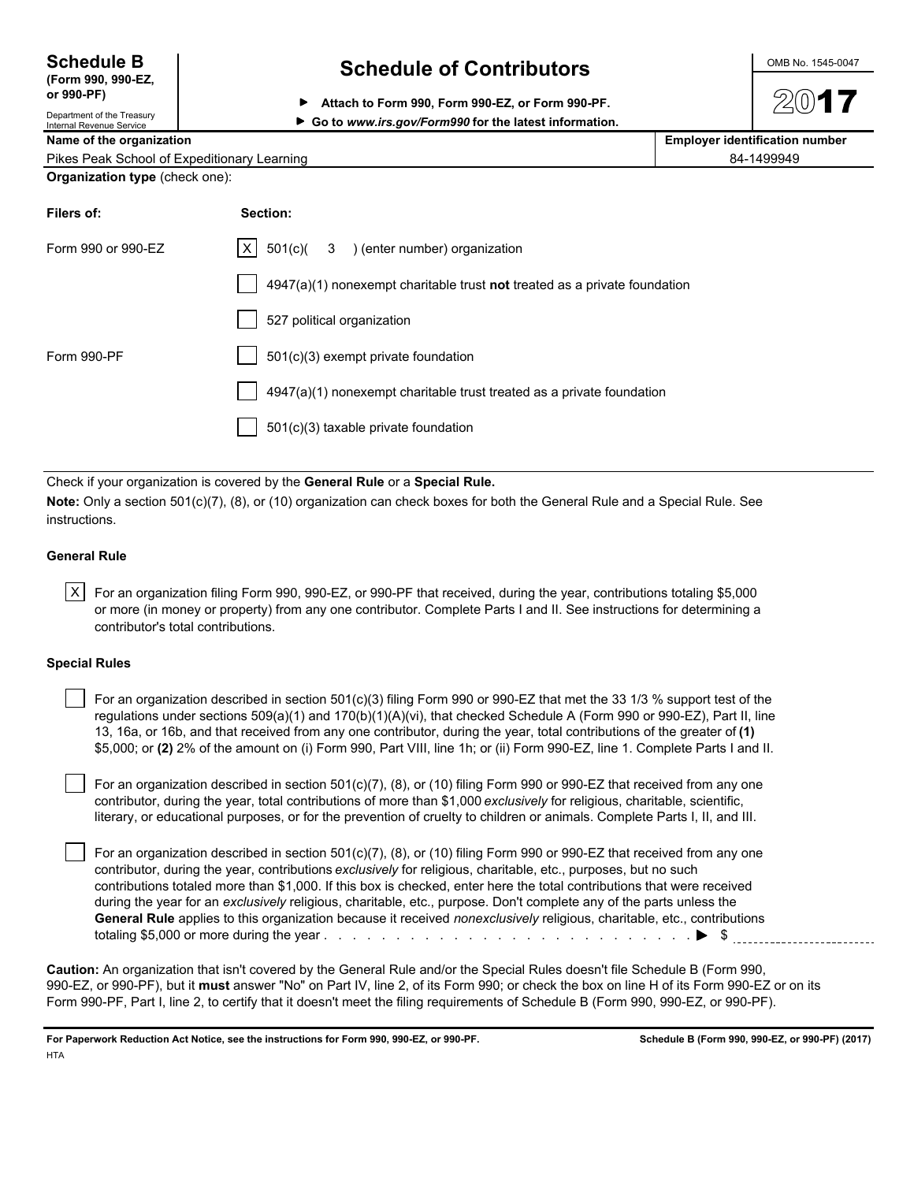**Schedule B (Form 990, 990-EZ, or 990-PF)**

Department of the Treasury
Internal Revenue Service

# Schedule of Contributors

▶ **Attach to Form 990, Form 990-EZ, or Form 990-PF.**

▶ **Go to www.irs.gov/Form990 for the latest information.**

OMB No. 1545-0047

**2017**

| Name of the organization | Employer identification number |
|---|---|
| Pikes Peak School of Expeditionary Learning | 84-1499949 |

**Organization type** (check one):

| Filers of: | Section: |
|---|---|
| Form 990 or 990-EZ | [X] 501(c)( 3 ) (enter number) organization |
| | [ ] 4947(a)(1) nonexempt charitable trust **not** treated as a private foundation |
| | [ ] 527 political organization |
| Form 990-PF | [ ] 501(c)(3) exempt private foundation |
| | [ ] 4947(a)(1) nonexempt charitable trust treated as a private foundation |
| | [ ] 501(c)(3) taxable private foundation |

Check if your organization is covered by the **General Rule** or a **Special Rule.**

**Note:** Only a section 501(c)(7), (8), or (10) organization can check boxes for both the General Rule and a Special Rule. See instructions.

### General Rule

[X] For an organization filing Form 990, 990-EZ, or 990-PF that received, during the year, contributions totaling $5,000 or more (in money or property) from any one contributor. Complete Parts I and II. See instructions for determining a contributor's total contributions.

### Special Rules

[ ] For an organization described in section 501(c)(3) filing Form 990 or 990-EZ that met the 33 1/3 % support test of the regulations under sections 509(a)(1) and 170(b)(1)(A)(vi), that checked Schedule A (Form 990 or 990-EZ), Part II, line 13, 16a, or 16b, and that received from any one contributor, during the year, total contributions of the greater of **(1)** $5,000; or **(2)** 2% of the amount on (i) Form 990, Part VIII, line 1h; or (ii) Form 990-EZ, line 1. Complete Parts I and II.

[ ] For an organization described in section 501(c)(7), (8), or (10) filing Form 990 or 990-EZ that received from any one contributor, during the year, total contributions of more than $1,000 *exclusively* for religious, charitable, scientific, literary, or educational purposes, or for the prevention of cruelty to children or animals. Complete Parts I, II, and III.

[ ] For an organization described in section 501(c)(7), (8), or (10) filing Form 990 or 990-EZ that received from any one contributor, during the year, contributions *exclusively* for religious, charitable, etc., purposes, but no such contributions totaled more than $1,000. If this box is checked, enter here the total contributions that were received during the year for an *exclusively* religious, charitable, etc., purpose. Don't complete any of the parts unless the **General Rule** applies to this organization because it received *nonexclusively* religious, charitable, etc., contributions totaling $5,000 or more during the year . . . . . . . . . . . . . . . . . . . . . . . . . . . . . . ▶ $ ________

**Caution:** An organization that isn't covered by the General Rule and/or the Special Rules doesn't file Schedule B (Form 990, 990-EZ, or 990-PF), but it **must** answer "No" on Part IV, line 2, of its Form 990; or check the box on line H of its Form 990-EZ or on its Form 990-PF, Part I, line 2, to certify that it doesn't meet the filing requirements of Schedule B (Form 990, 990-EZ, or 990-PF).

**For Paperwork Reduction Act Notice, see the instructions for Form 990, 990-EZ, or 990-PF.** **Schedule B (Form 990, 990-EZ, or 990-PF) (2017)**

HTA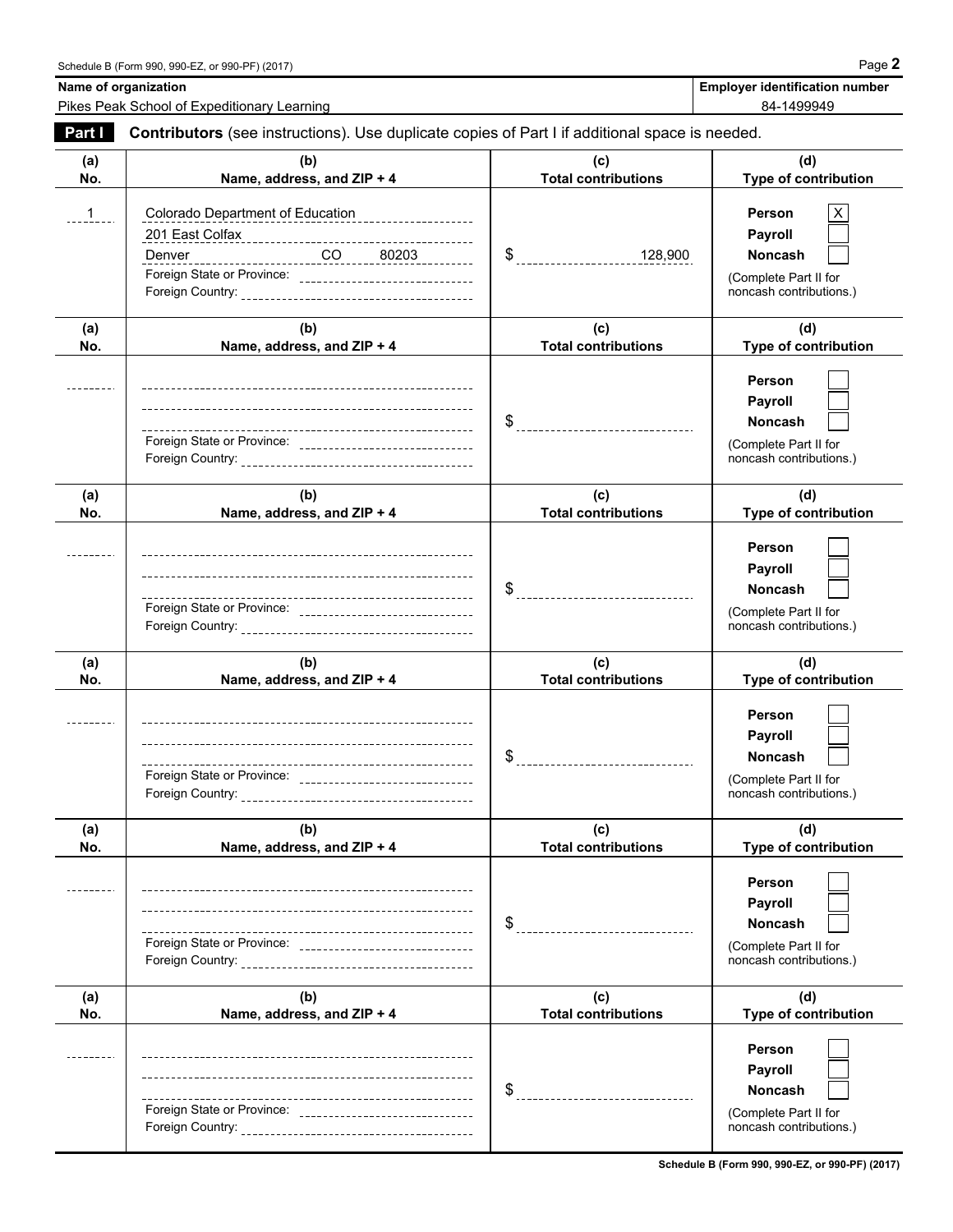Schedule B (Form 990, 990-EZ, or 990-PF) (2017)

| Name of organization | Employer identification number |
|---|---|
| Pikes Peak School of Expeditionary Learning | 84-1499949 |

**Part I** **Contributors** (see instructions). Use duplicate copies of Part I if additional space is needed.

| (a) No. | (b) Name, address, and ZIP + 4 | (c) Total contributions | (d) Type of contribution |
|---|---|---|---|
| 1 | Colorado Department of Education<br>201 East Colfax<br>Denver CO 80203<br>Foreign State or Province:<br>Foreign Country: | $ 128,900 | Person [X]<br>Payroll [ ]<br>Noncash [ ]<br>(Complete Part II for noncash contributions.) |
| | Foreign State or Province:<br>Foreign Country: | $ | Person [ ]<br>Payroll [ ]<br>Noncash [ ]<br>(Complete Part II for noncash contributions.) |
| | Foreign State or Province:<br>Foreign Country: | $ | Person [ ]<br>Payroll [ ]<br>Noncash [ ]<br>(Complete Part II for noncash contributions.) |
| | Foreign State or Province:<br>Foreign Country: | $ | Person [ ]<br>Payroll [ ]<br>Noncash [ ]<br>(Complete Part II for noncash contributions.) |
| | Foreign State or Province:<br>Foreign Country: | $ | Person [ ]<br>Payroll [ ]<br>Noncash [ ]<br>(Complete Part II for noncash contributions.) |
| | Foreign State or Province:<br>Foreign Country: | $ | Person [ ]<br>Payroll [ ]<br>Noncash [ ]<br>(Complete Part II for noncash contributions.) |

Schedule B (Form 990, 990-EZ, or 990-PF) (2017)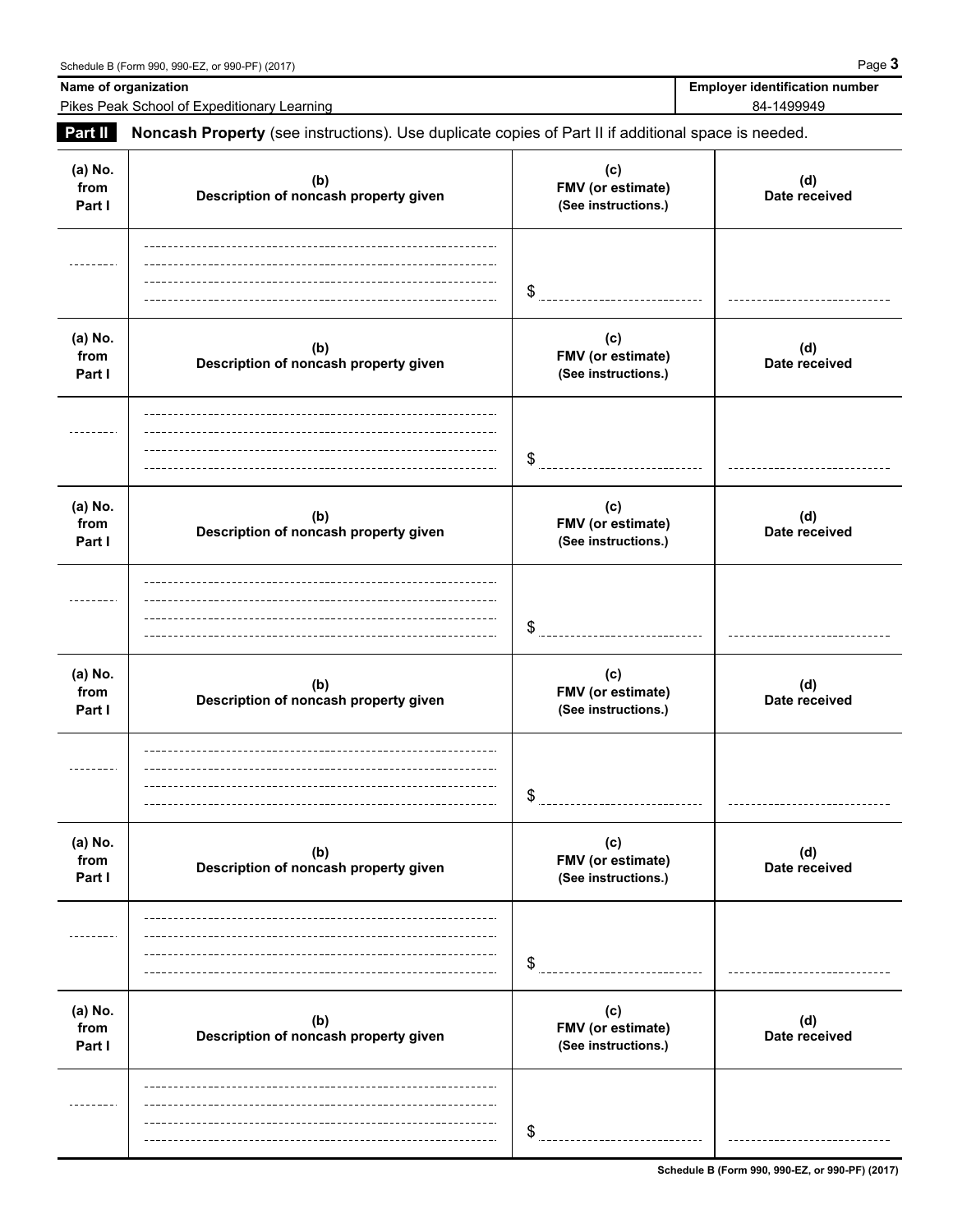Schedule B (Form 990, 990-EZ, or 990-PF) (2017) Page **3**

| **Name of organization** | **Employer identification number** |
|---|---|
| Pikes Peak School of Expeditionary Learning | 84-1499949 |

**Part II** **Noncash Property** (see instructions). Use duplicate copies of Part II if additional space is needed.

| **(a) No. from Part I** | **(b) Description of noncash property given** | **(c) FMV (or estimate) (See instructions.)** | **(d) Date received** |
|---|---|---|---|
| | | $ | |

| **(a) No. from Part I** | **(b) Description of noncash property given** | **(c) FMV (or estimate) (See instructions.)** | **(d) Date received** |
|---|---|---|---|
| | | $ | |

| **(a) No. from Part I** | **(b) Description of noncash property given** | **(c) FMV (or estimate) (See instructions.)** | **(d) Date received** |
|---|---|---|---|
| | | $ | |

| **(a) No. from Part I** | **(b) Description of noncash property given** | **(c) FMV (or estimate) (See instructions.)** | **(d) Date received** |
|---|---|---|---|
| | | $ | |

| **(a) No. from Part I** | **(b) Description of noncash property given** | **(c) FMV (or estimate) (See instructions.)** | **(d) Date received** |
|---|---|---|---|
| | | $ | |

| **(a) No. from Part I** | **(b) Description of noncash property given** | **(c) FMV (or estimate) (See instructions.)** | **(d) Date received** |
|---|---|---|---|
| | | $ | |

**Schedule B (Form 990, 990-EZ, or 990-PF) (2017)**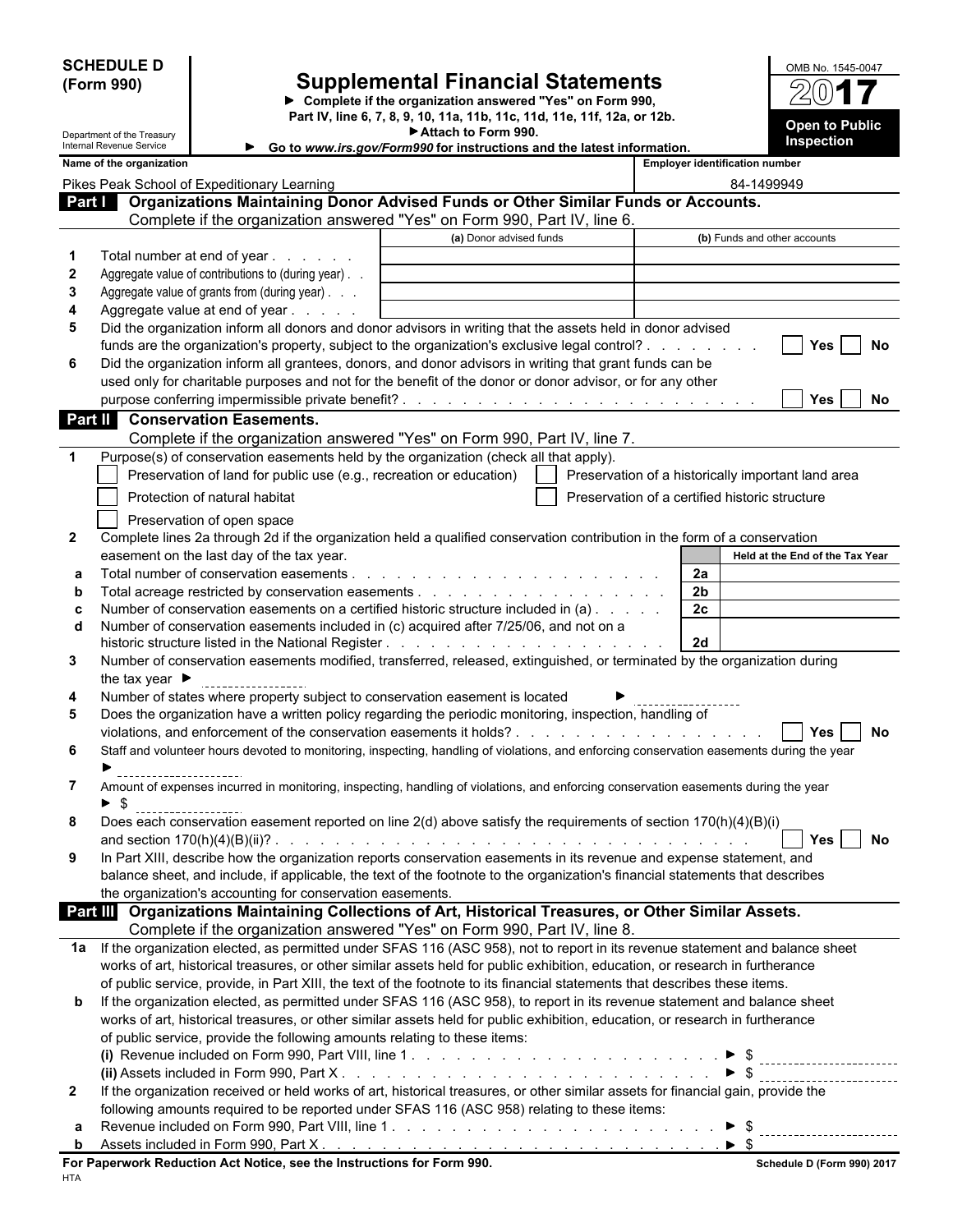**SCHEDULE D (Form 990)**

Department of the Treasury
Internal Revenue Service

# Supplemental Financial Statements

▶ Complete if the organization answered "Yes" on Form 990, Part IV, line 6, 7, 8, 9, 10, 11a, 11b, 11c, 11d, 11e, 11f, 12a, or 12b.
▶ Attach to Form 990.
▶ Go to *www.irs.gov/Form990* for instructions and the latest information.

OMB No. 1545-0047

**2017**

**Open to Public Inspection**

| Name of the organization | Employer identification number |
|---|---|
| Pikes Peak School of Expeditionary Learning | 84-1499949 |

## Part I Organizations Maintaining Donor Advised Funds or Other Similar Funds or Accounts.

Complete if the organization answered "Yes" on Form 990, Part IV, line 6.

| | | (a) Donor advised funds | (b) Funds and other accounts |
|---|---|---|---|
| 1 | Total number at end of year | | |
| 2 | Aggregate value of contributions to (during year) | | |
| 3 | Aggregate value of grants from (during year) | | |
| 4 | Aggregate value at end of year | | |

5 Did the organization inform all donors and donor advisors in writing that the assets held in donor advised funds are the organization's property, subject to the organization's exclusive legal control? ☐ Yes ☐ No

6 Did the organization inform all grantees, donors, and donor advisors in writing that grant funds can be used only for charitable purposes and not for the benefit of the donor or donor advisor, or for any other purpose conferring impermissible private benefit? ☐ Yes ☐ No

## Part II Conservation Easements.

Complete if the organization answered "Yes" on Form 990, Part IV, line 7.

1 Purpose(s) of conservation easements held by the organization (check all that apply).

- ☐ Preservation of land for public use (e.g., recreation or education)
- ☐ Preservation of a historically important land area
- ☐ Protection of natural habitat
- ☐ Preservation of a certified historic structure
- ☐ Preservation of open space

2 Complete lines 2a through 2d if the organization held a qualified conservation contribution in the form of a conservation easement on the last day of the tax year.

| | | | Held at the End of the Tax Year |
|---|---|---|---|
| a | Total number of conservation easements | 2a | |
| b | Total acreage restricted by conservation easements | 2b | |
| c | Number of conservation easements on a certified historic structure included in (a) | 2c | |
| d | Number of conservation easements included in (c) acquired after 7/25/06, and not on a historic structure listed in the National Register | 2d | |

3 Number of conservation easements modified, transferred, released, extinguished, or terminated by the organization during the tax year ▶

4 Number of states where property subject to conservation easement is located ▶

5 Does the organization have a written policy regarding the periodic monitoring, inspection, handling of violations, and enforcement of the conservation easements it holds? ☐ Yes ☐ No

6 Staff and volunteer hours devoted to monitoring, inspecting, handling of violations, and enforcing conservation easements during the year ▶

7 Amount of expenses incurred in monitoring, inspecting, handling of violations, and enforcing conservation easements during the year ▶ $

8 Does each conservation easement reported on line 2(d) above satisfy the requirements of section 170(h)(4)(B)(i) and section 170(h)(4)(B)(ii)? ☐ Yes ☐ No

9 In Part XIII, describe how the organization reports conservation easements in its revenue and expense statement, and balance sheet, and include, if applicable, the text of the footnote to the organization's financial statements that describes the organization's accounting for conservation easements.

## Part III Organizations Maintaining Collections of Art, Historical Treasures, or Other Similar Assets.

Complete if the organization answered "Yes" on Form 990, Part IV, line 8.

1a If the organization elected, as permitted under SFAS 116 (ASC 958), not to report in its revenue statement and balance sheet works of art, historical treasures, or other similar assets held for public exhibition, education, or research in furtherance of public service, provide, in Part XIII, the text of the footnote to its financial statements that describes these items.

b If the organization elected, as permitted under SFAS 116 (ASC 958), to report in its revenue statement and balance sheet works of art, historical treasures, or other similar assets held for public exhibition, education, or research in furtherance of public service, provide the following amounts relating to these items:

(i) Revenue included on Form 990, Part VIII, line 1 ▶ $

(ii) Assets included in Form 990, Part X ▶ $

2 If the organization received or held works of art, historical treasures, or other similar assets for financial gain, provide the following amounts required to be reported under SFAS 116 (ASC 958) relating to these items:

a Revenue included on Form 990, Part VIII, line 1 ▶ $

b Assets included in Form 990, Part X ▶ $

**For Paperwork Reduction Act Notice, see the Instructions for Form 990.** HTA **Schedule D (Form 990) 2017**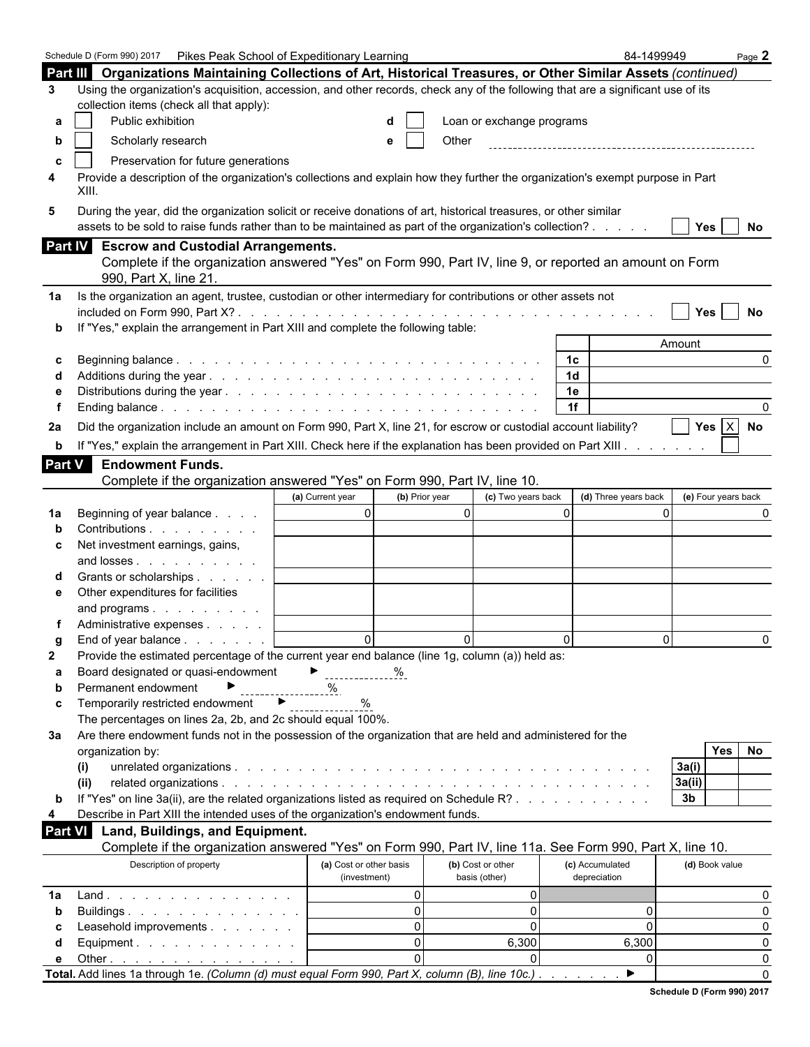Schedule D (Form 990) 2017 Pikes Peak School of Expeditionary Learning 84-1499949 Page **2**

## Part III Organizations Maintaining Collections of Art, Historical Treasures, or Other Similar Assets *(continued)*

**3** Using the organization's acquisition, accession, and other records, check any of the following that are a significant use of its collection items (check all that apply):

- **a** ☐ Public exhibition
- **b** ☐ Scholarly research
- **c** ☐ Preservation for future generations
- **d** ☐ Loan or exchange programs
- **e** ☐ Other

**4** Provide a description of the organization's collections and explain how they further the organization's exempt purpose in Part XIII.

**5** During the year, did the organization solicit or receive donations of art, historical treasures, or other similar assets to be sold to raise funds rather than to be maintained as part of the organization's collection? ☐ Yes ☐ No

## Part IV Escrow and Custodial Arrangements.

Complete if the organization answered "Yes" on Form 990, Part IV, line 9, or reported an amount on Form 990, Part X, line 21.

**1a** Is the organization an agent, trustee, custodian or other intermediary for contributions or other assets not included on Form 990, Part X? ☐ Yes ☐ No

**b** If "Yes," explain the arrangement in Part XIII and complete the following table:

| | | | Amount |
|---|---|---|---|
| **c** | Beginning balance | 1c | 0 |
| **d** | Additions during the year | 1d | |
| **e** | Distributions during the year | 1e | |
| **f** | Ending balance | 1f | 0 |

**2a** Did the organization include an amount on Form 990, Part X, line 21, for escrow or custodial account liability? ☐ Yes ☒ No

**b** If "Yes," explain the arrangement in Part XIII. Check here if the explanation has been provided on Part XIII ☐

## Part V Endowment Funds.

Complete if the organization answered "Yes" on Form 990, Part IV, line 10.

| | | (a) Current year | (b) Prior year | (c) Two years back | (d) Three years back | (e) Four years back |
|---|---|---|---|---|---|---|
| **1a** | Beginning of year balance | 0 | 0 | 0 | 0 | 0 |
| **b** | Contributions | | | | | |
| **c** | Net investment earnings, gains, and losses | | | | | |
| **d** | Grants or scholarships | | | | | |
| **e** | Other expenditures for facilities and programs | | | | | |
| **f** | Administrative expenses | | | | | |
| **g** | End of year balance | 0 | 0 | 0 | 0 | 0 |

**2** Provide the estimated percentage of the current year end balance (line 1g, column (a)) held as:

- **a** Board designated or quasi-endowment ► %
- **b** Permanent endowment ► %
- **c** Temporarily restricted endowment ► %

The percentages on lines 2a, 2b, and 2c should equal 100%.

**3a** Are there endowment funds not in the possession of the organization that are held and administered for the organization by:

| | | | Yes | No |
|---|---|---|---|---|
| **(i)** | unrelated organizations | 3a(i) | | |
| **(ii)** | related organizations | 3a(ii) | | |
| **b** | If "Yes" on line 3a(ii), are the related organizations listed as required on Schedule R? | 3b | | |

**4** Describe in Part XIII the intended uses of the organization's endowment funds.

## Part VI Land, Buildings, and Equipment.

Complete if the organization answered "Yes" on Form 990, Part IV, line 11a. See Form 990, Part X, line 10.

| | Description of property | (a) Cost or other basis (investment) | (b) Cost or other basis (other) | (c) Accumulated depreciation | (d) Book value |
|---|---|---|---|---|---|
| **1a** | Land | 0 | 0 | | 0 |
| **b** | Buildings | 0 | 0 | 0 | 0 |
| **c** | Leasehold improvements | 0 | 0 | 0 | 0 |
| **d** | Equipment | 0 | 6,300 | 6,300 | 0 |
| **e** | Other | 0 | 0 | 0 | 0 |

**Total.** Add lines 1a through 1e. *(Column (d) must equal Form 990, Part X, column (B), line 10c.)* ► 0

**Schedule D (Form 990) 2017**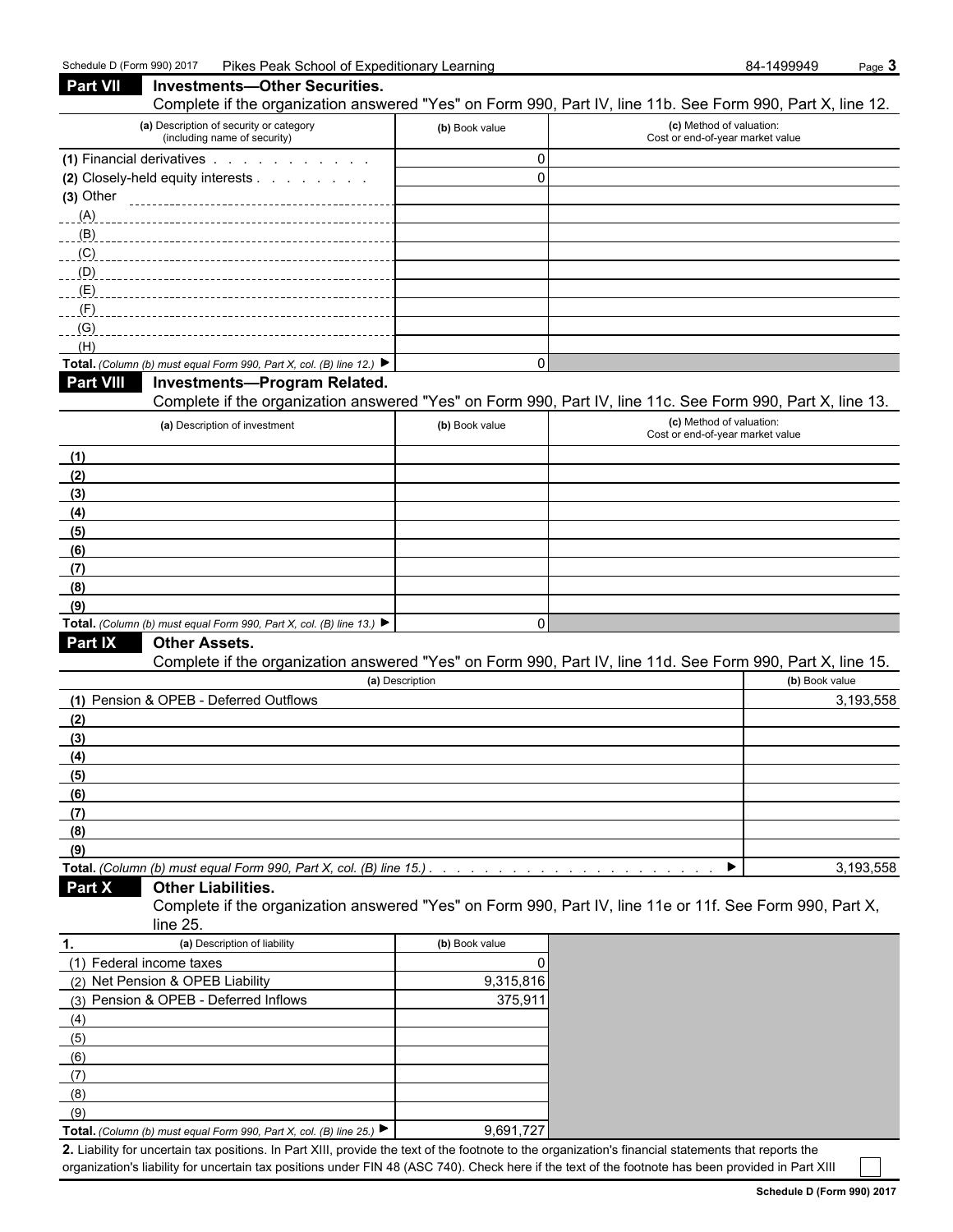Schedule D (Form 990) 2017 Pikes Peak School of Expeditionary Learning 84-1499949

## Part VII Investments—Other Securities.

Complete if the organization answered "Yes" on Form 990, Part IV, line 11b. See Form 990, Part X, line 12.

| (a) Description of security or category (including name of security) | (b) Book value | (c) Method of valuation: Cost or end-of-year market value |
|---|---|---|
| (1) Financial derivatives | 0 | |
| (2) Closely-held equity interests | 0 | |
| (3) Other | | |
| (A) | | |
| (B) | | |
| (C) | | |
| (D) | | |
| (E) | | |
| (F) | | |
| (G) | | |
| (H) | | |
| **Total.** *(Column (b) must equal Form 990, Part X, col. (B) line 12.)* ▶ | 0 | |

## Part VIII Investments—Program Related.

Complete if the organization answered "Yes" on Form 990, Part IV, line 11c. See Form 990, Part X, line 13.

| (a) Description of investment | (b) Book value | (c) Method of valuation: Cost or end-of-year market value |
|---|---|---|
| (1) | | |
| (2) | | |
| (3) | | |
| (4) | | |
| (5) | | |
| (6) | | |
| (7) | | |
| (8) | | |
| (9) | | |
| **Total.** *(Column (b) must equal Form 990, Part X, col. (B) line 13.)* ▶ | 0 | |

## Part IX Other Assets.

Complete if the organization answered "Yes" on Form 990, Part IV, line 11d. See Form 990, Part X, line 15.

| (a) Description | (b) Book value |
|---|---|
| (1) Pension & OPEB - Deferred Outflows | 3,193,558 |
| (2) | |
| (3) | |
| (4) | |
| (5) | |
| (6) | |
| (7) | |
| (8) | |
| (9) | |
| **Total.** *(Column (b) must equal Form 990, Part X, col. (B) line 15.)* ▶ | 3,193,558 |

## Part X Other Liabilities.

Complete if the organization answered "Yes" on Form 990, Part IV, line 11e or 11f. See Form 990, Part X, line 25.

| 1. (a) Description of liability | (b) Book value |
|---|---|
| (1) Federal income taxes | 0 |
| (2) Net Pension & OPEB Liability | 9,315,816 |
| (3) Pension & OPEB - Deferred Inflows | 375,911 |
| (4) | |
| (5) | |
| (6) | |
| (7) | |
| (8) | |
| (9) | |
| **Total.** *(Column (b) must equal Form 990, Part X, col. (B) line 25.)* ▶ | 9,691,727 |

**2.** Liability for uncertain tax positions. In Part XIII, provide the text of the footnote to the organization's financial statements that reports the organization's liability for uncertain tax positions under FIN 48 (ASC 740). Check here if the text of the footnote has been provided in Part XIII ☐

Schedule D (Form 990) 2017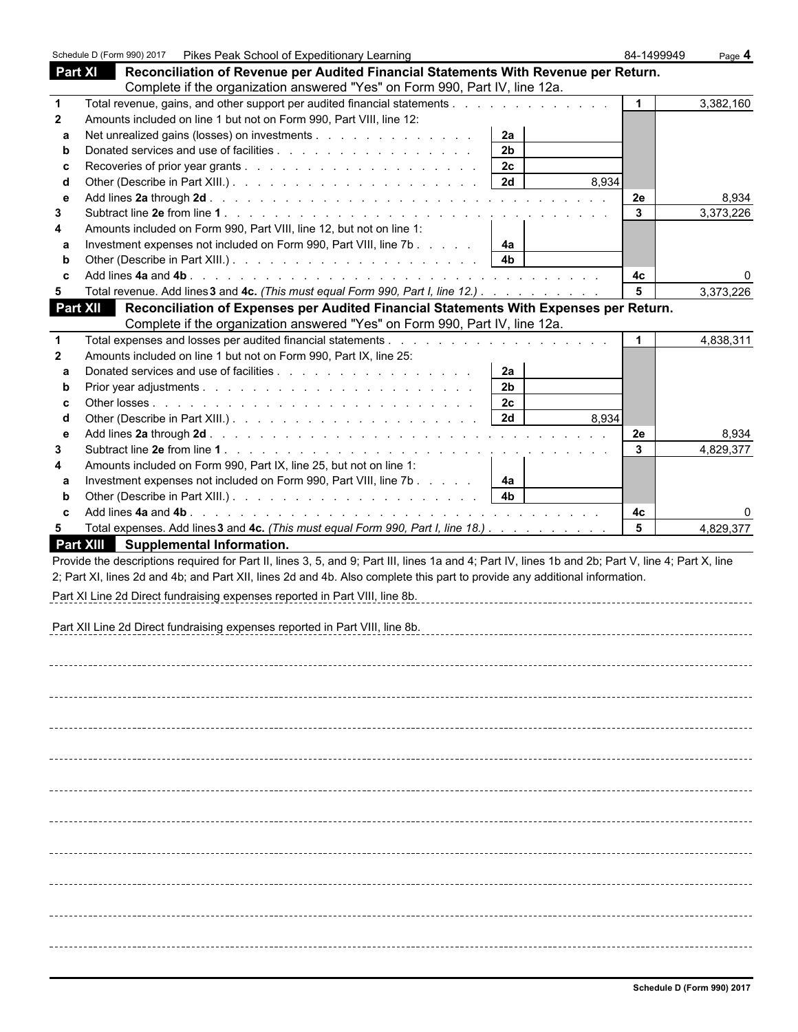Schedule D (Form 990) 2017 Pikes Peak School of Expeditionary Learning 84-1499949 Page **4**

## Part XI Reconciliation of Revenue per Audited Financial Statements With Revenue per Return.

Complete if the organization answered "Yes" on Form 990, Part IV, line 12a.

| | | | | | |
|---|---|---|---|---|---|
| **1** | Total revenue, gains, and other support per audited financial statements | | | **1** | 3,382,160 |
| **2** | Amounts included on line 1 but not on Form 990, Part VIII, line 12: | | | | |
| **a** | Net unrealized gains (losses) on investments | **2a** | | | |
| **b** | Donated services and use of facilities | **2b** | | | |
| **c** | Recoveries of prior year grants | **2c** | | | |
| **d** | Other (Describe in Part XIII.) | **2d** | 8,934 | | |
| **e** | Add lines **2a** through **2d** | | | **2e** | 8,934 |
| **3** | Subtract line **2e** from line **1** | | | **3** | 3,373,226 |
| **4** | Amounts included on Form 990, Part VIII, line 12, but not on line 1: | | | | |
| **a** | Investment expenses not included on Form 990, Part VIII, line 7b | **4a** | | | |
| **b** | Other (Describe in Part XIII.) | **4b** | | | |
| **c** | Add lines **4a** and **4b** | | | **4c** | 0 |
| **5** | Total revenue. Add lines **3** and **4c.** *(This must equal Form 990, Part I, line 12.)* | | | **5** | 3,373,226 |

## Part XII Reconciliation of Expenses per Audited Financial Statements With Expenses per Return.

Complete if the organization answered "Yes" on Form 990, Part IV, line 12a.

| | | | | | |
|---|---|---|---|---|---|
| **1** | Total expenses and losses per audited financial statements | | | **1** | 4,838,311 |
| **2** | Amounts included on line 1 but not on Form 990, Part IX, line 25: | | | | |
| **a** | Donated services and use of facilities | **2a** | | | |
| **b** | Prior year adjustments | **2b** | | | |
| **c** | Other losses | **2c** | | | |
| **d** | Other (Describe in Part XIII.) | **2d** | 8,934 | | |
| **e** | Add lines **2a** through **2d** | | | **2e** | 8,934 |
| **3** | Subtract line **2e** from line **1** | | | **3** | 4,829,377 |
| **4** | Amounts included on Form 990, Part IX, line 25, but not on line 1: | | | | |
| **a** | Investment expenses not included on Form 990, Part VIII, line 7b | **4a** | | | |
| **b** | Other (Describe in Part XIII.) | **4b** | | | |
| **c** | Add lines **4a** and **4b** | | | **4c** | 0 |
| **5** | Total expenses. Add lines **3** and **4c.** *(This must equal Form 990, Part I, line 18.)* | | | **5** | 4,829,377 |

## Part XIII Supplemental Information.

Provide the descriptions required for Part II, lines 3, 5, and 9; Part III, lines 1a and 4; Part IV, lines 1b and 2b; Part V, line 4; Part X, line 2; Part XI, lines 2d and 4b; and Part XII, lines 2d and 4b. Also complete this part to provide any additional information.

Part XI Line 2d Direct fundraising expenses reported in Part VIII, line 8b.

Part XII Line 2d Direct fundraising expenses reported in Part VIII, line 8b.

**Schedule D (Form 990) 2017**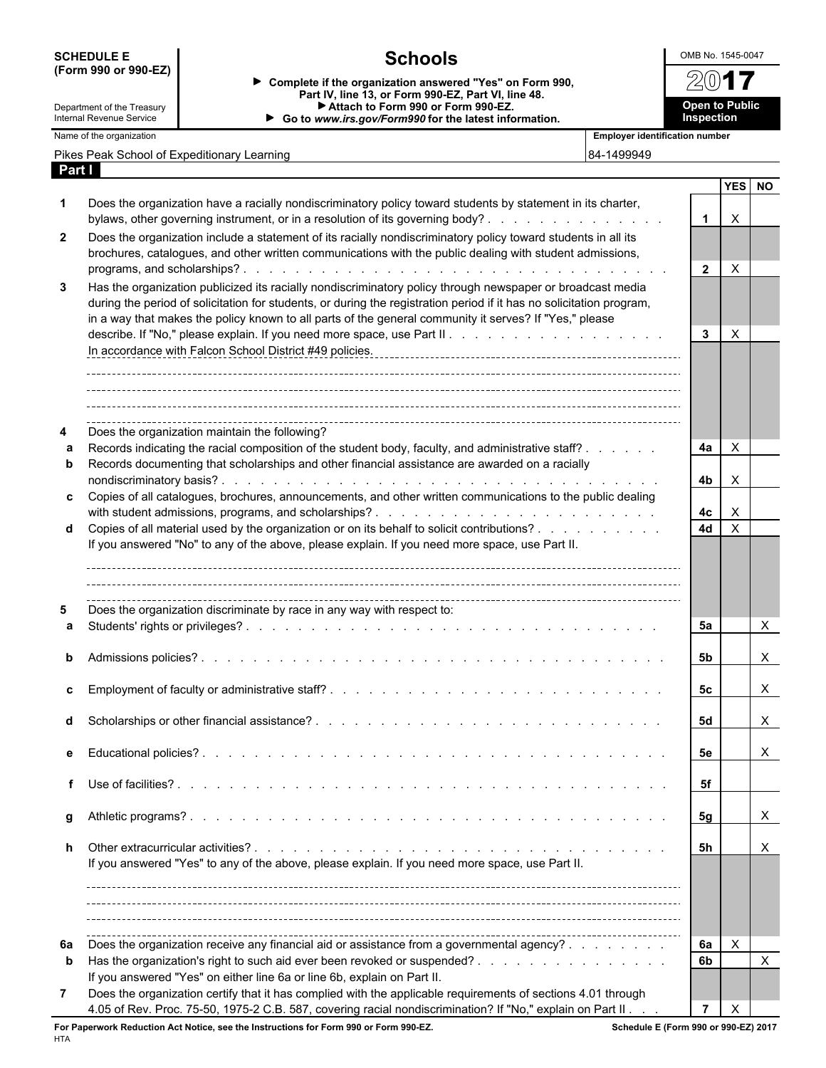**SCHEDULE E (Form 990 or 990-EZ)**

Department of the Treasury
Internal Revenue Service

# Schools

▶ Complete if the organization answered "Yes" on Form 990, Part IV, line 13, or Form 990-EZ, Part VI, line 48.
▶ Attach to Form 990 or Form 990-EZ.
▶ Go to *www.irs.gov/Form990* for the latest information.

OMB No. 1545-0047

**2017**

**Open to Public Inspection**

| Name of the organization | Employer identification number |
|---|---|
| Pikes Peak School of Expeditionary Learning | 84-1499949 |

## Part I

| | | | YES | NO |
|---|---|---|---|---|
| **1** | Does the organization have a racially nondiscriminatory policy toward students by statement in its charter, bylaws, other governing instrument, or in a resolution of its governing body? | **1** | X | |
| **2** | Does the organization include a statement of its racially nondiscriminatory policy toward students in all its brochures, catalogues, and other written communications with the public dealing with student admissions, programs, and scholarships? | **2** | X | |
| **3** | Has the organization publicized its racially nondiscriminatory policy through newspaper or broadcast media during the period of solicitation for students, or during the registration period if it has no solicitation program, in a way that makes the policy known to all parts of the general community it serves? If "Yes," please describe. If "No," please explain. If you need more space, use Part II<br>In accordance with Falcon School District #49 policies. | **3** | X | |
| **4** | Does the organization maintain the following? | | | |
| **a** | Records indicating the racial composition of the student body, faculty, and administrative staff? | **4a** | X | |
| **b** | Records documenting that scholarships and other financial assistance are awarded on a racially nondiscriminatory basis? | **4b** | X | |
| **c** | Copies of all catalogues, brochures, announcements, and other written communications to the public dealing with student admissions, programs, and scholarships? | **4c** | X | |
| **d** | Copies of all material used by the organization or on its behalf to solicit contributions?<br>If you answered "No" to any of the above, please explain. If you need more space, use Part II. | **4d** | X | |
| **5** | Does the organization discriminate by race in any way with respect to: | | | |
| **a** | Students' rights or privileges? | **5a** | | X |
| **b** | Admissions policies? | **5b** | | X |
| **c** | Employment of faculty or administrative staff? | **5c** | | X |
| **d** | Scholarships or other financial assistance? | **5d** | | X |
| **e** | Educational policies? | **5e** | | X |
| **f** | Use of facilities? | **5f** | | |
| **g** | Athletic programs? | **5g** | | X |
| **h** | Other extracurricular activities?<br>If you answered "Yes" to any of the above, please explain. If you need more space, use Part II. | **5h** | | X |
| **6a** | Does the organization receive any financial aid or assistance from a governmental agency? | **6a** | X | |
| **b** | Has the organization's right to such aid ever been revoked or suspended?<br>If you answered "Yes" on either line 6a or line 6b, explain on Part II. | **6b** | | X |
| **7** | Does the organization certify that it has complied with the applicable requirements of sections 4.01 through 4.05 of Rev. Proc. 75-50, 1975-2 C.B. 587, covering racial nondiscrimination? If "No," explain on Part II | **7** | X | |

**For Paperwork Reduction Act Notice, see the Instructions for Form 990 or Form 990-EZ.** **Schedule E (Form 990 or 990-EZ) 2017**

HTA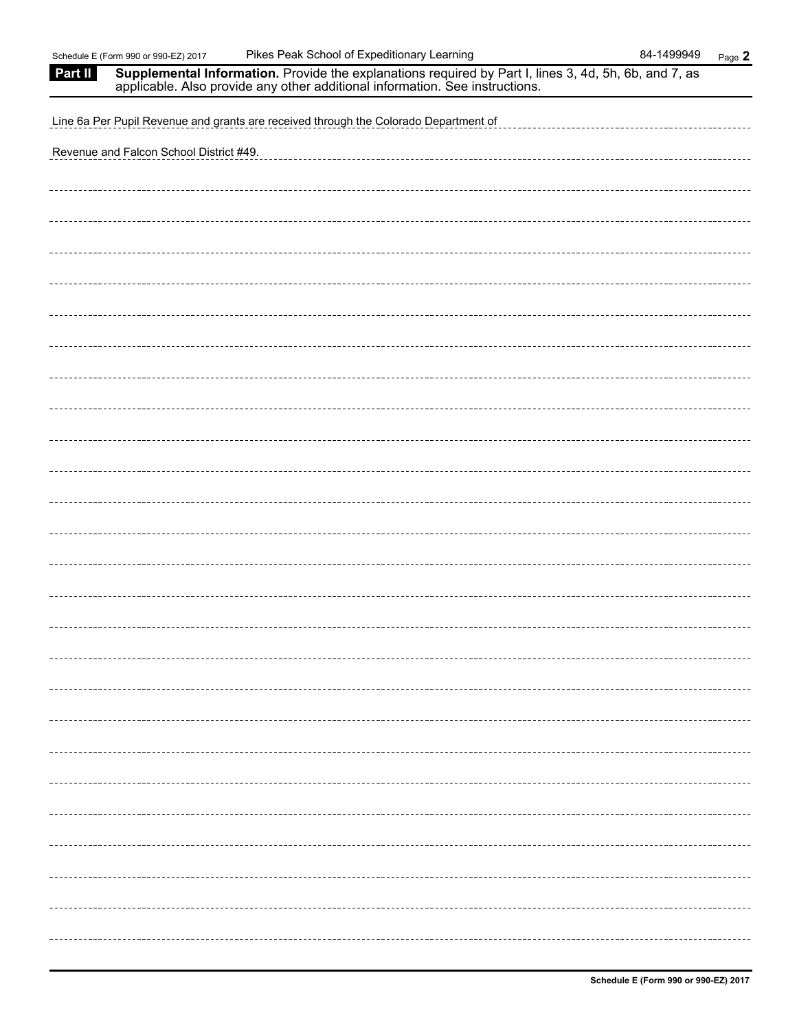**Part II** **Supplemental Information.** Provide the explanations required by Part I, lines 3, 4d, 5h, 6b, and 7, as applicable. Also provide any other additional information. See instructions.

Line 6a Per Pupil Revenue and grants are received through the Colorado Department of Revenue and Falcon School District #49.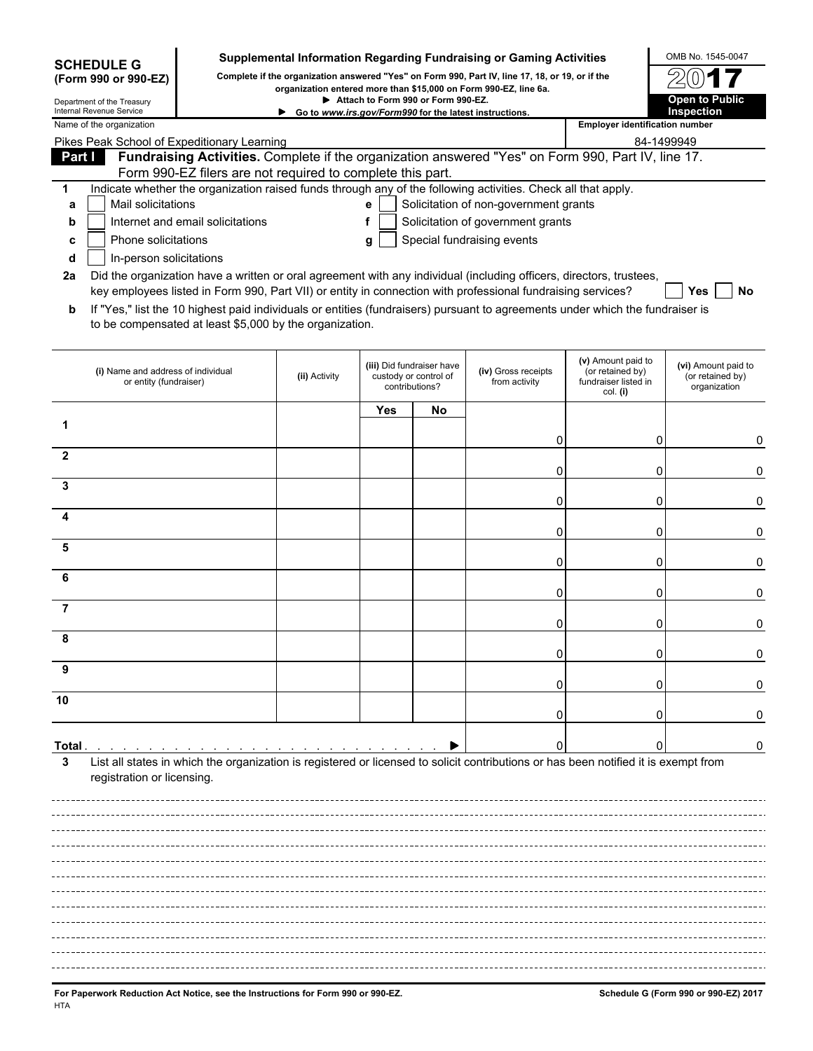**SCHEDULE G**
**(Form 990 or 990-EZ)**

Department of the Treasury
Internal Revenue Service

# Supplemental Information Regarding Fundraising or Gaming Activities

**Complete if the organization answered "Yes" on Form 990, Part IV, line 17, 18, or 19, or if the organization entered more than $15,000 on Form 990-EZ, line 6a.**
**▶ Attach to Form 990 or Form 990-EZ.**
**▶ Go to *www.irs.gov/Form990* for the latest instructions.**

OMB No. 1545-0047
**2017**
**Open to Public Inspection**

| Name of the organization | Employer identification number |
|---|---|
| Pikes Peak School of Expeditionary Learning | 84-1499949 |

## Part I Fundraising Activities. Complete if the organization answered "Yes" on Form 990, Part IV, line 17. Form 990-EZ filers are not required to complete this part.

**1** Indicate whether the organization raised funds through any of the following activities. Check all that apply.

- **a** ☐ Mail solicitations
- **b** ☐ Internet and email solicitations
- **c** ☐ Phone solicitations
- **d** ☐ In-person solicitations
- **e** ☐ Solicitation of non-government grants
- **f** ☐ Solicitation of government grants
- **g** ☐ Special fundraising events

**2a** Did the organization have a written or oral agreement with any individual (including officers, directors, trustees, key employees listed in Form 990, Part VII) or entity in connection with professional fundraising services? ☐ Yes ☐ No

**b** If "Yes," list the 10 highest paid individuals or entities (fundraisers) pursuant to agreements under which the fundraiser is to be compensated at least $5,000 by the organization.

| | (i) Name and address of individual or entity (fundraiser) | (ii) Activity | (iii) Did fundraiser have custody or control of contributions? Yes | No | (iv) Gross receipts from activity | (v) Amount paid to (or retained by) fundraiser listed in col. (i) | (vi) Amount paid to (or retained by) organization |
|---|---|---|---|---|---|---|---|
| 1 | | | | | 0 | 0 | 0 |
| 2 | | | | | 0 | 0 | 0 |
| 3 | | | | | 0 | 0 | 0 |
| 4 | | | | | 0 | 0 | 0 |
| 5 | | | | | 0 | 0 | 0 |
| 6 | | | | | 0 | 0 | 0 |
| 7 | | | | | 0 | 0 | 0 |
| 8 | | | | | 0 | 0 | 0 |
| 9 | | | | | 0 | 0 | 0 |
| 10 | | | | | 0 | 0 | 0 |
| **Total** ▶ | | | | | 0 | 0 | 0 |

**3** List all states in which the organization is registered or licensed to solicit contributions or has been notified it is exempt from registration or licensing.

**For Paperwork Reduction Act Notice, see the Instructions for Form 990 or 990-EZ.** **Schedule G (Form 990 or 990-EZ) 2017**
HTA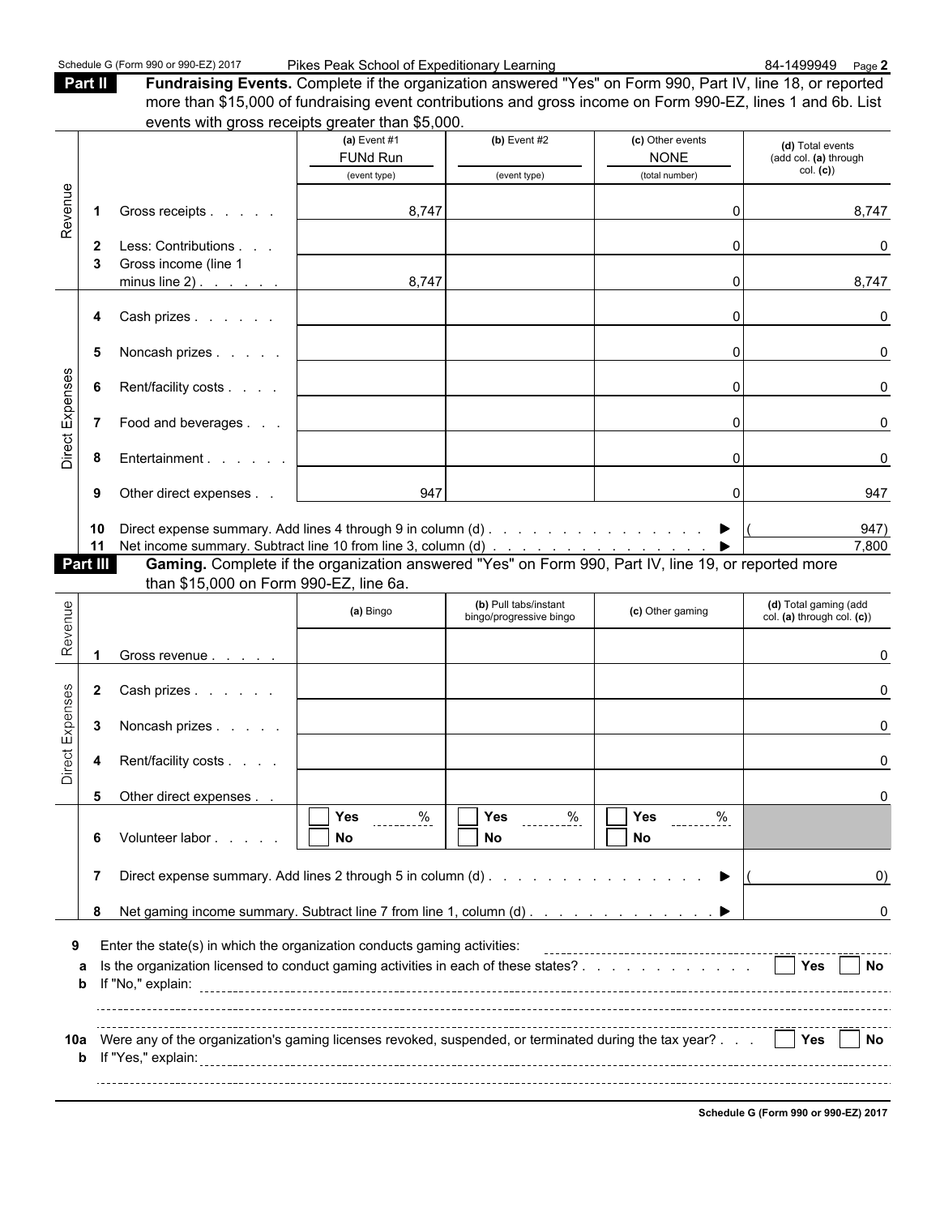Schedule G (Form 990 or 990-EZ) 2017 Pikes Peak School of Expeditionary Learning 84-1499949 Page 2

**Part II** **Fundraising Events.** Complete if the organization answered "Yes" on Form 990, Part IV, line 18, or reported more than $15,000 of fundraising event contributions and gross income on Form 990-EZ, lines 1 and 6b. List events with gross receipts greater than $5,000.

| | | | (a) Event #1 FUNd Run (event type) | (b) Event #2 (event type) | (c) Other events NONE (total number) | (d) Total events (add col. (a) through col. (c)) |
|---|---|---|---|---|---|---|
| Revenue | 1 | Gross receipts | 8,747 | | 0 | 8,747 |
| | 2 | Less: Contributions | | | 0 | 0 |
| | 3 | Gross income (line 1 minus line 2) | 8,747 | | 0 | 8,747 |
| Direct Expenses | 4 | Cash prizes | | | 0 | 0 |
| | 5 | Noncash prizes | | | 0 | 0 |
| | 6 | Rent/facility costs | | | 0 | 0 |
| | 7 | Food and beverages | | | 0 | 0 |
| | 8 | Entertainment | | | 0 | 0 |
| | 9 | Other direct expenses | 947 | | 0 | 947 |
| | 10 | Direct expense summary. Add lines 4 through 9 in column (d) ▶ | | | | (947) |
| | 11 | Net income summary. Subtract line 10 from line 3, column (d) ▶ | | | | 7,800 |

**Part III** **Gaming.** Complete if the organization answered "Yes" on Form 990, Part IV, line 19, or reported more than $15,000 on Form 990-EZ, line 6a.

| | | | (a) Bingo | (b) Pull tabs/instant bingo/progressive bingo | (c) Other gaming | (d) Total gaming (add col. (a) through col. (c)) |
|---|---|---|---|---|---|---|
| Revenue | 1 | Gross revenue | | | | 0 |
| Direct Expenses | 2 | Cash prizes | | | | 0 |
| | 3 | Noncash prizes | | | | 0 |
| | 4 | Rent/facility costs | | | | 0 |
| | 5 | Other direct expenses | | | | 0 |
| | 6 | Volunteer labor | ☐ Yes ____% ☐ No | ☐ Yes ____% ☐ No | ☐ Yes ____% ☐ No | |
| | 7 | Direct expense summary. Add lines 2 through 5 in column (d) ▶ | | | | (0) |
| | 8 | Net gaming income summary. Subtract line 7 from line 1, column (d) ▶ | | | | 0 |

**9** Enter the state(s) in which the organization conducts gaming activities:

**a** Is the organization licensed to conduct gaming activities in each of these states? ☐ Yes ☐ No

**b** If "No," explain:

**10a** Were any of the organization's gaming licenses revoked, suspended, or terminated during the tax year? ☐ Yes ☐ No

**b** If "Yes," explain:

Schedule G (Form 990 or 990-EZ) 2017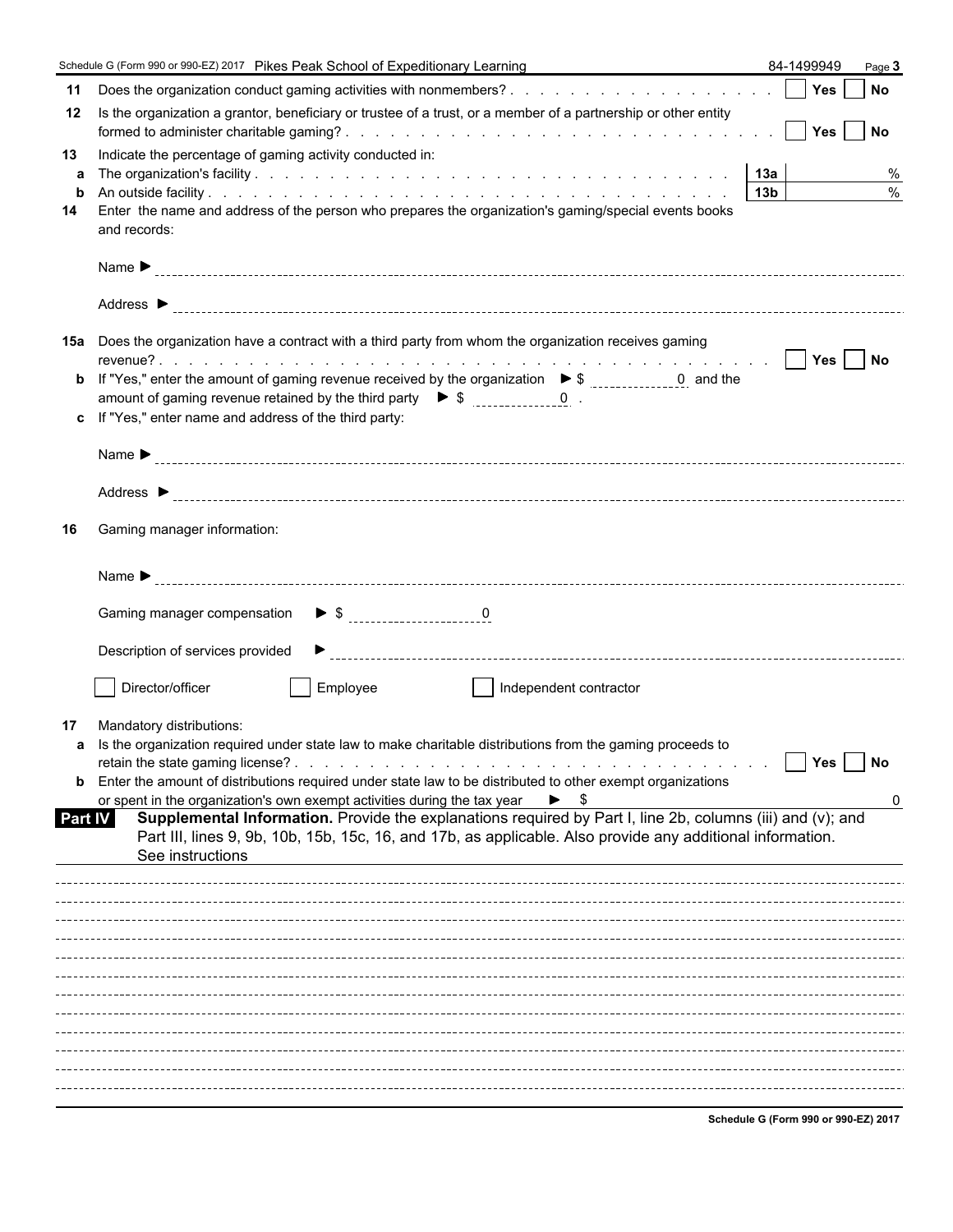Schedule G (Form 990 or 990-EZ) 2017 Pikes Peak School of Expeditionary Learning 84-1499949

**11** Does the organization conduct gaming activities with nonmembers? . . . . . . . . . . . . . . . . . . . ☐ Yes ☐ No

**12** Is the organization a grantor, beneficiary or trustee of a trust, or a member of a partnership or other entity formed to administer charitable gaming? . . . . . . . . . . . . . . . . . . . ☐ Yes ☐ No

**13** Indicate the percentage of gaming activity conducted in:

**a** The organization's facility . . . . . . . . . . . . . . . . . . . . **13a** %

**b** An outside facility . . . . . . . . . . . . . . . . . . . . **13b** %

**14** Enter the name and address of the person who prepares the organization's gaming/special events books and records:

Name ▶

Address ▶

**15a** Does the organization have a contract with a third party from whom the organization receives gaming revenue? . . . . . . . . . . . . . . . . . . . ☐ Yes ☐ No

**b** If "Yes," enter the amount of gaming revenue received by the organization ▶ $ 0 and the amount of gaming revenue retained by the third party ▶ $ 0 .

**c** If "Yes," enter name and address of the third party:

Name ▶

Address ▶

**16** Gaming manager information:

Name ▶

Gaming manager compensation ▶ $ 0

Description of services provided ▶

☐ Director/officer ☐ Employee ☐ Independent contractor

**17** Mandatory distributions:

**a** Is the organization required under state law to make charitable distributions from the gaming proceeds to retain the state gaming license? . . . . . . . . . . . . . . . . . . . ☐ Yes ☐ No

**b** Enter the amount of distributions required under state law to be distributed to other exempt organizations or spent in the organization's own exempt activities during the tax year ▶ $ 0

## Part IV Supplemental Information.

Provide the explanations required by Part I, line 2b, columns (iii) and (v); and Part III, lines 9, 9b, 10b, 15b, 15c, 16, and 17b, as applicable. Also provide any additional information. See instructions

Schedule G (Form 990 or 990-EZ) 2017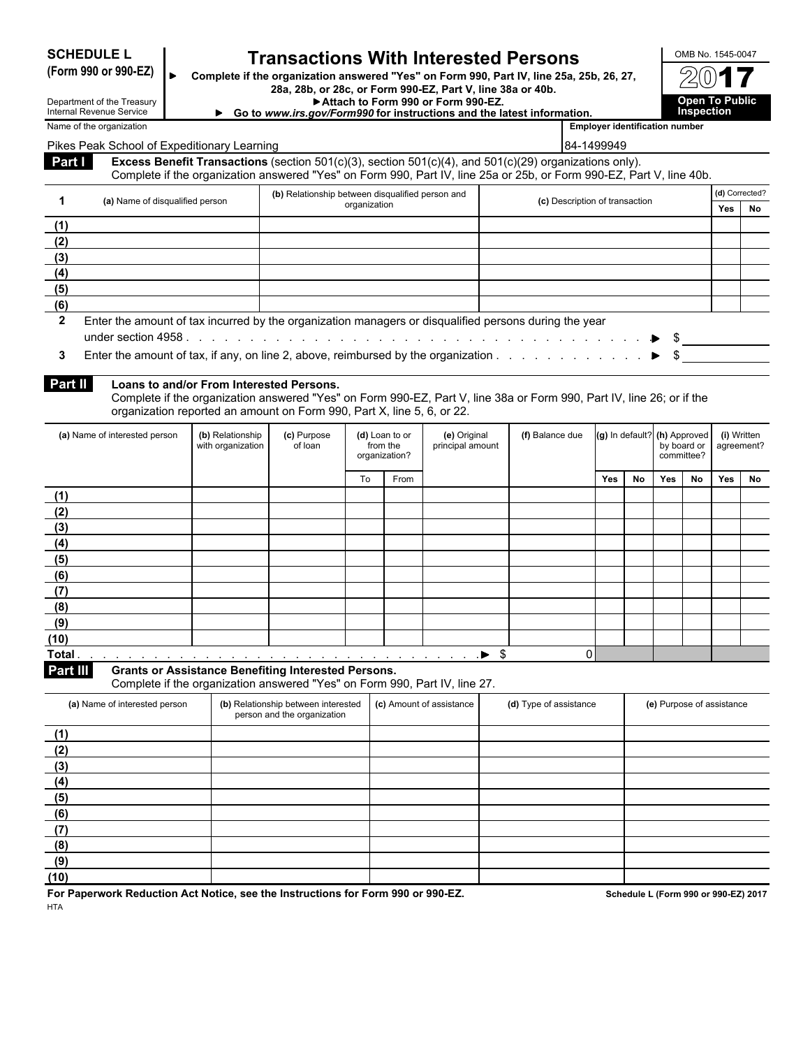**SCHEDULE L (Form 990 or 990-EZ)**

Department of the Treasury
Internal Revenue Service

# Transactions With Interested Persons

► **Complete if the organization answered "Yes" on Form 990, Part IV, line 25a, 25b, 26, 27, 28a, 28b, or 28c, or Form 990-EZ, Part V, line 38a or 40b.**
► **Attach to Form 990 or Form 990-EZ.**
► **Go to www.irs.gov/Form990 for instructions and the latest information.**

OMB No. 1545-0047

**2017**

**Open To Public Inspection**

Name of the organization: Pikes Peak School of Expeditionary Learning

Employer identification number: 84-1499949

## Part I Excess Benefit Transactions (section 501(c)(3), section 501(c)(4), and 501(c)(29) organizations only).

Complete if the organization answered "Yes" on Form 990, Part IV, line 25a or 25b, or Form 990-EZ, Part V, line 40b.

| 1 | (a) Name of disqualified person | (b) Relationship between disqualified person and organization | (c) Description of transaction | (d) Corrected? | |
|---|---|---|---|---|---|
| | | | | Yes | No |
| (1) | | | | | |
| (2) | | | | | |
| (3) | | | | | |
| (4) | | | | | |
| (5) | | | | | |
| (6) | | | | | |

**2** Enter the amount of tax incurred by the organization managers or disqualified persons during the year under section 4958 . . . . . ► $

**3** Enter the amount of tax, if any, on line 2, above, reimbursed by the organization . . . . . ► $

## Part II Loans to and/or From Interested Persons.

Complete if the organization answered "Yes" on Form 990-EZ, Part V, line 38a or Form 990, Part IV, line 26; or if the organization reported an amount on Form 990, Part X, line 5, 6, or 22.

| | (a) Name of interested person | (b) Relationship with organization | (c) Purpose of loan | (d) Loan to or from the organization? | | (e) Original principal amount | (f) Balance due | (g) In default? | | (h) Approved by board or committee? | | (i) Written agreement? | |
|---|---|---|---|---|---|---|---|---|---|---|---|---|---|
| | | | | To | From | | | Yes | No | Yes | No | Yes | No |
| (1) | | | | | | | | | | | | | |
| (2) | | | | | | | | | | | | | |
| (3) | | | | | | | | | | | | | |
| (4) | | | | | | | | | | | | | |
| (5) | | | | | | | | | | | | | |
| (6) | | | | | | | | | | | | | |
| (7) | | | | | | | | | | | | | |
| (8) | | | | | | | | | | | | | |
| (9) | | | | | | | | | | | | | |
| (10) | | | | | | | | | | | | | |
| Total . . . . . ► $ | | | | | | | 0 | | | | | | |

## Part III Grants or Assistance Benefiting Interested Persons.

Complete if the organization answered "Yes" on Form 990, Part IV, line 27.

| | (a) Name of interested person | (b) Relationship between interested person and the organization | (c) Amount of assistance | (d) Type of assistance | (e) Purpose of assistance |
|---|---|---|---|---|---|
| (1) | | | | | |
| (2) | | | | | |
| (3) | | | | | |
| (4) | | | | | |
| (5) | | | | | |
| (6) | | | | | |
| (7) | | | | | |
| (8) | | | | | |
| (9) | | | | | |
| (10) | | | | | |

**For Paperwork Reduction Act Notice, see the Instructions for Form 990 or 990-EZ.**

HTA

**Schedule L (Form 990 or 990-EZ) 2017**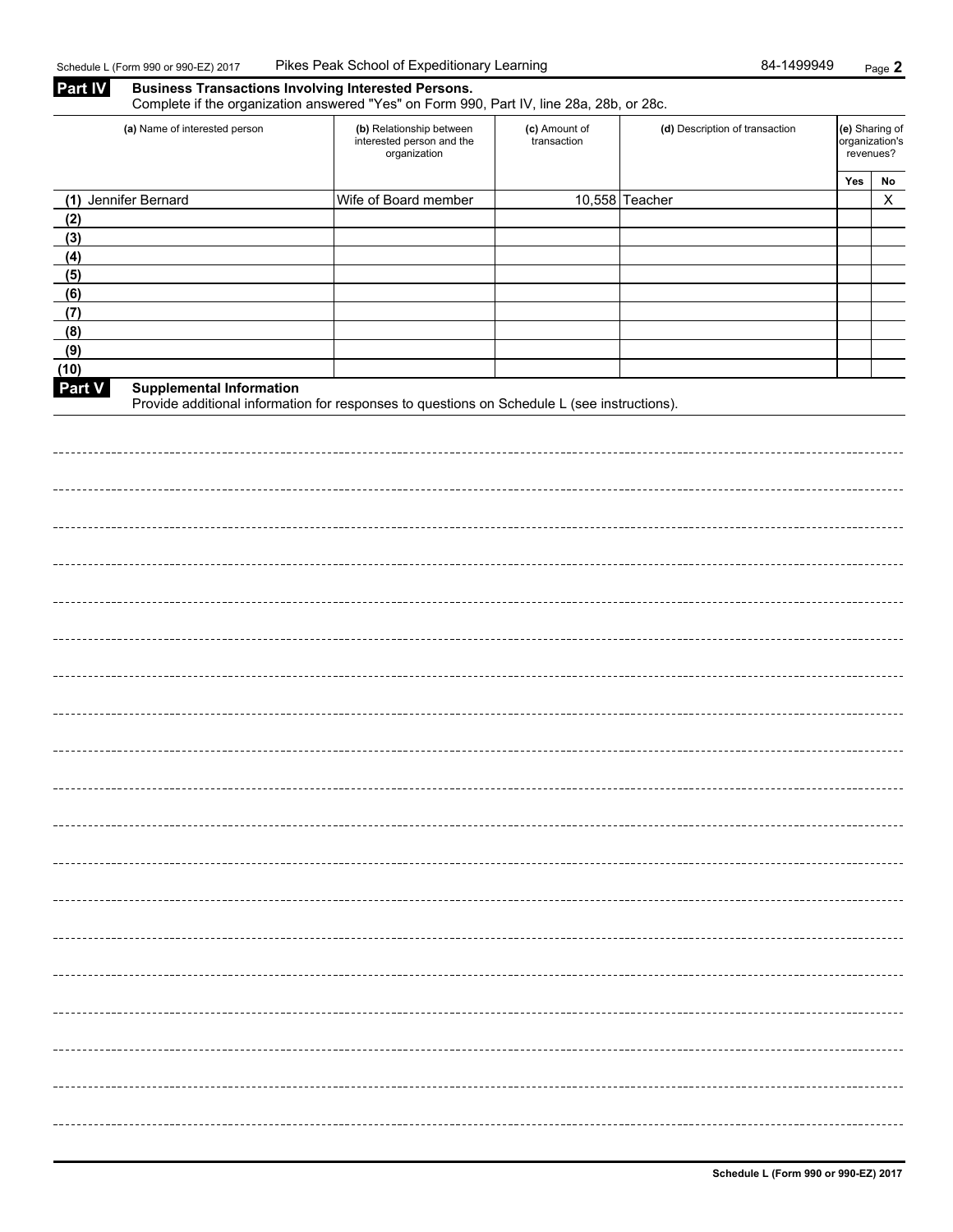## Part IV Business Transactions Involving Interested Persons.

Complete if the organization answered "Yes" on Form 990, Part IV, line 28a, 28b, or 28c.

| (a) Name of interested person | (b) Relationship between interested person and the organization | (c) Amount of transaction | (d) Description of transaction | (e) Sharing of organization's revenues? | |
|---|---|---|---|---|---|
| | | | | Yes | No |
| (1) Jennifer Bernard | Wife of Board member | 10,558 | Teacher | | X |
| (2) | | | | | |
| (3) | | | | | |
| (4) | | | | | |
| (5) | | | | | |
| (6) | | | | | |
| (7) | | | | | |
| (8) | | | | | |
| (9) | | | | | |
| (10) | | | | | |

## Part V Supplemental Information

Provide additional information for responses to questions on Schedule L (see instructions).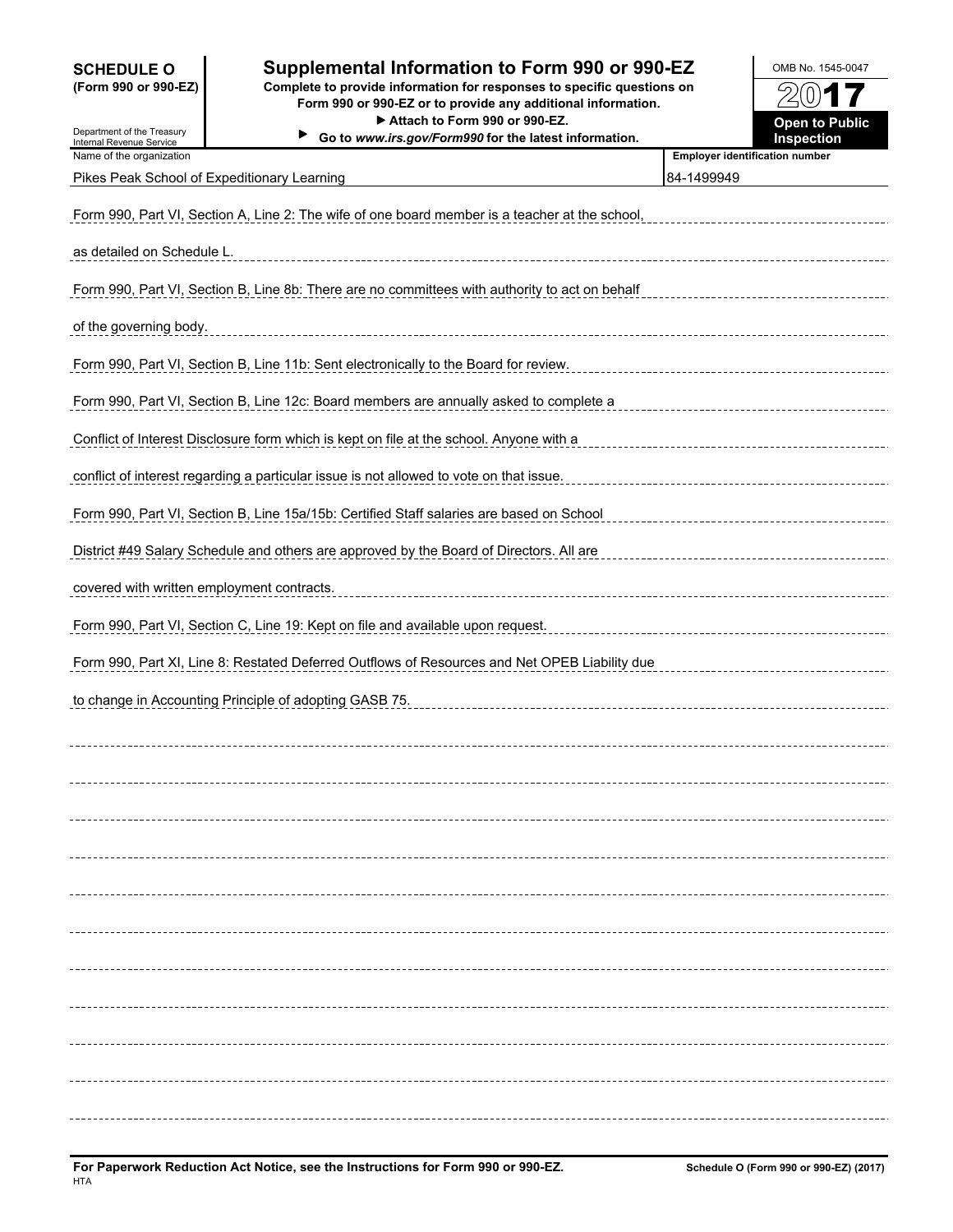**SCHEDULE O**
**(Form 990 or 990-EZ)**

Department of the Treasury
Internal Revenue Service

# Supplemental Information to Form 990 or 990-EZ

**Complete to provide information for responses to specific questions on Form 990 or 990-EZ or to provide any additional information.**
**▶ Attach to Form 990 or 990-EZ.**
**▶ Go to *www.irs.gov/Form990* for the latest information.**

OMB No. 1545-0047

**2017**

**Open to Public Inspection**

| Name of the organization | Employer identification number |
| --- | --- |
| Pikes Peak School of Expeditionary Learning | 84-1499949 |

Form 990, Part VI, Section A, Line 2: The wife of one board member is a teacher at the school, as detailed on Schedule L.

Form 990, Part VI, Section B, Line 8b: There are no committees with authority to act on behalf of the governing body.

Form 990, Part VI, Section B, Line 11b: Sent electronically to the Board for review.

Form 990, Part VI, Section B, Line 12c: Board members are annually asked to complete a Conflict of Interest Disclosure form which is kept on file at the school. Anyone with a conflict of interest regarding a particular issue is not allowed to vote on that issue.

Form 990, Part VI, Section B, Line 15a/15b: Certified Staff salaries are based on School District #49 Salary Schedule and others are approved by the Board of Directors. All are covered with written employment contracts.

Form 990, Part VI, Section C, Line 19: Kept on file and available upon request.

Form 990, Part XI, Line 8: Restated Deferred Outflows of Resources and Net OPEB Liability due to change in Accounting Principle of adopting GASB 75.

**For Paperwork Reduction Act Notice, see the Instructions for Form 990 or 990-EZ.**
HTA

**Schedule O (Form 990 or 990-EZ) (2017)**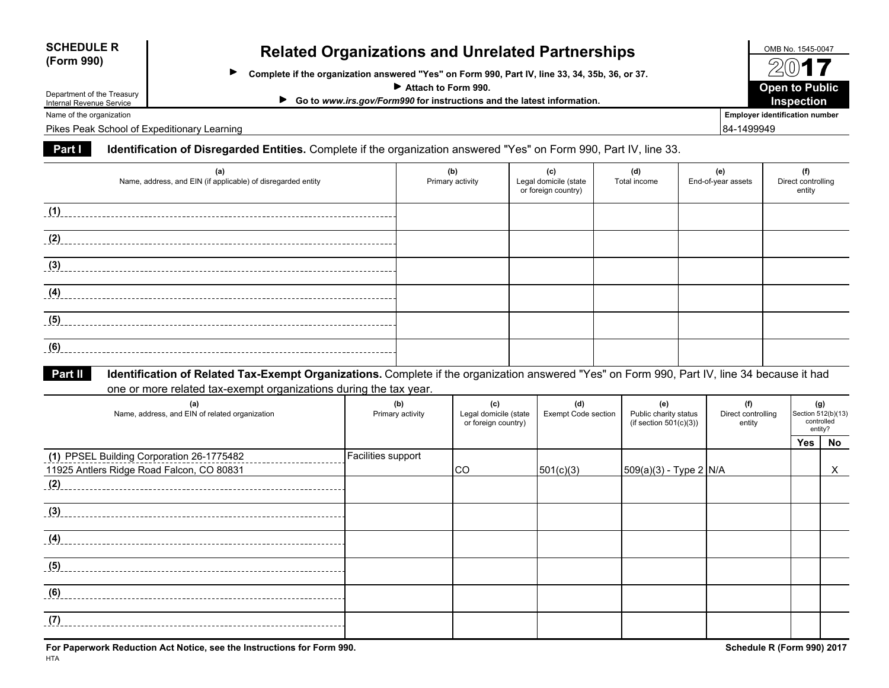**SCHEDULE R (Form 990)**

Department of the Treasury
Internal Revenue Service

# Related Organizations and Unrelated Partnerships

▶ **Complete if the organization answered "Yes" on Form 990, Part IV, line 33, 34, 35b, 36, or 37.**
▶ **Attach to Form 990.**
▶ **Go to *www.irs.gov/Form990* for instructions and the latest information.**

OMB No. 1545-0047
**2017**
**Open to Public Inspection**

Name of the organization: Pikes Peak School of Expeditionary Learning

Employer identification number: 84-1499949

## Part I — Identification of Disregarded Entities. Complete if the organization answered "Yes" on Form 990, Part IV, line 33.

| (a) Name, address, and EIN (if applicable) of disregarded entity | (b) Primary activity | (c) Legal domicile (state or foreign country) | (d) Total income | (e) End-of-year assets | (f) Direct controlling entity |
|---|---|---|---|---|---|
| (1) | | | | | |
| (2) | | | | | |
| (3) | | | | | |
| (4) | | | | | |
| (5) | | | | | |
| (6) | | | | | |

## Part II — Identification of Related Tax-Exempt Organizations. Complete if the organization answered "Yes" on Form 990, Part IV, line 34 because it had one or more related tax-exempt organizations during the tax year.

| (a) Name, address, and EIN of related organization | (b) Primary activity | (c) Legal domicile (state or foreign country) | (d) Exempt Code section | (e) Public charity status (if section 501(c)(3)) | (f) Direct controlling entity | (g) Section 512(b)(13) controlled entity? Yes | No |
|---|---|---|---|---|---|---|---|
| (1) PPSEL Building Corporation 26-1775482 11925 Antlers Ridge Road Falcon, CO 80831 | Facilities support | CO | 501(c)(3) | 509(a)(3) - Type 2 | N/A | | X |
| (2) | | | | | | | |
| (3) | | | | | | | |
| (4) | | | | | | | |
| (5) | | | | | | | |
| (6) | | | | | | | |
| (7) | | | | | | | |

**For Paperwork Reduction Act Notice, see the Instructions for Form 990.**
HTA

**Schedule R (Form 990) 2017**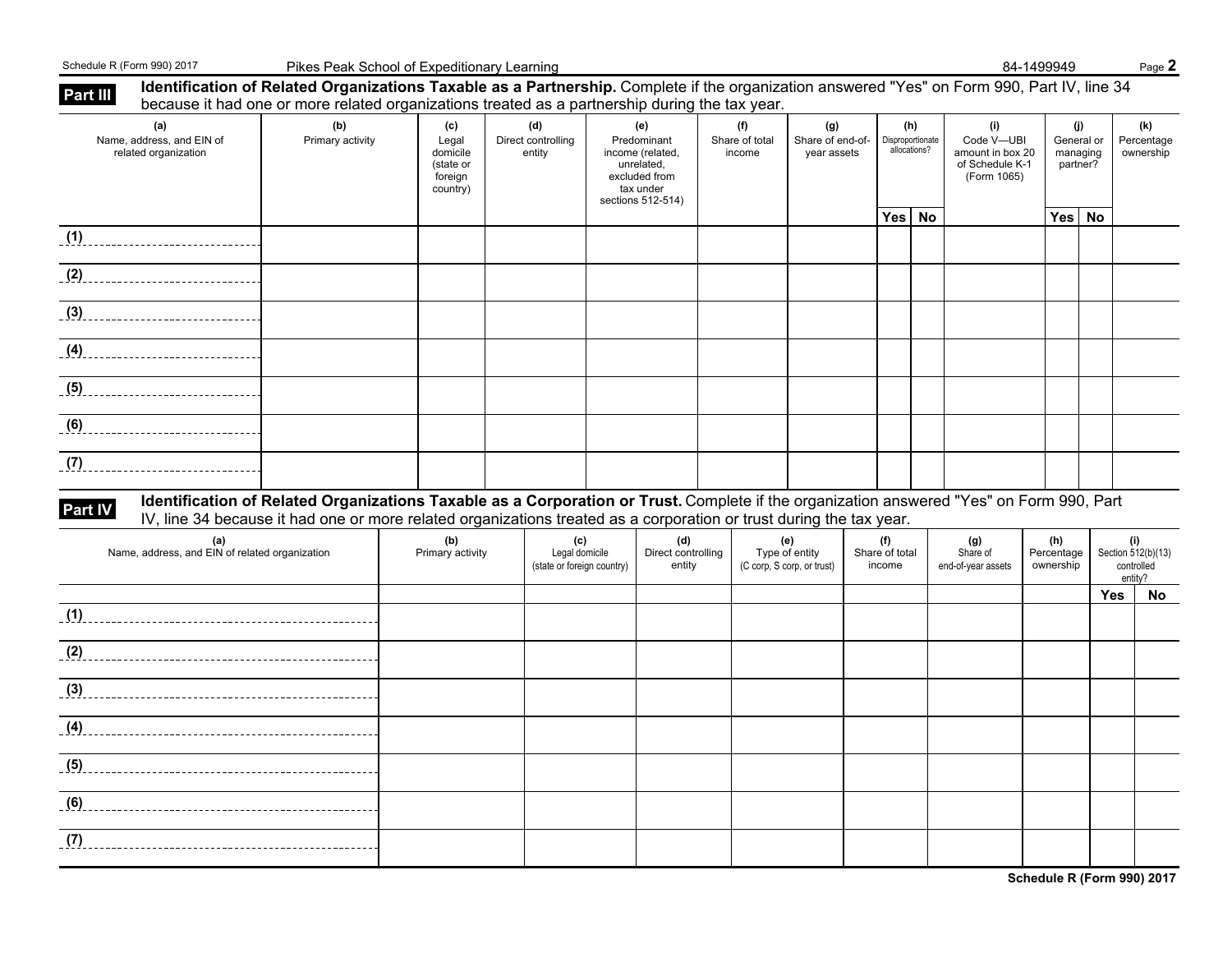Pikes Peak School of Expeditionary Learning 84-1499949

## Part III Identification of Related Organizations Taxable as a Partnership. 

Complete if the organization answered "Yes" on Form 990, Part IV, line 34 because it had one or more related organizations treated as a partnership during the tax year.

| (a) Name, address, and EIN of related organization | (b) Primary activity | (c) Legal domicile (state or foreign country) | (d) Direct controlling entity | (e) Predominant income (related, unrelated, excluded from tax under sections 512-514) | (f) Share of total income | (g) Share of end-of-year assets | (h) Disproportionate allocations? | | (i) Code V—UBI amount in box 20 of Schedule K-1 (Form 1065) | (j) General or managing partner? | | (k) Percentage ownership |
|---|---|---|---|---|---|---|---|---|---|---|---|---|
| | | | | | | | Yes | No | | Yes | No | |
| (1) | | | | | | | | | | | | |
| (2) | | | | | | | | | | | | |
| (3) | | | | | | | | | | | | |
| (4) | | | | | | | | | | | | |
| (5) | | | | | | | | | | | | |
| (6) | | | | | | | | | | | | |
| (7) | | | | | | | | | | | | |

## Part IV Identification of Related Organizations Taxable as a Corporation or Trust. 

Complete if the organization answered "Yes" on Form 990, Part IV, line 34 because it had one or more related organizations treated as a corporation or trust during the tax year.

| (a) Name, address, and EIN of related organization | (b) Primary activity | (c) Legal domicile (state or foreign country) | (d) Direct controlling entity | (e) Type of entity (C corp, S corp, or trust) | (f) Share of total income | (g) Share of end-of-year assets | (h) Percentage ownership | (i) Section 512(b)(13) controlled entity? | |
|---|---|---|---|---|---|---|---|---|---|
| | | | | | | | | Yes | No |
| (1) | | | | | | | | | |
| (2) | | | | | | | | | |
| (3) | | | | | | | | | |
| (4) | | | | | | | | | |
| (5) | | | | | | | | | |
| (6) | | | | | | | | | |
| (7) | | | | | | | | | |

Schedule R (Form 990) 2017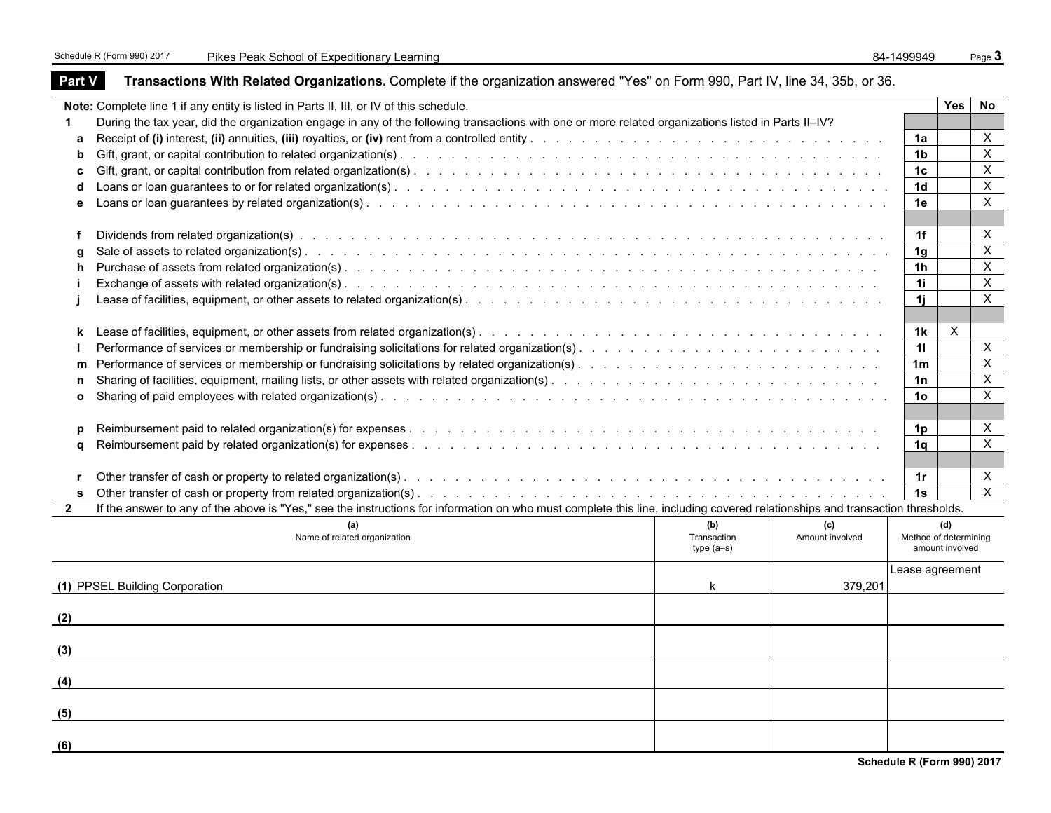**Part V** **Transactions With Related Organizations.** Complete if the organization answered "Yes" on Form 990, Part IV, line 34, 35b, or 36.

| | | | Yes | No |
|---|---|---|---|---|
| **Note:** | Complete line 1 if any entity is listed in Parts II, III, or IV of this schedule. | | | |
| **1** | During the tax year, did the organization engage in any of the following transactions with one or more related organizations listed in Parts II–IV? | | | |
| **a** | Receipt of **(i)** interest, **(ii)** annuities, **(iii)** royalties, or **(iv)** rent from a controlled entity | **1a** | | X |
| **b** | Gift, grant, or capital contribution to related organization(s) | **1b** | | X |
| **c** | Gift, grant, or capital contribution from related organization(s) | **1c** | | X |
| **d** | Loans or loan guarantees to or for related organization(s) | **1d** | | X |
| **e** | Loans or loan guarantees by related organization(s) | **1e** | | X |
| **f** | Dividends from related organization(s) | **1f** | | X |
| **g** | Sale of assets to related organization(s) | **1g** | | X |
| **h** | Purchase of assets from related organization(s) | **1h** | | X |
| **i** | Exchange of assets with related organization(s) | **1i** | | X |
| **j** | Lease of facilities, equipment, or other assets to related organization(s) | **1j** | | X |
| **k** | Lease of facilities, equipment, or other assets from related organization(s) | **1k** | X | |
| **l** | Performance of services or membership or fundraising solicitations for related organization(s) | **1l** | | X |
| **m** | Performance of services or membership or fundraising solicitations by related organization(s) | **1m** | | X |
| **n** | Sharing of facilities, equipment, mailing lists, or other assets with related organization(s) | **1n** | | X |
| **o** | Sharing of paid employees with related organization(s) | **1o** | | X |
| **p** | Reimbursement paid to related organization(s) for expenses | **1p** | | X |
| **q** | Reimbursement paid by related organization(s) for expenses | **1q** | | X |
| **r** | Other transfer of cash or property to related organization(s) | **1r** | | X |
| **s** | Other transfer of cash or property from related organization(s) | **1s** | | X |

**2** If the answer to any of the above is "Yes," see the instructions for information on who must complete this line, including covered relationships and transaction thresholds.

| (a) Name of related organization | (b) Transaction type (a–s) | (c) Amount involved | (d) Method of determining amount involved |
|---|---|---|---|
| **(1)** PPSEL Building Corporation | k | 379,201 | Lease agreement |
| **(2)** | | | |
| **(3)** | | | |
| **(4)** | | | |
| **(5)** | | | |
| **(6)** | | | |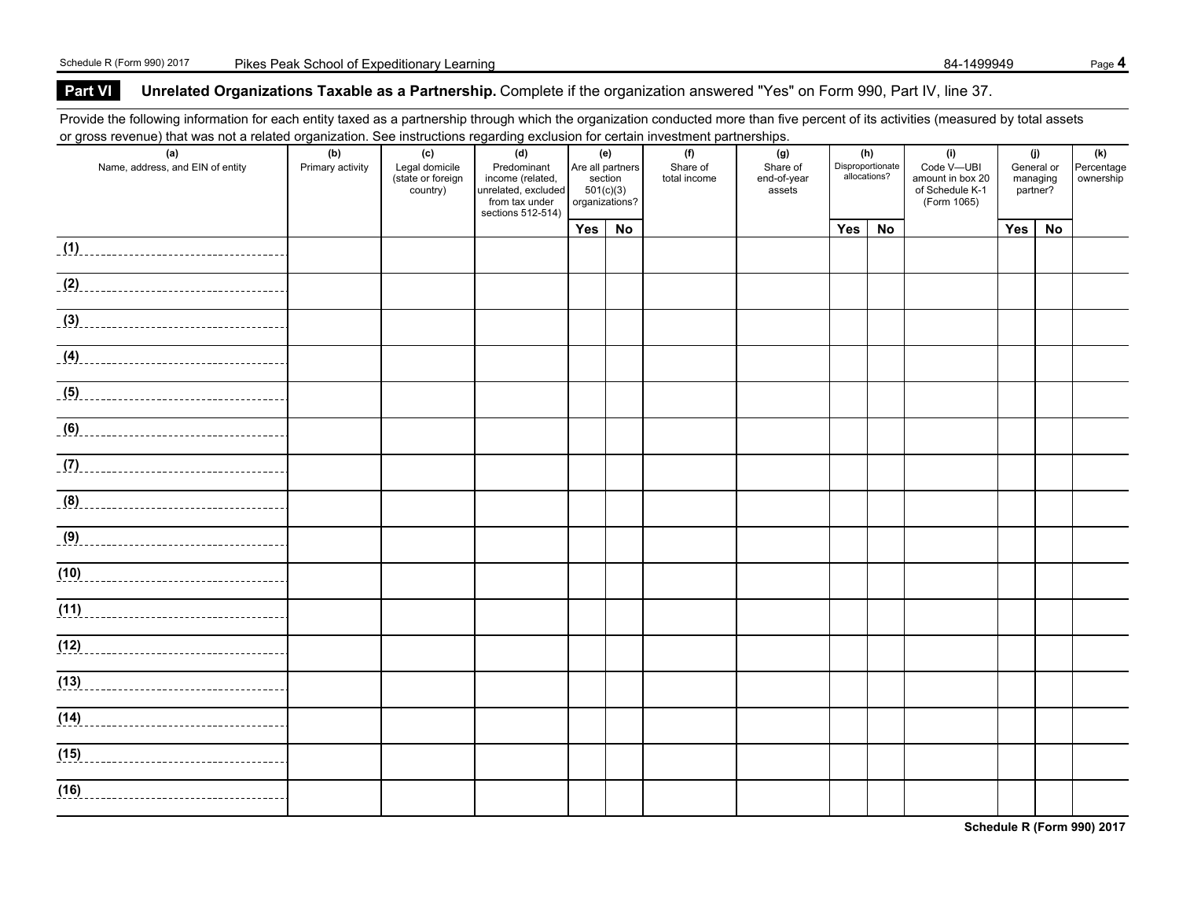## Part VI Unrelated Organizations Taxable as a Partnership. Complete if the organization answered "Yes" on Form 990, Part IV, line 37.

Provide the following information for each entity taxed as a partnership through which the organization conducted more than five percent of its activities (measured by total assets or gross revenue) that was not a related organization. See instructions regarding exclusion for certain investment partnerships.

| (a) Name, address, and EIN of entity | (b) Primary activity | (c) Legal domicile (state or foreign country) | (d) Predominant income (related, unrelated, excluded from tax under sections 512-514) | (e) Are all partners section 501(c)(3) organizations? | | (f) Share of total income | (g) Share of end-of-year assets | (h) Disproportionate allocations? | | (i) Code V—UBI amount in box 20 of Schedule K-1 (Form 1065) | (j) General or managing partner? | | (k) Percentage ownership |
|---|---|---|---|---|---|---|---|---|---|---|---|---|---|
| | | | | Yes | No | | | Yes | No | | Yes | No | |
| (1) | | | | | | | | | | | | | |
| (2) | | | | | | | | | | | | | |
| (3) | | | | | | | | | | | | | |
| (4) | | | | | | | | | | | | | |
| (5) | | | | | | | | | | | | | |
| (6) | | | | | | | | | | | | | |
| (7) | | | | | | | | | | | | | |
| (8) | | | | | | | | | | | | | |
| (9) | | | | | | | | | | | | | |
| (10) | | | | | | | | | | | | | |
| (11) | | | | | | | | | | | | | |
| (12) | | | | | | | | | | | | | |
| (13) | | | | | | | | | | | | | |
| (14) | | | | | | | | | | | | | |
| (15) | | | | | | | | | | | | | |
| (16) | | | | | | | | | | | | | |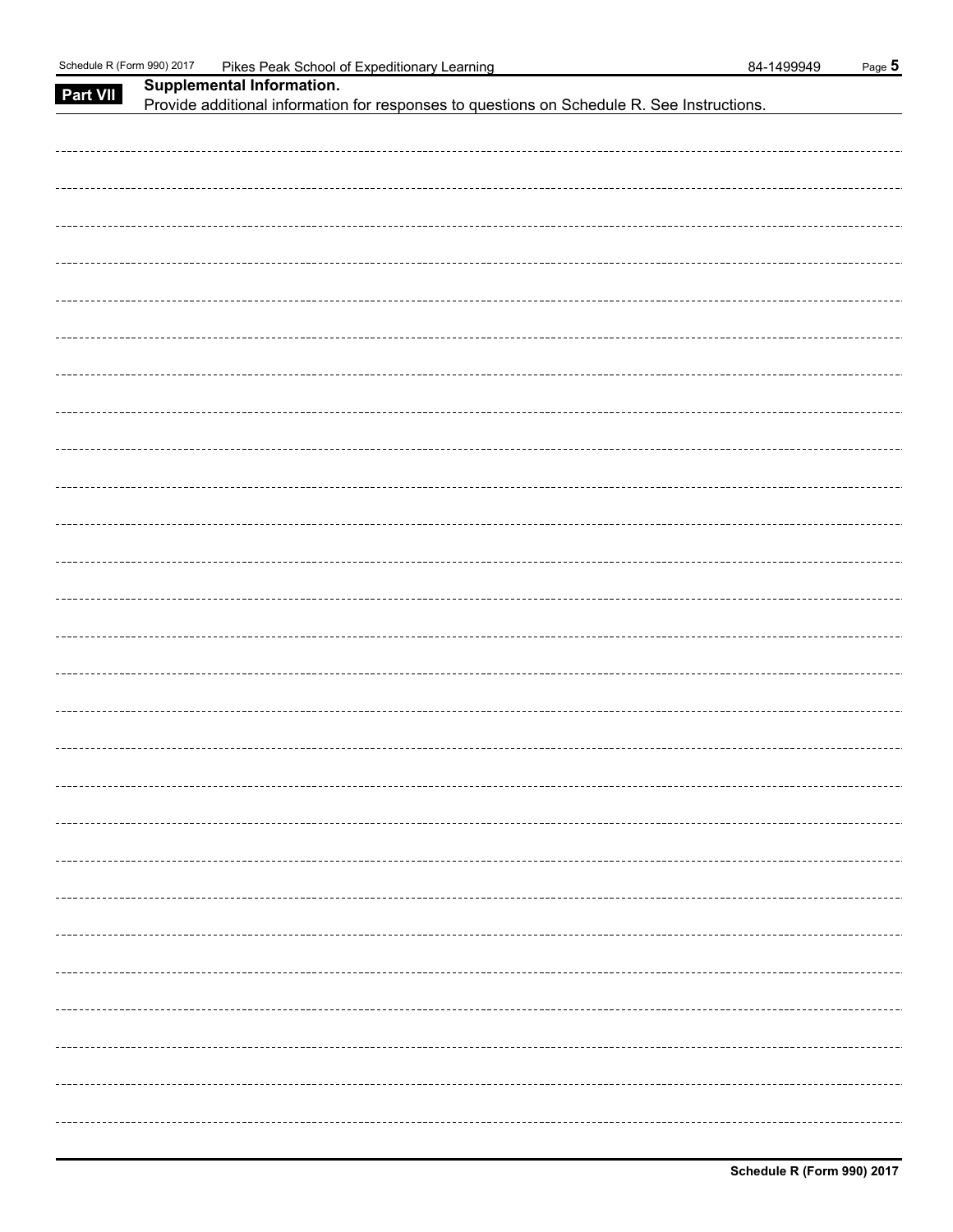**Part VII Supplemental Information.**

Provide additional information for responses to questions on Schedule R. See Instructions.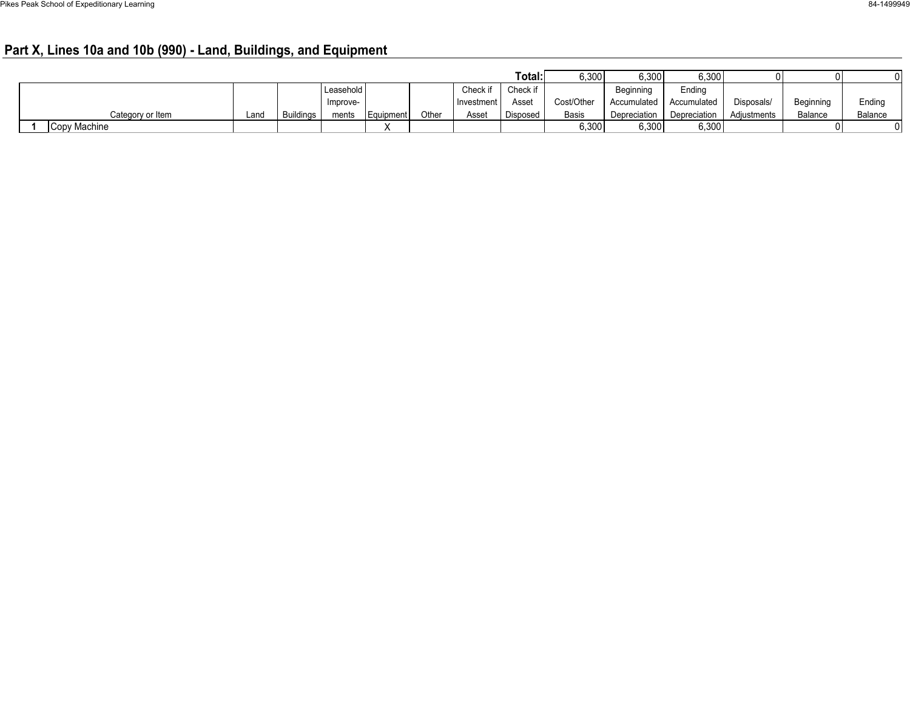## Part X, Lines 10a and 10b (990) - Land, Buildings, and Equipment

| | Category or Item | Land | Buildings | Leasehold Improve-ments | Equipment | Other | Check if Investment Asset | Check if Asset Disposed | Cost/Other Basis | Beginning Accumulated Depreciation | Ending Accumulated Depreciation | Disposals/ Adjustments | Beginning Balance | Ending Balance |
|---|---|---|---|---|---|---|---|---|---|---|---|---|---|---|
| | | | | | | | | **Total:** | 6,300 | 6,300 | 6,300 | 0 | 0 | 0 |
| **1** | Copy Machine | | | | X | | | | 6,300 | 6,300 | 6,300 | | 0 | 0 |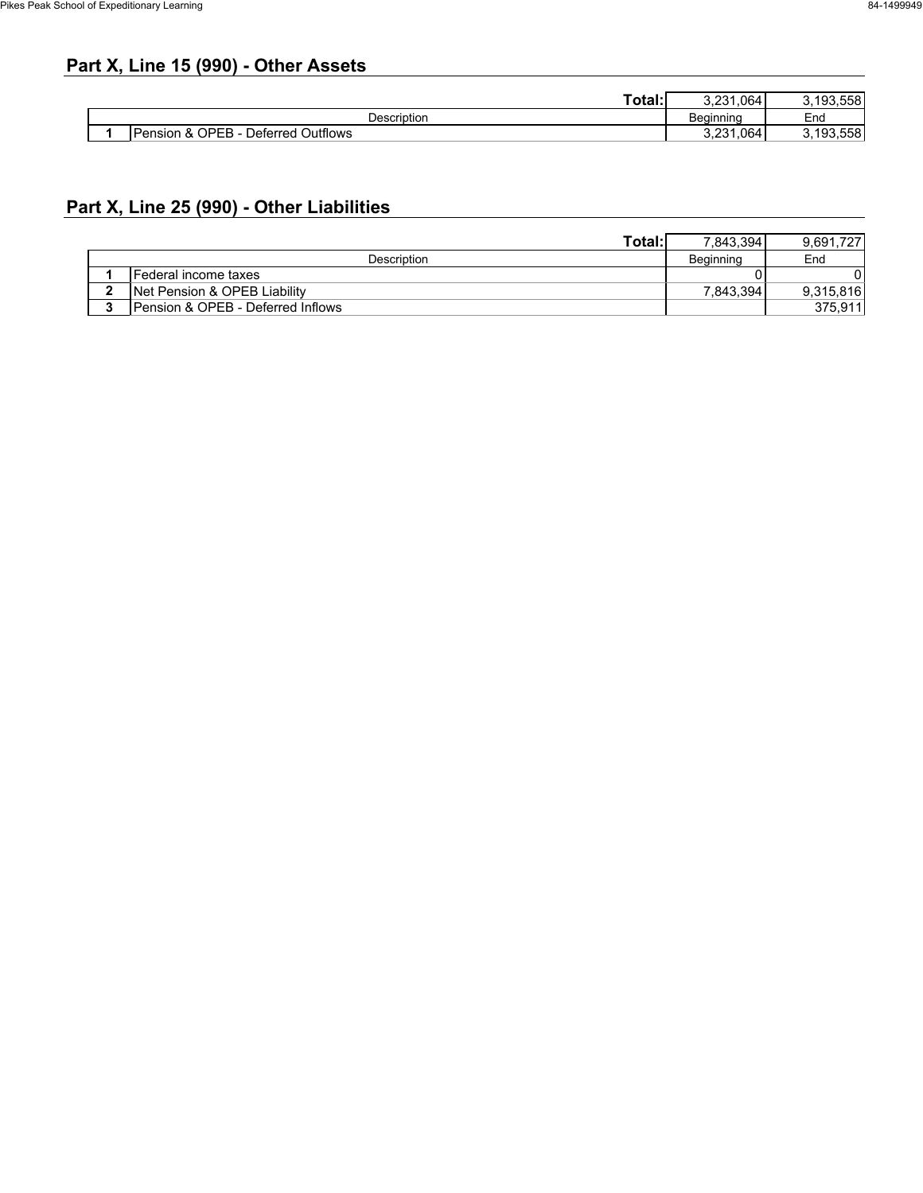## Part X, Line 15 (990) - Other Assets

| | Description | Beginning | End |
|---|---|---|---|
| | **Total:** | 3,231,064 | 3,193,558 |
| 1 | Pension & OPEB - Deferred Outflows | 3,231,064 | 3,193,558 |

## Part X, Line 25 (990) - Other Liabilities

| | Description | Beginning | End |
|---|---|---|---|
| | **Total:** | 7,843,394 | 9,691,727 |
| 1 | Federal income taxes | 0 | 0 |
| 2 | Net Pension & OPEB Liability | 7,843,394 | 9,315,816 |
| 3 | Pension & OPEB - Deferred Inflows | | 375,911 |